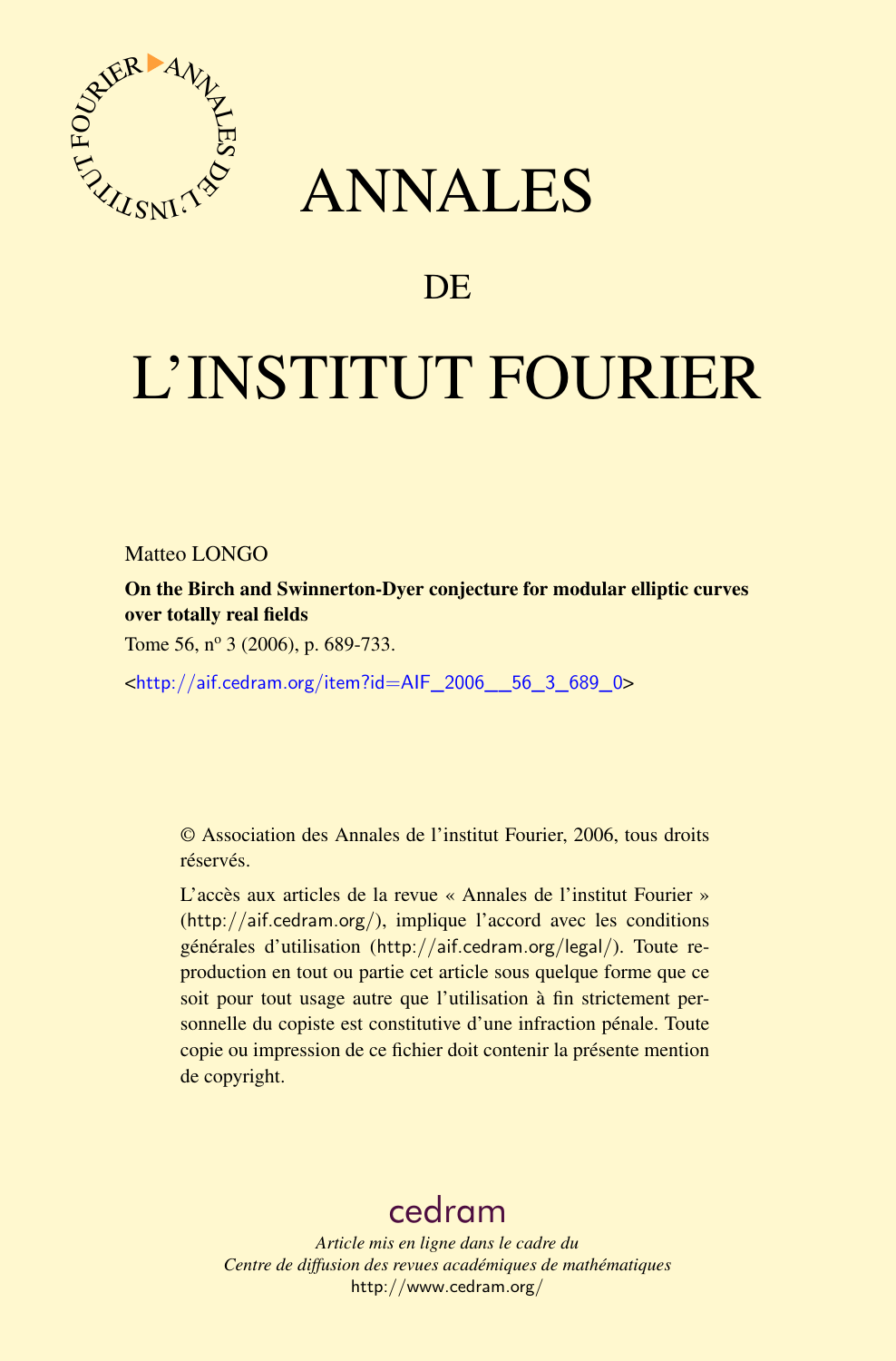# ANNALES

## DE

# L'INSTITUT FOURIER

Matteo LONGO

**On the Birch and Swinnerton-Dyer conjecture for modular elliptic curves over totally real fields**

Tome 56, nº 3 (2006), p. 689-733.

<http://aif.cedram.org/item?id=AIF_2006__56_3_689_0>

© Association des Annales de l'institut Fourier, 2006, tous droits réservés.

L'accès aux articles de la revue « Annales de l'institut Fourier » (http://aif.cedram.org/), implique l'accord avec les conditions générales d'utilisation (http://aif.cedram.org/legal/). Toute reproduction en tout ou partie cet article sous quelque forme que ce soit pour tout usage autre que l'utilisation à fin strictement personnelle du copiste est constitutive d'une infraction pénale. Toute copie ou impression de ce fichier doit contenir la présente mention de copyright.

cedram

*Article mis en ligne dans le cadre du*
*Centre de diffusion des revues académiques de mathématiques*
http://www.cedram.org/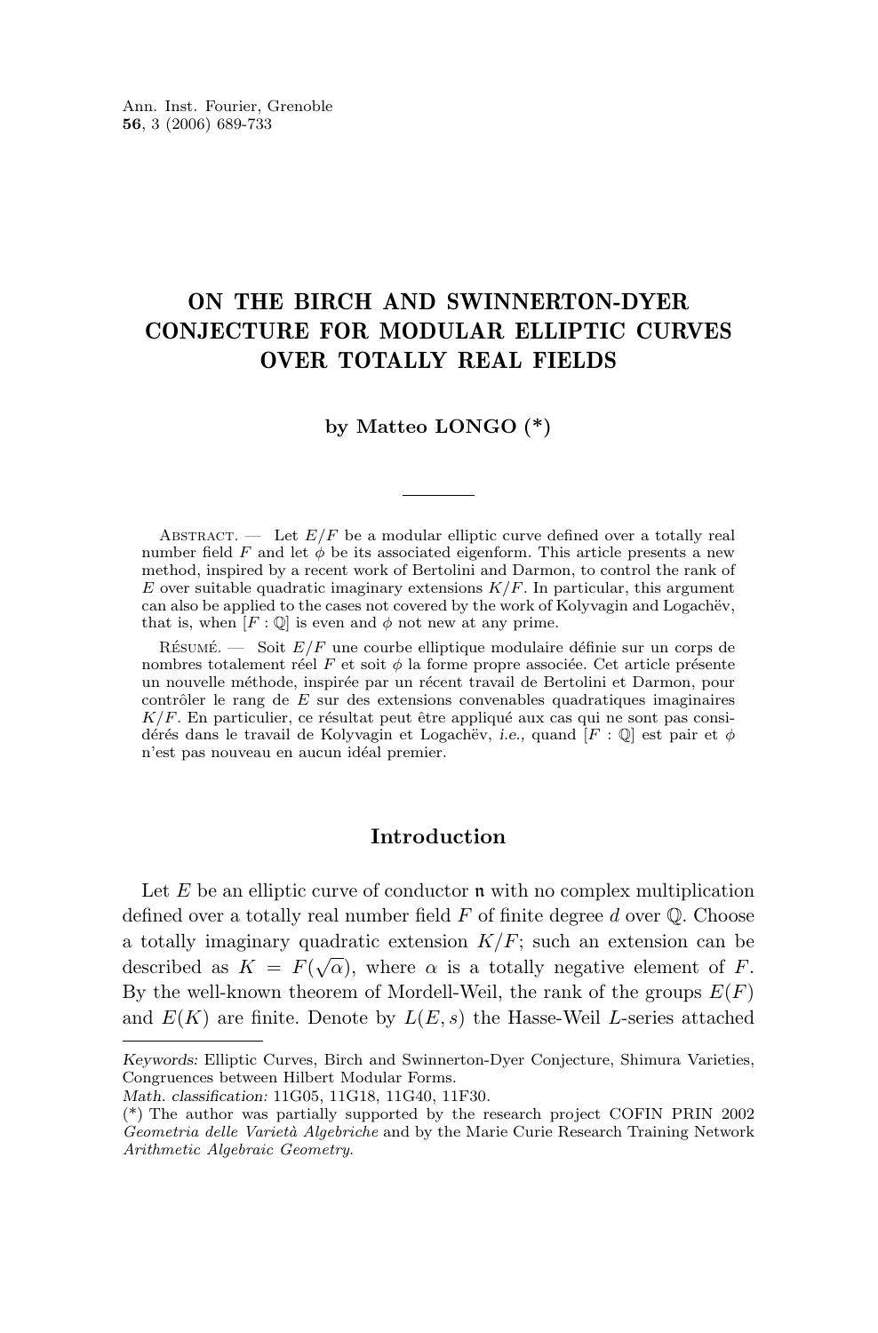Ann. Inst. Fourier, Grenoble
**56**, 3 (2006) 689-733

# ON THE BIRCH AND SWINNERTON-DYER CONJECTURE FOR MODULAR ELLIPTIC CURVES OVER TOTALLY REAL FIELDS

**by Matteo LONGO (*)**

Abstract. — Let $E/F$ be a modular elliptic curve defined over a totally real number field $F$ and let $\phi$ be its associated eigenform. This article presents a new method, inspired by a recent work of Bertolini and Darmon, to control the rank of $E$ over suitable quadratic imaginary extensions $K/F$. In particular, this argument can also be applied to the cases not covered by the work of Kolyvagin and Logachëv, that is, when $[F:\mathbb{Q}]$ is even and $\phi$ not new at any prime.

Résumé. — Soit $E/F$ une courbe elliptique modulaire définie sur un corps de nombres totalement réel $F$ et soit $\phi$ la forme propre associée. Cet article présente un nouvelle méthode, inspirée par un récent travail de Bertolini et Darmon, pour contrôler le rang de $E$ sur des extensions convenables quadratiques imaginaires $K/F$. En particulier, ce résultat peut être appliqué aux cas qui ne sont pas considérés dans le travail de Kolyvagin et Logachëv, *i.e.,* quand $[F:\mathbb{Q}]$ est pair et $\phi$ n'est pas nouveau en aucun idéal premier.

## Introduction

Let $E$ be an elliptic curve of conductor $\mathfrak{n}$ with no complex multiplication defined over a totally real number field $F$ of finite degree $d$ over $\mathbb{Q}$. Choose a totally imaginary quadratic extension $K/F$; such an extension can be described as $K = F(\sqrt{\alpha})$, where $\alpha$ is a totally negative element of $F$. By the well-known theorem of Mordell-Weil, the rank of the groups $E(F)$ and $E(K)$ are finite. Denote by $L(E,s)$ the Hasse-Weil $L$-series attached

*Keywords:* Elliptic Curves, Birch and Swinnerton-Dyer Conjecture, Shimura Varieties, Congruences between Hilbert Modular Forms.
*Math. classification:* 11G05, 11G18, 11G40, 11F30.
(*) The author was partially supported by the research project COFIN PRIN 2002 *Geometria delle Varietà Algebriche* and by the Marie Curie Research Training Network *Arithmetic Algebraic Geometry*.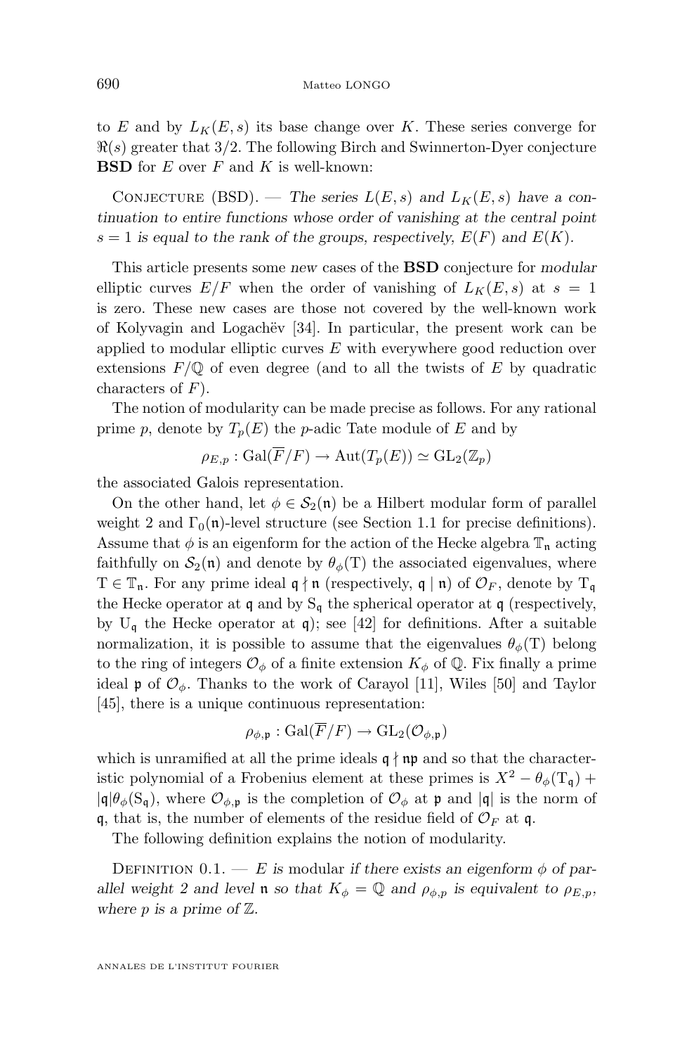to $E$ and by $L_K(E,s)$ its base change over $K$. These series converge for $\Re(s)$ greater that $3/2$. The following Birch and Swinnerton-Dyer conjecture **BSD** for $E$ over $F$ and $K$ is well-known:

Conjecture (BSD). — *The series $L(E,s)$ and $L_K(E,s)$ have a continuation to entire functions whose order of vanishing at the central point $s=1$ is equal to the rank of the groups, respectively, $E(F)$ and $E(K)$.*

This article presents some *new* cases of the **BSD** conjecture for *modular* elliptic curves $E/F$ when the order of vanishing of $L_K(E,s)$ at $s=1$ is zero. These new cases are those not covered by the well-known work of Kolyvagin and Logachëv [34]. In particular, the present work can be applied to modular elliptic curves $E$ with everywhere good reduction over extensions $F/\mathbb{Q}$ of even degree (and to all the twists of $E$ by quadratic characters of $F$).

The notion of modularity can be made precise as follows. For any rational prime $p$, denote by $T_p(E)$ the $p$-adic Tate module of $E$ and by

$$\rho_{E,p} : \mathrm{Gal}(\overline{F}/F) \to \mathrm{Aut}(T_p(E)) \simeq \mathrm{GL}_2(\mathbb{Z}_p)$$

the associated Galois representation.

On the other hand, let $\phi \in \mathcal{S}_2(\mathfrak{n})$ be a Hilbert modular form of parallel weight 2 and $\Gamma_0(\mathfrak{n})$-level structure (see Section 1.1 for precise definitions). Assume that $\phi$ is an eigenform for the action of the Hecke algebra $\mathbb{T}_\mathfrak{n}$ acting faithfully on $\mathcal{S}_2(\mathfrak{n})$ and denote by $\theta_\phi(\mathrm{T})$ the associated eigenvalues, where $\mathrm{T} \in \mathbb{T}_\mathfrak{n}$. For any prime ideal $\mathfrak{q} \nmid \mathfrak{n}$ (respectively, $\mathfrak{q} \mid \mathfrak{n}$) of $\mathcal{O}_F$, denote by $\mathrm{T}_\mathfrak{q}$ the Hecke operator at $\mathfrak{q}$ and by $\mathrm{S}_\mathfrak{q}$ the spherical operator at $\mathfrak{q}$ (respectively, by $\mathrm{U}_\mathfrak{q}$ the Hecke operator at $\mathfrak{q}$); see [42] for definitions. After a suitable normalization, it is possible to assume that the eigenvalues $\theta_\phi(\mathrm{T})$ belong to the ring of integers $\mathcal{O}_\phi$ of a finite extension $K_\phi$ of $\mathbb{Q}$. Fix finally a prime ideal $\mathfrak{p}$ of $\mathcal{O}_\phi$. Thanks to the work of Carayol [11], Wiles [50] and Taylor [45], there is a unique continuous representation:

$$\rho_{\phi,\mathfrak{p}} : \mathrm{Gal}(\overline{F}/F) \to \mathrm{GL}_2(\mathcal{O}_{\phi,\mathfrak{p}})$$

which is unramified at all the prime ideals $\mathfrak{q} \nmid \mathfrak{n}\mathfrak{p}$ and so that the characteristic polynomial of a Frobenius element at these primes is $X^2 - \theta_\phi(\mathrm{T}_\mathfrak{q}) + |\mathfrak{q}|\theta_\phi(\mathrm{S}_\mathfrak{q})$, where $\mathcal{O}_{\phi,\mathfrak{p}}$ is the completion of $\mathcal{O}_\phi$ at $\mathfrak{p}$ and $|\mathfrak{q}|$ is the norm of $\mathfrak{q}$, that is, the number of elements of the residue field of $\mathcal{O}_F$ at $\mathfrak{q}$.

The following definition explains the notion of modularity.

Definition 0.1. — *$E$ is* modular *if there exists an eigenform $\phi$ of parallel weight 2 and level $\mathfrak{n}$ so that $K_\phi = \mathbb{Q}$ and $\rho_{\phi,p}$ is equivalent to $\rho_{E,p}$, where $p$ is a prime of $\mathbb{Z}$.*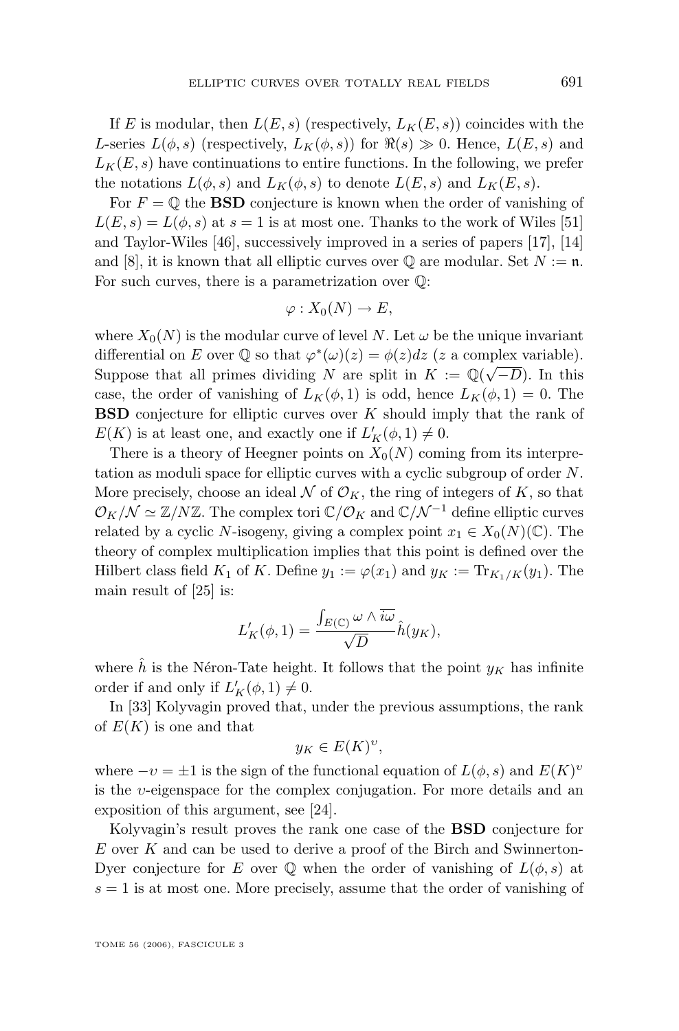If $E$ is modular, then $L(E,s)$ (respectively, $L_K(E,s)$) coincides with the $L$-series $L(\phi,s)$ (respectively, $L_K(\phi,s)$) for $\Re(s) \gg 0$. Hence, $L(E,s)$ and $L_K(E,s)$ have continuations to entire functions. In the following, we prefer the notations $L(\phi,s)$ and $L_K(\phi,s)$ to denote $L(E,s)$ and $L_K(E,s)$.

For $F = \mathbb{Q}$ the **BSD** conjecture is known when the order of vanishing of $L(E,s) = L(\phi,s)$ at $s = 1$ is at most one. Thanks to the work of Wiles [51] and Taylor-Wiles [46], successively improved in a series of papers [17], [14] and [8], it is known that all elliptic curves over $\mathbb{Q}$ are modular. Set $N := \mathfrak{n}$. For such curves, there is a parametrization over $\mathbb{Q}$:

$$\varphi : X_0(N) \to E,$$

where $X_0(N)$ is the modular curve of level $N$. Let $\omega$ be the unique invariant differential on $E$ over $\mathbb{Q}$ so that $\varphi^*(\omega)(z) = \phi(z)dz$ ($z$ a complex variable). Suppose that all primes dividing $N$ are split in $K := \mathbb{Q}(\sqrt{-D})$. In this case, the order of vanishing of $L_K(\phi,1)$ is odd, hence $L_K(\phi,1) = 0$. The **BSD** conjecture for elliptic curves over $K$ should imply that the rank of $E(K)$ is at least one, and exactly one if $L'_K(\phi,1) \neq 0$.

There is a theory of Heegner points on $X_0(N)$ coming from its interpretation as moduli space for elliptic curves with a cyclic subgroup of order $N$. More precisely, choose an ideal $\mathcal{N}$ of $\mathcal{O}_K$, the ring of integers of $K$, so that $\mathcal{O}_K/\mathcal{N} \simeq \mathbb{Z}/N\mathbb{Z}$. The complex tori $\mathbb{C}/\mathcal{O}_K$ and $\mathbb{C}/\mathcal{N}^{-1}$ define elliptic curves related by a cyclic $N$-isogeny, giving a complex point $x_1 \in X_0(N)(\mathbb{C})$. The theory of complex multiplication implies that this point is defined over the Hilbert class field $K_1$ of $K$. Define $y_1 := \varphi(x_1)$ and $y_K := \mathrm{Tr}_{K_1/K}(y_1)$. The main result of [25] is:

$$L'_K(\phi,1) = \frac{\int_{E(\mathbb{C})} \omega \wedge \overline{i\omega}}{\sqrt{D}} \hat{h}(y_K),$$

where $\hat{h}$ is the Néron-Tate height. It follows that the point $y_K$ has infinite order if and only if $L'_K(\phi,1) \neq 0$.

In [33] Kolyvagin proved that, under the previous assumptions, the rank of $E(K)$ is one and that

$$y_K \in E(K)^{\upsilon},$$

where $-\upsilon = \pm 1$ is the sign of the functional equation of $L(\phi,s)$ and $E(K)^{\upsilon}$ is the $\upsilon$-eigenspace for the complex conjugation. For more details and an exposition of this argument, see [24].

Kolyvagin's result proves the rank one case of the **BSD** conjecture for $E$ over $K$ and can be used to derive a proof of the Birch and Swinnerton-Dyer conjecture for $E$ over $\mathbb{Q}$ when the order of vanishing of $L(\phi,s)$ at $s = 1$ is at most one. More precisely, assume that the order of vanishing of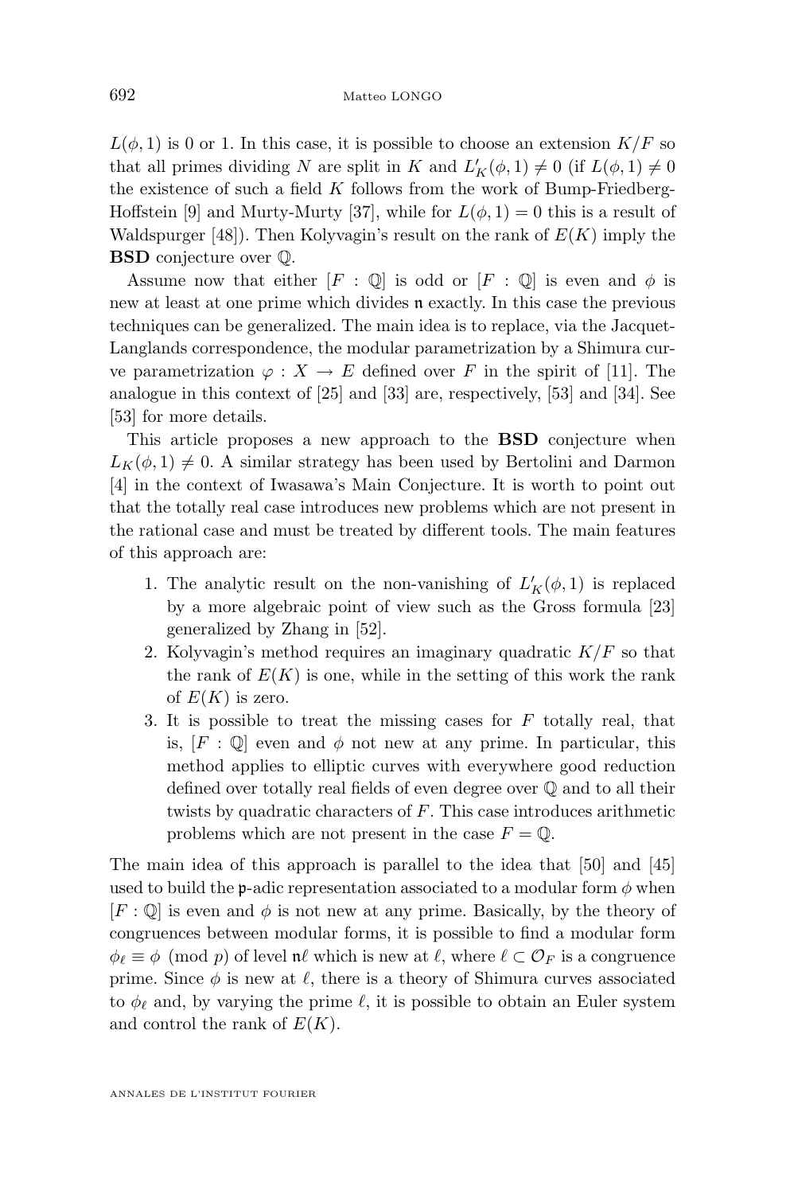$L(\phi, 1)$ is 0 or 1. In this case, it is possible to choose an extension $K/F$ so that all primes dividing $N$ are split in $K$ and $L'_K(\phi, 1) \neq 0$ (if $L(\phi, 1) \neq 0$ the existence of such a field $K$ follows from the work of Bump-Friedberg-Hoffstein [9] and Murty-Murty [37], while for $L(\phi, 1) = 0$ this is a result of Waldspurger [48]). Then Kolyvagin's result on the rank of $E(K)$ imply the **BSD** conjecture over $\mathbb{Q}$.

Assume now that either $[F : \mathbb{Q}]$ is odd or $[F : \mathbb{Q}]$ is even and $\phi$ is new at least at one prime which divides $\mathfrak{n}$ exactly. In this case the previous techniques can be generalized. The main idea is to replace, via the Jacquet-Langlands correspondence, the modular parametrization by a Shimura curve parametrization $\varphi : X \to E$ defined over $F$ in the spirit of [11]. The analogue in this context of [25] and [33] are, respectively, [53] and [34]. See [53] for more details.

This article proposes a new approach to the **BSD** conjecture when $L_K(\phi, 1) \neq 0$. A similar strategy has been used by Bertolini and Darmon [4] in the context of Iwasawa's Main Conjecture. It is worth to point out that the totally real case introduces new problems which are not present in the rational case and must be treated by different tools. The main features of this approach are:

1. The analytic result on the non-vanishing of $L'_K(\phi, 1)$ is replaced by a more algebraic point of view such as the Gross formula [23] generalized by Zhang in [52].
2. Kolyvagin's method requires an imaginary quadratic $K/F$ so that the rank of $E(K)$ is one, while in the setting of this work the rank of $E(K)$ is zero.
3. It is possible to treat the missing cases for $F$ totally real, that is, $[F : \mathbb{Q}]$ even and $\phi$ not new at any prime. In particular, this method applies to elliptic curves with everywhere good reduction defined over totally real fields of even degree over $\mathbb{Q}$ and to all their twists by quadratic characters of $F$. This case introduces arithmetic problems which are not present in the case $F = \mathbb{Q}$.

The main idea of this approach is parallel to the idea that [50] and [45] used to build the $\mathfrak{p}$-adic representation associated to a modular form $\phi$ when $[F : \mathbb{Q}]$ is even and $\phi$ is not new at any prime. Basically, by the theory of congruences between modular forms, it is possible to find a modular form $\phi_\ell \equiv \phi \pmod{p}$ of level $\mathfrak{n}\ell$ which is new at $\ell$, where $\ell \subset \mathcal{O}_F$ is a congruence prime. Since $\phi$ is new at $\ell$, there is a theory of Shimura curves associated to $\phi_\ell$ and, by varying the prime $\ell$, it is possible to obtain an Euler system and control the rank of $E(K)$.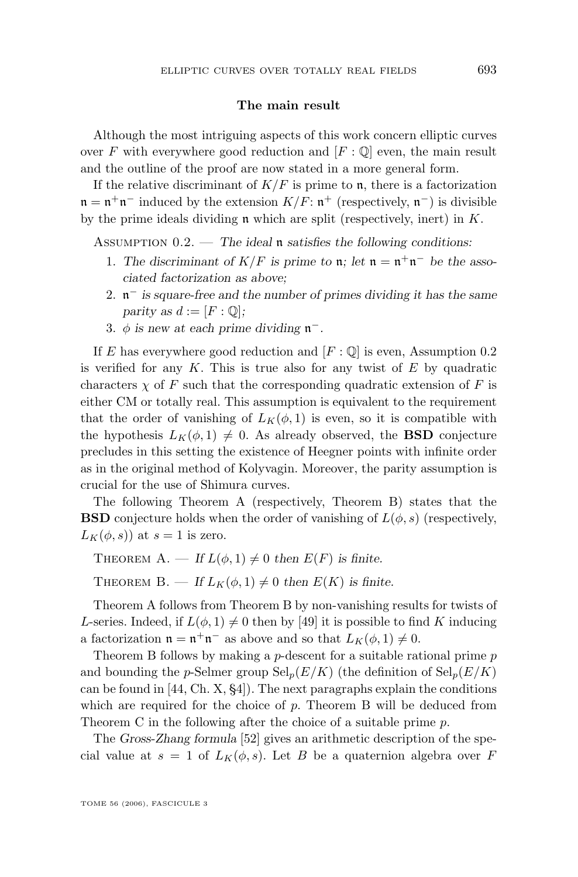### The main result

Although the most intriguing aspects of this work concern elliptic curves over $F$ with everywhere good reduction and $[F:\mathbb{Q}]$ even, the main result and the outline of the proof are now stated in a more general form.

If the relative discriminant of $K/F$ is prime to $\mathfrak{n}$, there is a factorization $\mathfrak{n} = \mathfrak{n}^+\mathfrak{n}^-$ induced by the extension $K/F$: $\mathfrak{n}^+$ (respectively, $\mathfrak{n}^-$) is divisible by the prime ideals dividing $\mathfrak{n}$ which are split (respectively, inert) in $K$.

Assumption 0.2. — *The ideal $\mathfrak{n}$ satisfies the following conditions:*

1. *The discriminant of $K/F$ is prime to $\mathfrak{n}$; let $\mathfrak{n} = \mathfrak{n}^+\mathfrak{n}^-$ be the associated factorization as above;*
2. *$\mathfrak{n}^-$ is square-free and the number of primes dividing it has the same parity as $d := [F:\mathbb{Q}]$;*
3. *$\phi$ is new at each prime dividing $\mathfrak{n}^-$.*

If $E$ has everywhere good reduction and $[F:\mathbb{Q}]$ is even, Assumption 0.2 is verified for any $K$. This is true also for any twist of $E$ by quadratic characters $\chi$ of $F$ such that the corresponding quadratic extension of $F$ is either CM or totally real. This assumption is equivalent to the requirement that the order of vanishing of $L_K(\phi, 1)$ is even, so it is compatible with the hypothesis $L_K(\phi, 1) \neq 0$. As already observed, the **BSD** conjecture precludes in this setting the existence of Heegner points with infinite order as in the original method of Kolyvagin. Moreover, the parity assumption is crucial for the use of Shimura curves.

The following Theorem A (respectively, Theorem B) states that the **BSD** conjecture holds when the order of vanishing of $L(\phi, s)$ (respectively, $L_K(\phi, s)$) at $s = 1$ is zero.

Theorem A. — *If $L(\phi, 1) \neq 0$ then $E(F)$ is finite.*

Theorem B. — *If $L_K(\phi, 1) \neq 0$ then $E(K)$ is finite.*

Theorem A follows from Theorem B by non-vanishing results for twists of $L$-series. Indeed, if $L(\phi, 1) \neq 0$ then by [49] it is possible to find $K$ inducing a factorization $\mathfrak{n} = \mathfrak{n}^+\mathfrak{n}^-$ as above and so that $L_K(\phi, 1) \neq 0$.

Theorem B follows by making a $p$-descent for a suitable rational prime $p$ and bounding the $p$-Selmer group $\mathrm{Sel}_p(E/K)$ (the definition of $\mathrm{Sel}_p(E/K)$ can be found in [44, Ch. X, §4]). The next paragraphs explain the conditions which are required for the choice of $p$. Theorem B will be deduced from Theorem C in the following after the choice of a suitable prime $p$.

The *Gross-Zhang formula* [52] gives an arithmetic description of the special value at $s = 1$ of $L_K(\phi, s)$. Let $B$ be a quaternion algebra over $F$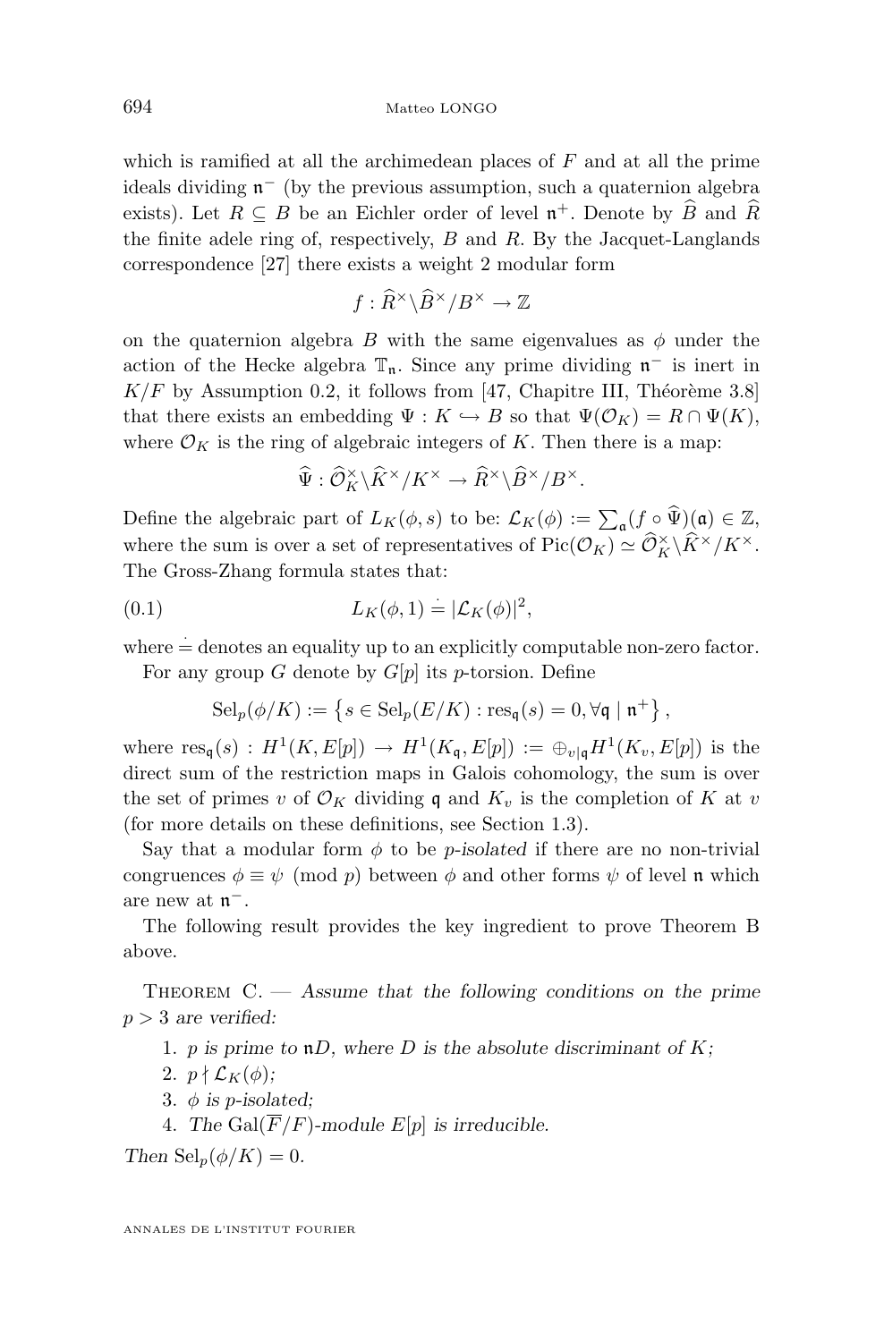which is ramified at all the archimedean places of $F$ and at all the prime ideals dividing $\mathfrak{n}^-$ (by the previous assumption, such a quaternion algebra exists). Let $R \subseteq B$ be an Eichler order of level $\mathfrak{n}^+$. Denote by $\widehat{B}$ and $\widehat{R}$ the finite adele ring of, respectively, $B$ and $R$. By the Jacquet-Langlands correspondence [27] there exists a weight 2 modular form

$$f : \widehat{R}^\times \backslash \widehat{B}^\times / B^\times \to \mathbb{Z}$$

on the quaternion algebra $B$ with the same eigenvalues as $\phi$ under the action of the Hecke algebra $\mathbb{T}_\mathfrak{n}$. Since any prime dividing $\mathfrak{n}^-$ is inert in $K/F$ by Assumption 0.2, it follows from [47, Chapitre III, Théorème 3.8] that there exists an embedding $\Psi : K \hookrightarrow B$ so that $\Psi(\mathcal{O}_K) = R \cap \Psi(K)$, where $\mathcal{O}_K$ is the ring of algebraic integers of $K$. Then there is a map:

$$\widehat{\Psi} : \widehat{\mathcal{O}}_K^\times \backslash \widehat{K}^\times / K^\times \to \widehat{R}^\times \backslash \widehat{B}^\times / B^\times.$$

Define the algebraic part of $L_K(\phi, s)$ to be: $\mathcal{L}_K(\phi) := \sum_{\mathfrak{a}} (f \circ \widehat{\Psi})(\mathfrak{a}) \in \mathbb{Z}$, where the sum is over a set of representatives of $\mathrm{Pic}(\mathcal{O}_K) \simeq \widehat{\mathcal{O}}_K^\times \backslash \widehat{K}^\times / K^\times$. The Gross-Zhang formula states that:

$$L_K(\phi, 1) \doteq |\mathcal{L}_K(\phi)|^2, \tag{0.1}$$

where $\doteq$ denotes an equality up to an explicitly computable non-zero factor.

For any group $G$ denote by $G[p]$ its $p$-torsion. Define

$$\mathrm{Sel}_p(\phi/K) := \left\{ s \in \mathrm{Sel}_p(E/K) : \mathrm{res}_\mathfrak{q}(s) = 0, \forall \mathfrak{q} \mid \mathfrak{n}^+ \right\},$$

where $\mathrm{res}_\mathfrak{q}(s) : H^1(K, E[p]) \to H^1(K_\mathfrak{q}, E[p]) := \oplus_{v \mid \mathfrak{q}} H^1(K_v, E[p])$ is the direct sum of the restriction maps in Galois cohomology, the sum is over the set of primes $v$ of $\mathcal{O}_K$ dividing $\mathfrak{q}$ and $K_v$ is the completion of $K$ at $v$ (for more details on these definitions, see Section 1.3).

Say that a modular form $\phi$ to be *p-isolated* if there are no non-trivial congruences $\phi \equiv \psi \pmod{p}$ between $\phi$ and other forms $\psi$ of level $\mathfrak{n}$ which are new at $\mathfrak{n}^-$.

The following result provides the key ingredient to prove Theorem B above.

Theorem C. — *Assume that the following conditions on the prime $p > 3$ are verified:*

1. *$p$ is prime to $\mathfrak{n}D$, where $D$ is the absolute discriminant of $K$;*
2. *$p \nmid \mathcal{L}_K(\phi)$;*
3. *$\phi$ is $p$-isolated;*
4. *The $\mathrm{Gal}(\overline{F}/F)$-module $E[p]$ is irreducible.*

*Then* $\mathrm{Sel}_p(\phi/K) = 0$.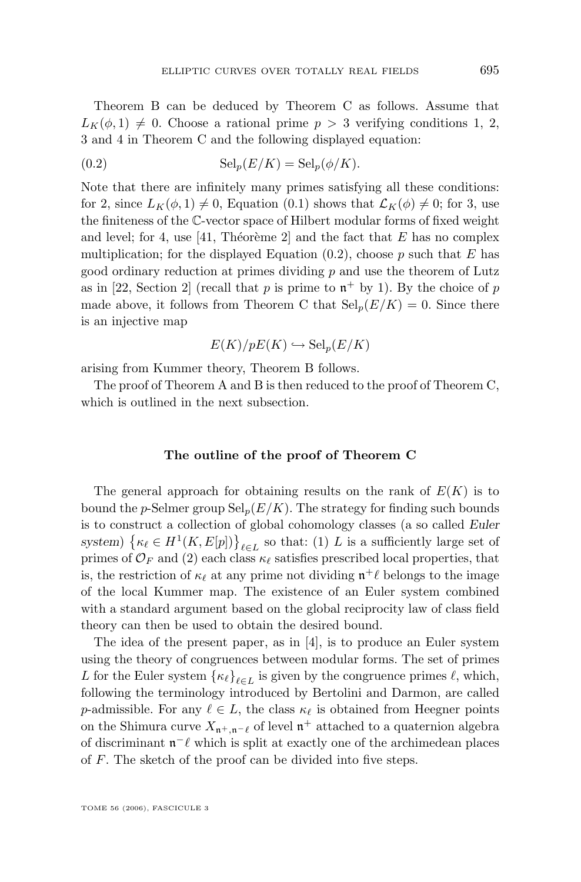Theorem B can be deduced by Theorem C as follows. Assume that $L_K(\phi, 1) \neq 0$. Choose a rational prime $p > 3$ verifying conditions 1, 2, 3 and 4 in Theorem C and the following displayed equation:

$$\mathrm{Sel}_p(E/K) = \mathrm{Sel}_p(\phi/K). \tag{0.2}$$

Note that there are infinitely many primes satisfying all these conditions: for 2, since $L_K(\phi, 1) \neq 0$, Equation (0.1) shows that $\mathcal{L}_K(\phi) \neq 0$; for 3, use the finiteness of the $\mathbb{C}$-vector space of Hilbert modular forms of fixed weight and level; for 4, use [41, Théorème 2] and the fact that $E$ has no complex multiplication; for the displayed Equation (0.2), choose $p$ such that $E$ has good ordinary reduction at primes dividing $p$ and use the theorem of Lutz as in [22, Section 2] (recall that $p$ is prime to $\mathfrak{n}^+$ by 1). By the choice of $p$ made above, it follows from Theorem C that $\mathrm{Sel}_p(E/K) = 0$. Since there is an injective map

$$E(K)/pE(K) \hookrightarrow \mathrm{Sel}_p(E/K)$$

arising from Kummer theory, Theorem B follows.

The proof of Theorem A and B is then reduced to the proof of Theorem C, which is outlined in the next subsection.

### The outline of the proof of Theorem C

The general approach for obtaining results on the rank of $E(K)$ is to bound the $p$-Selmer group $\mathrm{Sel}_p(E/K)$. The strategy for finding such bounds is to construct a collection of global cohomology classes (a so called *Euler system*) $\left\{\kappa_\ell \in H^1(K, E[p])\right\}_{\ell \in L}$ so that: (1) $L$ is a sufficiently large set of primes of $\mathcal{O}_F$ and (2) each class $\kappa_\ell$ satisfies prescribed local properties, that is, the restriction of $\kappa_\ell$ at any prime not dividing $\mathfrak{n}^+\ell$ belongs to the image of the local Kummer map. The existence of an Euler system combined with a standard argument based on the global reciprocity law of class field theory can then be used to obtain the desired bound.

The idea of the present paper, as in [4], is to produce an Euler system using the theory of congruences between modular forms. The set of primes $L$ for the Euler system $\{\kappa_\ell\}_{\ell \in L}$ is given by the congruence primes $\ell$, which, following the terminology introduced by Bertolini and Darmon, are called $p$-admissible. For any $\ell \in L$, the class $\kappa_\ell$ is obtained from Heegner points on the Shimura curve $X_{\mathfrak{n}^+, \mathfrak{n}^-\ell}$ of level $\mathfrak{n}^+$ attached to a quaternion algebra of discriminant $\mathfrak{n}^-\ell$ which is split at exactly one of the archimedean places of $F$. The sketch of the proof can be divided into five steps.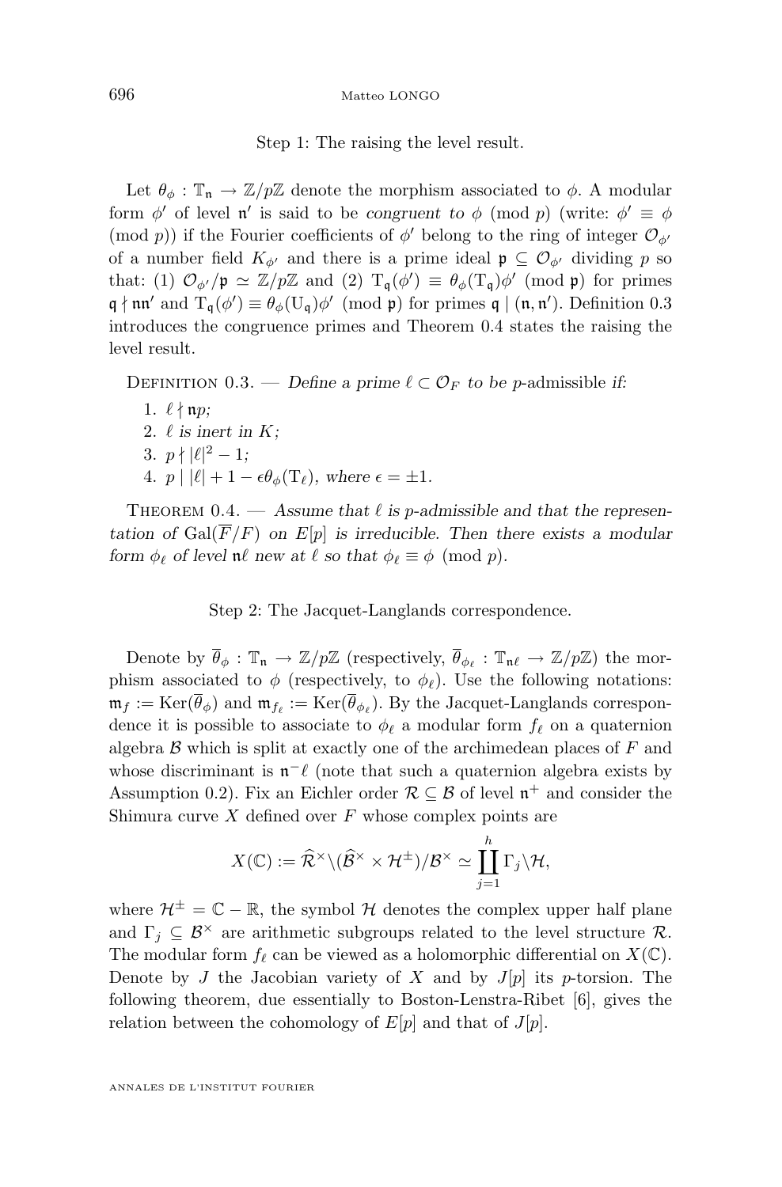Step 1: The raising the level result.

Let $\theta_\phi : \mathbb{T}_\mathfrak{n} \to \mathbb{Z}/p\mathbb{Z}$ denote the morphism associated to $\phi$. A modular form $\phi'$ of level $\mathfrak{n}'$ is said to be *congruent to* $\phi$ (mod $p$) (write: $\phi' \equiv \phi$ (mod $p$)) if the Fourier coefficients of $\phi'$ belong to the ring of integer $\mathcal{O}_{\phi'}$ of a number field $K_{\phi'}$ and there is a prime ideal $\mathfrak{p} \subseteq \mathcal{O}_{\phi'}$ dividing $p$ so that: (1) $\mathcal{O}_{\phi'}/\mathfrak{p} \simeq \mathbb{Z}/p\mathbb{Z}$ and (2) $\mathrm{T}_\mathfrak{q}(\phi') \equiv \theta_\phi(\mathrm{T}_\mathfrak{q})\phi'$ (mod $\mathfrak{p}$) for primes $\mathfrak{q} \nmid \mathfrak{n}\mathfrak{n}'$ and $\mathrm{T}_\mathfrak{q}(\phi') \equiv \theta_\phi(\mathrm{U}_\mathfrak{q})\phi'$ (mod $\mathfrak{p}$) for primes $\mathfrak{q} \mid (\mathfrak{n}, \mathfrak{n}')$. Definition 0.3 introduces the congruence primes and Theorem 0.4 states the raising the level result.

Definition 0.3. — *Define a prime $\ell \subset \mathcal{O}_F$ to be $p$-*admissible *if:*

1. $\ell \nmid \mathfrak{n}p$;
2. $\ell$ *is inert in* $K$;
3. $p \nmid |\ell|^2 - 1$;
4. $p \mid |\ell| + 1 - \epsilon\theta_\phi(\mathrm{T}_\ell)$, *where* $\epsilon = \pm 1$.

Theorem 0.4. — *Assume that $\ell$ is $p$-admissible and that the representation of $\mathrm{Gal}(\overline{F}/F)$ on $E[p]$ is irreducible. Then there exists a modular form $\phi_\ell$ of level $\mathfrak{n}\ell$ new at $\ell$ so that $\phi_\ell \equiv \phi$ (mod $p$).*

Step 2: The Jacquet-Langlands correspondence.

Denote by $\overline{\theta}_\phi : \mathbb{T}_\mathfrak{n} \to \mathbb{Z}/p\mathbb{Z}$ (respectively, $\overline{\theta}_{\phi_\ell} : \mathbb{T}_{\mathfrak{n}\ell} \to \mathbb{Z}/p\mathbb{Z}$) the morphism associated to $\phi$ (respectively, to $\phi_\ell$). Use the following notations: $\mathfrak{m}_f := \mathrm{Ker}(\overline{\theta}_\phi)$ and $\mathfrak{m}_{f_\ell} := \mathrm{Ker}(\overline{\theta}_{\phi_\ell})$. By the Jacquet-Langlands correspondence it is possible to associate to $\phi_\ell$ a modular form $f_\ell$ on a quaternion algebra $\mathcal{B}$ which is split at exactly one of the archimedean places of $F$ and whose discriminant is $\mathfrak{n}^-\ell$ (note that such a quaternion algebra exists by Assumption 0.2). Fix an Eichler order $\mathcal{R} \subseteq \mathcal{B}$ of level $\mathfrak{n}^+$ and consider the Shimura curve $X$ defined over $F$ whose complex points are

$$X(\mathbb{C}) := \widehat{\mathcal{R}}^\times \backslash (\widehat{\mathcal{B}}^\times \times \mathcal{H}^\pm)/\mathcal{B}^\times \simeq \coprod_{j=1}^{h} \Gamma_j \backslash \mathcal{H},$$

where $\mathcal{H}^\pm = \mathbb{C} - \mathbb{R}$, the symbol $\mathcal{H}$ denotes the complex upper half plane and $\Gamma_j \subseteq \mathcal{B}^\times$ are arithmetic subgroups related to the level structure $\mathcal{R}$. The modular form $f_\ell$ can be viewed as a holomorphic differential on $X(\mathbb{C})$. Denote by $J$ the Jacobian variety of $X$ and by $J[p]$ its $p$-torsion. The following theorem, due essentially to Boston-Lenstra-Ribet [6], gives the relation between the cohomology of $E[p]$ and that of $J[p]$.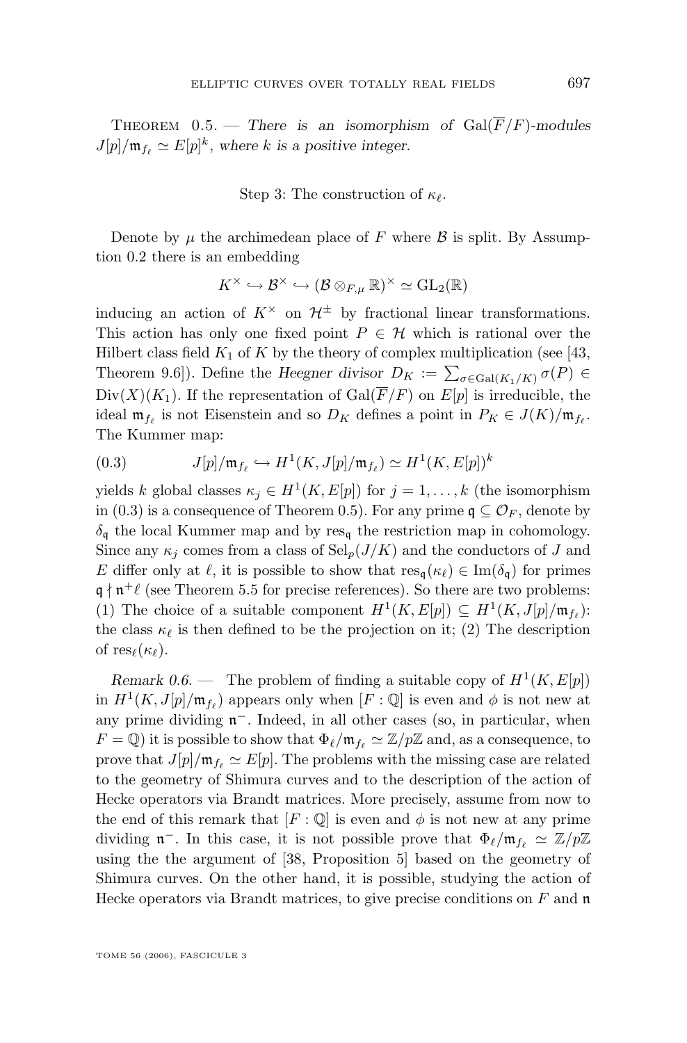Theorem 0.5. — *There is an isomorphism of* $\mathrm{Gal}(\overline{F}/F)$*-modules* $J[p]/\mathfrak{m}_{f_\ell} \simeq E[p]^k$*, where* $k$ *is a positive integer.*

Step 3: The construction of $\kappa_\ell$.

Denote by $\mu$ the archimedean place of $F$ where $\mathcal{B}$ is split. By Assumption 0.2 there is an embedding

$$K^\times \hookrightarrow \mathcal{B}^\times \hookrightarrow (\mathcal{B} \otimes_{F,\mu} \mathbb{R})^\times \simeq \mathrm{GL}_2(\mathbb{R})$$

inducing an action of $K^\times$ on $\mathcal{H}^\pm$ by fractional linear transformations. This action has only one fixed point $P \in \mathcal{H}$ which is rational over the Hilbert class field $K_1$ of $K$ by the theory of complex multiplication (see [43, Theorem 9.6]). Define the *Heegner divisor* $D_K := \sum_{\sigma \in \mathrm{Gal}(K_1/K)} \sigma(P) \in \mathrm{Div}(X)(K_1)$. If the representation of $\mathrm{Gal}(\overline{F}/F)$ on $E[p]$ is irreducible, the ideal $\mathfrak{m}_{f_\ell}$ is not Eisenstein and so $D_K$ defines a point in $P_K \in J(K)/\mathfrak{m}_{f_\ell}$. The Kummer map:

$$J[p]/\mathfrak{m}_{f_\ell} \hookrightarrow H^1(K, J[p]/\mathfrak{m}_{f_\ell}) \simeq H^1(K, E[p])^k \tag{0.3}$$

yields $k$ global classes $\kappa_j \in H^1(K, E[p])$ for $j = 1, \ldots, k$ (the isomorphism in (0.3) is a consequence of Theorem 0.5). For any prime $\mathfrak{q} \subseteq \mathcal{O}_F$, denote by $\delta_\mathfrak{q}$ the local Kummer map and by $\mathrm{res}_\mathfrak{q}$ the restriction map in cohomology. Since any $\kappa_j$ comes from a class of $\mathrm{Sel}_p(J/K)$ and the conductors of $J$ and $E$ differ only at $\ell$, it is possible to show that $\mathrm{res}_\mathfrak{q}(\kappa_\ell) \in \mathrm{Im}(\delta_\mathfrak{q})$ for primes $\mathfrak{q} \nmid \mathfrak{n}^+\ell$ (see Theorem 5.5 for precise references). So there are two problems: (1) The choice of a suitable component $H^1(K, E[p]) \subseteq H^1(K, J[p]/\mathfrak{m}_{f_\ell})$: the class $\kappa_\ell$ is then defined to be the projection on it; (2) The description of $\mathrm{res}_\ell(\kappa_\ell)$.

*Remark 0.6.* — The problem of finding a suitable copy of $H^1(K, E[p])$ in $H^1(K, J[p]/\mathfrak{m}_{f_\ell})$ appears only when $[F : \mathbb{Q}]$ is even and $\phi$ is not new at any prime dividing $\mathfrak{n}^-$. Indeed, in all other cases (so, in particular, when $F = \mathbb{Q}$) it is possible to show that $\Phi_\ell/\mathfrak{m}_{f_\ell} \simeq \mathbb{Z}/p\mathbb{Z}$ and, as a consequence, to prove that $J[p]/\mathfrak{m}_{f_\ell} \simeq E[p]$. The problems with the missing case are related to the geometry of Shimura curves and to the description of the action of Hecke operators via Brandt matrices. More precisely, assume from now to the end of this remark that $[F : \mathbb{Q}]$ is even and $\phi$ is not new at any prime dividing $\mathfrak{n}^-$. In this case, it is not possible prove that $\Phi_\ell/\mathfrak{m}_{f_\ell} \simeq \mathbb{Z}/p\mathbb{Z}$ using the the argument of [38, Proposition 5] based on the geometry of Shimura curves. On the other hand, it is possible, studying the action of Hecke operators via Brandt matrices, to give precise conditions on $F$ and $\mathfrak{n}$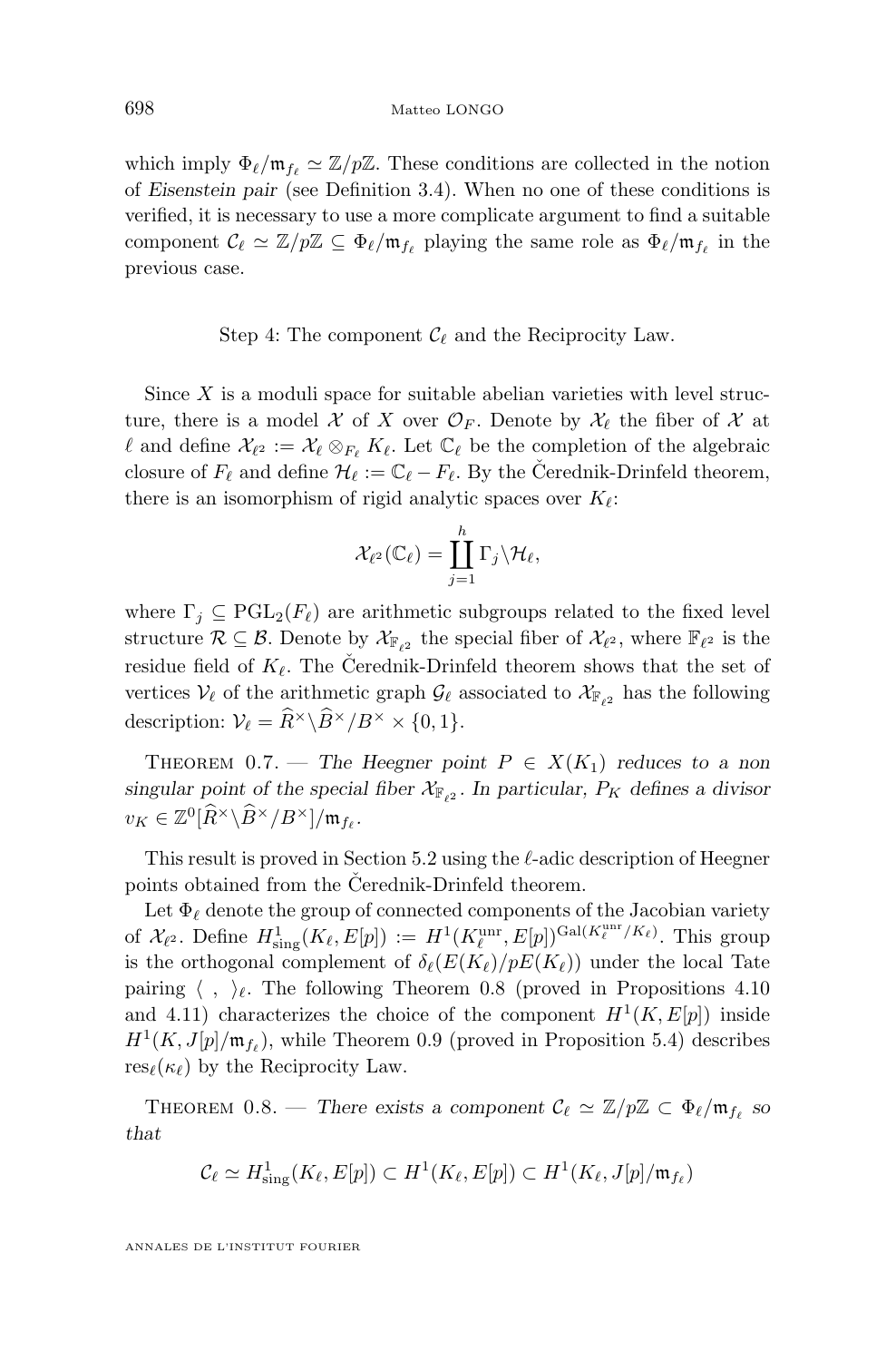which imply $\Phi_\ell/\mathfrak{m}_{f_\ell} \simeq \mathbb{Z}/p\mathbb{Z}$. These conditions are collected in the notion of *Eisenstein pair* (see Definition 3.4). When no one of these conditions is verified, it is necessary to use a more complicate argument to find a suitable component $\mathcal{C}_\ell \simeq \mathbb{Z}/p\mathbb{Z} \subseteq \Phi_\ell/\mathfrak{m}_{f_\ell}$ playing the same role as $\Phi_\ell/\mathfrak{m}_{f_\ell}$ in the previous case.

Step 4: The component $\mathcal{C}_\ell$ and the Reciprocity Law.

Since $X$ is a moduli space for suitable abelian varieties with level structure, there is a model $\mathcal{X}$ of $X$ over $\mathcal{O}_F$. Denote by $\mathcal{X}_\ell$ the fiber of $\mathcal{X}$ at $\ell$ and define $\mathcal{X}_{\ell^2} := \mathcal{X}_\ell \otimes_{F_\ell} K_\ell$. Let $\mathbb{C}_\ell$ be the completion of the algebraic closure of $F_\ell$ and define $\mathcal{H}_\ell := \mathbb{C}_\ell - F_\ell$. By the Čerednik-Drinfeld theorem, there is an isomorphism of rigid analytic spaces over $K_\ell$:

$$\mathcal{X}_{\ell^2}(\mathbb{C}_\ell) = \coprod_{j=1}^{h} \Gamma_j \backslash \mathcal{H}_\ell,$$

where $\Gamma_j \subseteq \mathrm{PGL}_2(F_\ell)$ are arithmetic subgroups related to the fixed level structure $\mathcal{R} \subseteq \mathcal{B}$. Denote by $\mathcal{X}_{\mathbb{F}_{\ell^2}}$ the special fiber of $\mathcal{X}_{\ell^2}$, where $\mathbb{F}_{\ell^2}$ is the residue field of $K_\ell$. The Čerednik-Drinfeld theorem shows that the set of vertices $\mathcal{V}_\ell$ of the arithmetic graph $\mathcal{G}_\ell$ associated to $\mathcal{X}_{\mathbb{F}_{\ell^2}}$ has the following description: $\mathcal{V}_\ell = \widehat{R}^\times \backslash \widehat{B}^\times / B^\times \times \{0, 1\}$.

Theorem 0.7. — *The Heegner point $P \in X(K_1)$ reduces to a non singular point of the special fiber $\mathcal{X}_{\mathbb{F}_{\ell^2}}$. In particular, $P_K$ defines a divisor $v_K \in \mathbb{Z}^0[\widehat{R}^\times \backslash \widehat{B}^\times / B^\times]/\mathfrak{m}_{f_\ell}$.*

This result is proved in Section 5.2 using the $\ell$-adic description of Heegner points obtained from the Čerednik-Drinfeld theorem.

Let $\Phi_\ell$ denote the group of connected components of the Jacobian variety of $\mathcal{X}_{\ell^2}$. Define $H^1_{\mathrm{sing}}(K_\ell, E[p]) := H^1(K_\ell^{\mathrm{unr}}, E[p])^{\mathrm{Gal}(K_\ell^{\mathrm{unr}}/K_\ell)}$. This group is the orthogonal complement of $\delta_\ell(E(K_\ell)/pE(K_\ell))$ under the local Tate pairing $\langle\ ,\ \rangle_\ell$. The following Theorem 0.8 (proved in Propositions 4.10 and 4.11) characterizes the choice of the component $H^1(K, E[p])$ inside $H^1(K, J[p]/\mathfrak{m}_{f_\ell})$, while Theorem 0.9 (proved in Proposition 5.4) describes $\mathrm{res}_\ell(\kappa_\ell)$ by the Reciprocity Law.

Theorem 0.8. — *There exists a component $\mathcal{C}_\ell \simeq \mathbb{Z}/p\mathbb{Z} \subset \Phi_\ell/\mathfrak{m}_{f_\ell}$ so that*

$$\mathcal{C}_\ell \simeq H^1_{\mathrm{sing}}(K_\ell, E[p]) \subset H^1(K_\ell, E[p]) \subset H^1(K_\ell, J[p]/\mathfrak{m}_{f_\ell})$$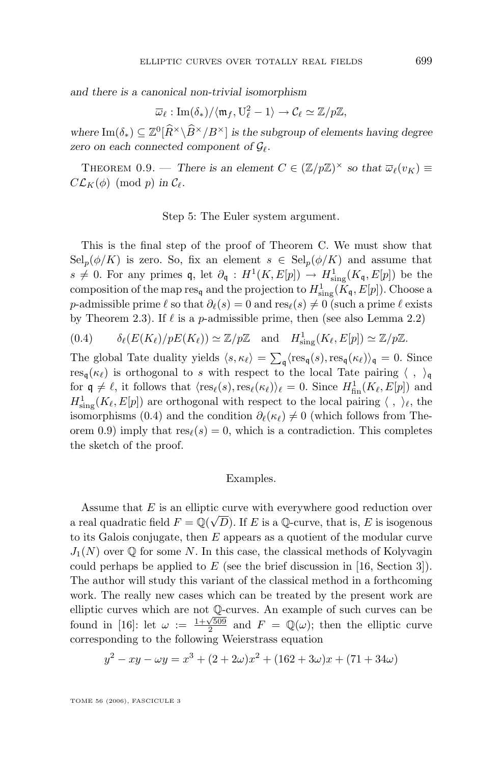*and there is a canonical non-trivial isomorphism*

$$\overline{\varpi}_\ell : \mathrm{Im}(\delta_*)/\langle \mathfrak{m}_f, \mathrm{U}_\ell^2 - 1\rangle \to \mathcal{C}_\ell \simeq \mathbb{Z}/p\mathbb{Z},$$

*where* $\mathrm{Im}(\delta_*) \subseteq \mathbb{Z}^0[\widehat{R}^\times \backslash \widehat{B}^\times / B^\times]$ *is the subgroup of elements having degree zero on each connected component of* $\mathcal{G}_\ell$.

Theorem 0.9. — *There is an element* $C \in (\mathbb{Z}/p\mathbb{Z})^\times$ *so that* $\overline{\varpi}_\ell(v_K) \equiv C\mathcal{L}_K(\phi) \pmod p$ *in* $\mathcal{C}_\ell$.

Step 5: The Euler system argument.

This is the final step of the proof of Theorem C. We must show that $\mathrm{Sel}_p(\phi/K)$ is zero. So, fix an element $s \in \mathrm{Sel}_p(\phi/K)$ and assume that $s \neq 0$. For any primes $\mathfrak{q}$, let $\partial_\mathfrak{q} : H^1(K, E[p]) \to H^1_{\mathrm{sing}}(K_\mathfrak{q}, E[p])$ be the composition of the map $\mathrm{res}_\mathfrak{q}$ and the projection to $H^1_{\mathrm{sing}}(K_\mathfrak{q}, E[p])$. Choose a $p$-admissible prime $\ell$ so that $\partial_\ell(s) = 0$ and $\mathrm{res}_\ell(s) \neq 0$ (such a prime $\ell$ exists by Theorem 2.3). If $\ell$ is a $p$-admissible prime, then (see also Lemma 2.2)

$$\delta_\ell(E(K_\ell)/pE(K_\ell)) \simeq \mathbb{Z}/p\mathbb{Z} \quad \text{and} \quad H^1_{\mathrm{sing}}(K_\ell, E[p]) \simeq \mathbb{Z}/p\mathbb{Z}. \tag{0.4}$$

The global Tate duality yields $\langle s, \kappa_\ell\rangle = \sum_\mathfrak{q} \langle \mathrm{res}_\mathfrak{q}(s), \mathrm{res}_\mathfrak{q}(\kappa_\ell)\rangle_\mathfrak{q} = 0$. Since $\mathrm{res}_\mathfrak{q}(\kappa_\ell)$ is orthogonal to $s$ with respect to the local Tate pairing $\langle\ ,\ \rangle_\mathfrak{q}$ for $\mathfrak{q} \neq \ell$, it follows that $\langle \mathrm{res}_\ell(s), \mathrm{res}_\ell(\kappa_\ell)\rangle_\ell = 0$. Since $H^1_{\mathrm{fin}}(K_\ell, E[p])$ and $H^1_{\mathrm{sing}}(K_\ell, E[p])$ are orthogonal with respect to the local pairing $\langle\ ,\ \rangle_\ell$, the isomorphisms (0.4) and the condition $\partial_\ell(\kappa_\ell) \neq 0$ (which follows from Theorem 0.9) imply that $\mathrm{res}_\ell(s) = 0$, which is a contradiction. This completes the sketch of the proof.

Examples.

Assume that $E$ is an elliptic curve with everywhere good reduction over a real quadratic field $F = \mathbb{Q}(\sqrt{D})$. If $E$ is a $\mathbb{Q}$-curve, that is, $E$ is isogenous to its Galois conjugate, then $E$ appears as a quotient of the modular curve $J_1(N)$ over $\mathbb{Q}$ for some $N$. In this case, the classical methods of Kolyvagin could perhaps be applied to $E$ (see the brief discussion in [16, Section 3]). The author will study this variant of the classical method in a forthcoming work. The really new cases which can be treated by the present work are elliptic curves which are not $\mathbb{Q}$-curves. An example of such curves can be found in [16]: let $\omega := \frac{1+\sqrt{509}}{2}$ and $F = \mathbb{Q}(\omega)$; then the elliptic curve corresponding to the following Weierstrass equation

$$y^2 - xy - \omega y = x^3 + (2 + 2\omega)x^2 + (162 + 3\omega)x + (71 + 34\omega)$$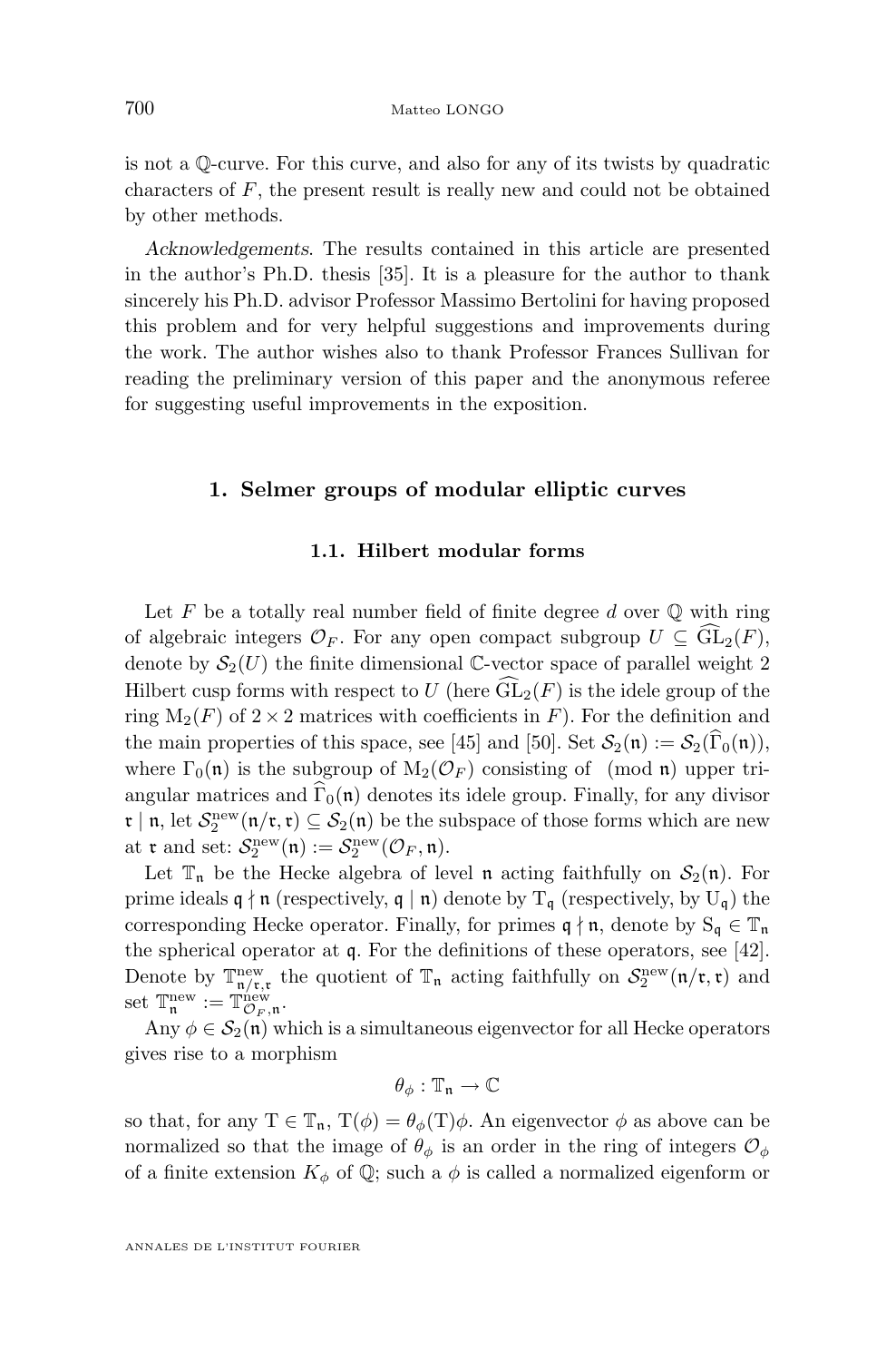is not a $\mathbb{Q}$-curve. For this curve, and also for any of its twists by quadratic characters of $F$, the present result is really new and could not be obtained by other methods.

*Acknowledgements.* The results contained in this article are presented in the author's Ph.D. thesis [35]. It is a pleasure for the author to thank sincerely his Ph.D. advisor Professor Massimo Bertolini for having proposed this problem and for very helpful suggestions and improvements during the work. The author wishes also to thank Professor Frances Sullivan for reading the preliminary version of this paper and the anonymous referee for suggesting useful improvements in the exposition.

## 1. Selmer groups of modular elliptic curves

### 1.1. Hilbert modular forms

Let $F$ be a totally real number field of finite degree $d$ over $\mathbb{Q}$ with ring of algebraic integers $\mathcal{O}_F$. For any open compact subgroup $U \subseteq \widehat{\mathrm{GL}}_2(F)$, denote by $\mathcal{S}_2(U)$ the finite dimensional $\mathbb{C}$-vector space of parallel weight 2 Hilbert cusp forms with respect to $U$ (here $\widehat{\mathrm{GL}}_2(F)$ is the idele group of the ring $\mathrm{M}_2(F)$ of $2 \times 2$ matrices with coefficients in $F$). For the definition and the main properties of this space, see [45] and [50]. Set $\mathcal{S}_2(\mathfrak{n}) := \mathcal{S}_2(\widehat{\Gamma}_0(\mathfrak{n}))$, where $\Gamma_0(\mathfrak{n})$ is the subgroup of $\mathrm{M}_2(\mathcal{O}_F)$ consisting of $\pmod{\mathfrak{n}}$ upper triangular matrices and $\widehat{\Gamma}_0(\mathfrak{n})$ denotes its idele group. Finally, for any divisor $\mathfrak{r} \mid \mathfrak{n}$, let $\mathcal{S}_2^{\mathrm{new}}(\mathfrak{n}/\mathfrak{r}, \mathfrak{r}) \subseteq \mathcal{S}_2(\mathfrak{n})$ be the subspace of those forms which are new at $\mathfrak{r}$ and set: $\mathcal{S}_2^{\mathrm{new}}(\mathfrak{n}) := \mathcal{S}_2^{\mathrm{new}}(\mathcal{O}_F, \mathfrak{n})$.

Let $\mathbb{T}_\mathfrak{n}$ be the Hecke algebra of level $\mathfrak{n}$ acting faithfully on $\mathcal{S}_2(\mathfrak{n})$. For prime ideals $\mathfrak{q} \nmid \mathfrak{n}$ (respectively, $\mathfrak{q} \mid \mathfrak{n}$) denote by $\mathrm{T}_\mathfrak{q}$ (respectively, by $\mathrm{U}_\mathfrak{q}$) the corresponding Hecke operator. Finally, for primes $\mathfrak{q} \nmid \mathfrak{n}$, denote by $\mathrm{S}_\mathfrak{q} \in \mathbb{T}_\mathfrak{n}$ the spherical operator at $\mathfrak{q}$. For the definitions of these operators, see [42]. Denote by $\mathbb{T}^{\mathrm{new}}_{\mathfrak{n}/\mathfrak{r},\mathfrak{r}}$ the quotient of $\mathbb{T}_\mathfrak{n}$ acting faithfully on $\mathcal{S}_2^{\mathrm{new}}(\mathfrak{n}/\mathfrak{r}, \mathfrak{r})$ and set $\mathbb{T}^{\mathrm{new}}_\mathfrak{n} := \mathbb{T}^{\mathrm{new}}_{\mathcal{O}_F,\mathfrak{n}}$.

Any $\phi \in \mathcal{S}_2(\mathfrak{n})$ which is a simultaneous eigenvector for all Hecke operators gives rise to a morphism

$$\theta_\phi : \mathbb{T}_\mathfrak{n} \to \mathbb{C}$$

so that, for any $\mathrm{T} \in \mathbb{T}_\mathfrak{n}$, $\mathrm{T}(\phi) = \theta_\phi(\mathrm{T})\phi$. An eigenvector $\phi$ as above can be normalized so that the image of $\theta_\phi$ is an order in the ring of integers $\mathcal{O}_\phi$ of a finite extension $K_\phi$ of $\mathbb{Q}$; such a $\phi$ is called a normalized eigenform or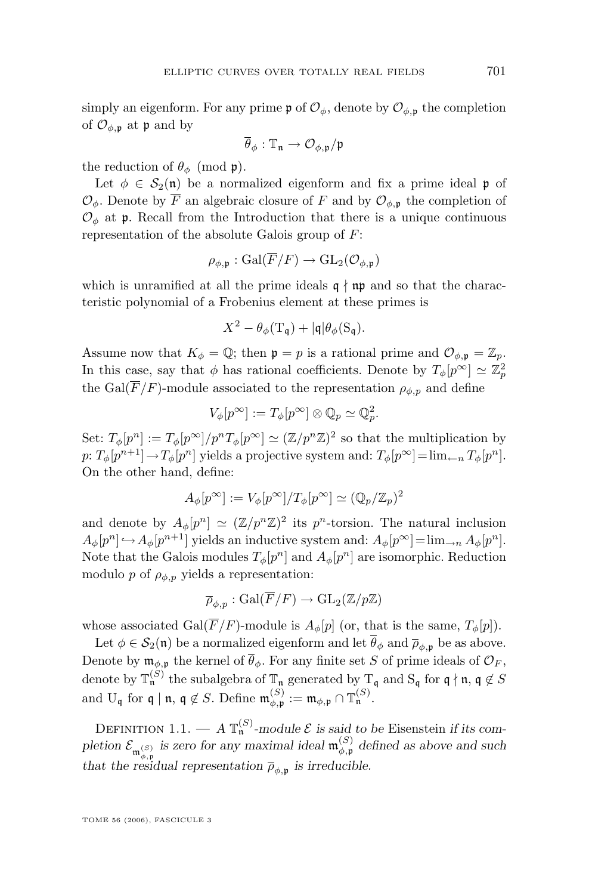simply an eigenform. For any prime $\mathfrak{p}$ of $\mathcal{O}_\phi$, denote by $\mathcal{O}_{\phi,\mathfrak{p}}$ the completion of $\mathcal{O}_{\phi,\mathfrak{p}}$ at $\mathfrak{p}$ and by

$$\overline{\theta}_\phi : \mathbb{T}_\mathfrak{n} \to \mathcal{O}_{\phi,\mathfrak{p}}/\mathfrak{p}$$

the reduction of $\theta_\phi \pmod{\mathfrak{p}}$.

Let $\phi \in \mathcal{S}_2(\mathfrak{n})$ be a normalized eigenform and fix a prime ideal $\mathfrak{p}$ of $\mathcal{O}_\phi$. Denote by $\overline{F}$ an algebraic closure of $F$ and by $\mathcal{O}_{\phi,\mathfrak{p}}$ the completion of $\mathcal{O}_\phi$ at $\mathfrak{p}$. Recall from the Introduction that there is a unique continuous representation of the absolute Galois group of $F$:

$$\rho_{\phi,\mathfrak{p}} : \mathrm{Gal}(\overline{F}/F) \to \mathrm{GL}_2(\mathcal{O}_{\phi,\mathfrak{p}})$$

which is unramified at all the prime ideals $\mathfrak{q} \nmid \mathfrak{n}\mathfrak{p}$ and so that the characteristic polynomial of a Frobenius element at these primes is

$$X^2 - \theta_\phi(\mathrm{T}_\mathfrak{q}) + |\mathfrak{q}|\theta_\phi(\mathrm{S}_\mathfrak{q}).$$

Assume now that $K_\phi = \mathbb{Q}$; then $\mathfrak{p} = p$ is a rational prime and $\mathcal{O}_{\phi,\mathfrak{p}} = \mathbb{Z}_p$. In this case, say that $\phi$ has rational coefficients. Denote by $T_\phi[p^\infty] \simeq \mathbb{Z}_p^2$ the $\mathrm{Gal}(\overline{F}/F)$-module associated to the representation $\rho_{\phi,p}$ and define

$$V_\phi[p^\infty] := T_\phi[p^\infty] \otimes \mathbb{Q}_p \simeq \mathbb{Q}_p^2.$$

Set: $T_\phi[p^n] := T_\phi[p^\infty]/p^n T_\phi[p^\infty] \simeq (\mathbb{Z}/p^n\mathbb{Z})^2$ so that the multiplication by $p$: $T_\phi[p^{n+1}] \to T_\phi[p^n]$ yields a projective system and: $T_\phi[p^\infty] = \lim_{\leftarrow n} T_\phi[p^n]$. On the other hand, define:

$$A_\phi[p^\infty] := V_\phi[p^\infty]/T_\phi[p^\infty] \simeq (\mathbb{Q}_p/\mathbb{Z}_p)^2$$

and denote by $A_\phi[p^n] \simeq (\mathbb{Z}/p^n\mathbb{Z})^2$ its $p^n$-torsion. The natural inclusion $A_\phi[p^n] \hookrightarrow A_\phi[p^{n+1}]$ yields an inductive system and: $A_\phi[p^\infty] = \lim_{\rightarrow n} A_\phi[p^n]$. Note that the Galois modules $T_\phi[p^n]$ and $A_\phi[p^n]$ are isomorphic. Reduction modulo $p$ of $\rho_{\phi,p}$ yields a representation:

$$\overline{\rho}_{\phi,p} : \mathrm{Gal}(\overline{F}/F) \to \mathrm{GL}_2(\mathbb{Z}/p\mathbb{Z})$$

whose associated $\mathrm{Gal}(\overline{F}/F)$-module is $A_\phi[p]$ (or, that is the same, $T_\phi[p]$).

Let $\phi \in \mathcal{S}_2(\mathfrak{n})$ be a normalized eigenform and let $\overline{\theta}_\phi$ and $\overline{\rho}_{\phi,\mathfrak{p}}$ be as above. Denote by $\mathfrak{m}_{\phi,\mathfrak{p}}$ the kernel of $\overline{\theta}_\phi$. For any finite set $S$ of prime ideals of $\mathcal{O}_F$, denote by $\mathbb{T}_\mathfrak{n}^{(S)}$ the subalgebra of $\mathbb{T}_\mathfrak{n}$ generated by $\mathrm{T}_\mathfrak{q}$ and $\mathrm{S}_\mathfrak{q}$ for $\mathfrak{q} \nmid \mathfrak{n}$, $\mathfrak{q} \notin S$ and $\mathrm{U}_\mathfrak{q}$ for $\mathfrak{q} \mid \mathfrak{n}$, $\mathfrak{q} \notin S$. Define $\mathfrak{m}_{\phi,\mathfrak{p}}^{(S)} := \mathfrak{m}_{\phi,\mathfrak{p}} \cap \mathbb{T}_\mathfrak{n}^{(S)}$.

Definition 1.1. — *A $\mathbb{T}_\mathfrak{n}^{(S)}$-module $\mathcal{E}$ is said to be* Eisenstein *if its completion $\mathcal{E}_{\mathfrak{m}_{\phi,\mathfrak{p}}^{(S)}}$ is zero for any maximal ideal $\mathfrak{m}_{\phi,\mathfrak{p}}^{(S)}$ defined as above and such that the residual representation $\overline{\rho}_{\phi,\mathfrak{p}}$ is irreducible.*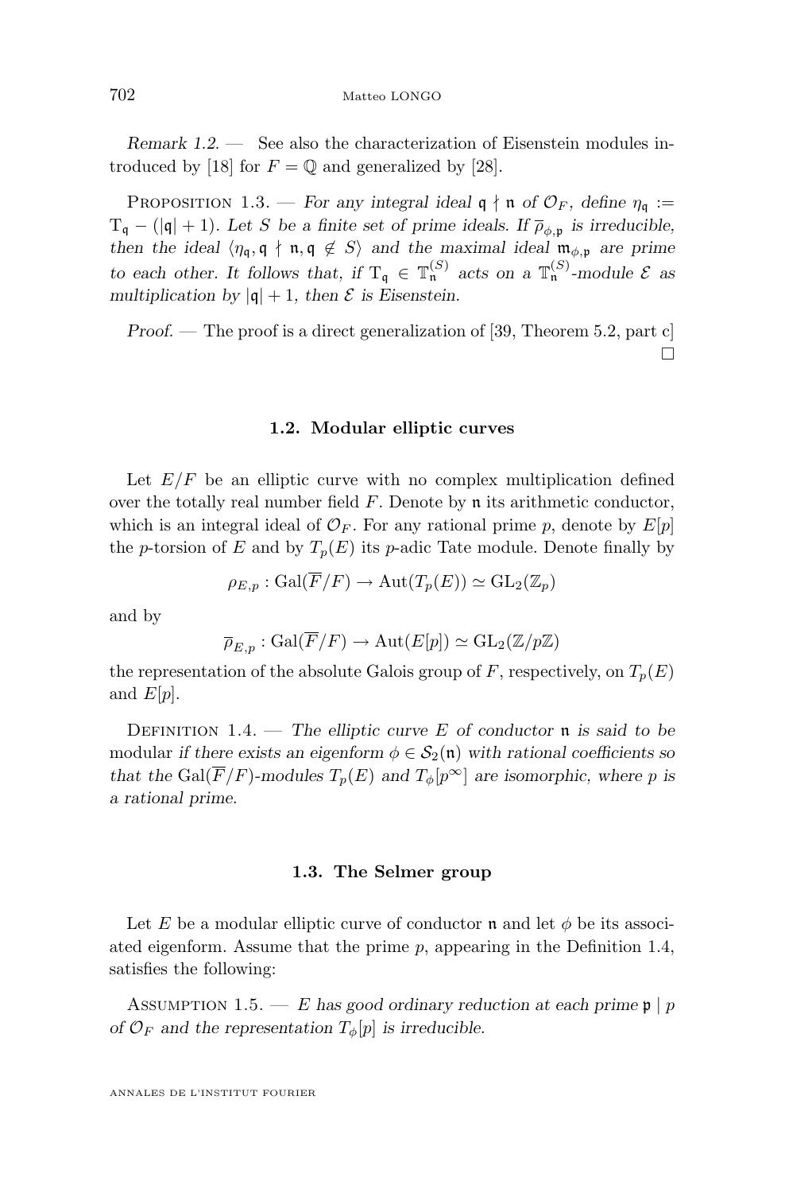*Remark 1.2.* — See also the characterization of Eisenstein modules introduced by [18] for $F = \mathbb{Q}$ and generalized by [28].

Proposition 1.3. — *For any integral ideal $\mathfrak{q} \nmid \mathfrak{n}$ of $\mathcal{O}_F$, define $\eta_\mathfrak{q} := \mathrm{T}_\mathfrak{q} - (|\mathfrak{q}| + 1)$. Let $S$ be a finite set of prime ideals. If $\overline{\rho}_{\phi,\mathfrak{p}}$ is irreducible, then the ideal $\langle \eta_\mathfrak{q}, \mathfrak{q} \nmid \mathfrak{n}, \mathfrak{q} \notin S\rangle$ and the maximal ideal $\mathfrak{m}_{\phi,\mathfrak{p}}$ are prime to each other. It follows that, if $\mathrm{T}_\mathfrak{q} \in \mathbb{T}_\mathfrak{n}^{(S)}$ acts on a $\mathbb{T}_\mathfrak{n}^{(S)}$-module $\mathcal{E}$ as multiplication by $|\mathfrak{q}| + 1$, then $\mathcal{E}$ is Eisenstein.*

*Proof.* — The proof is a direct generalization of [39, Theorem 5.2, part c] □

### 1.2. Modular elliptic curves

Let $E/F$ be an elliptic curve with no complex multiplication defined over the totally real number field $F$. Denote by $\mathfrak{n}$ its arithmetic conductor, which is an integral ideal of $\mathcal{O}_F$. For any rational prime $p$, denote by $E[p]$ the $p$-torsion of $E$ and by $T_p(E)$ its $p$-adic Tate module. Denote finally by

$$\rho_{E,p} : \mathrm{Gal}(\overline{F}/F) \to \mathrm{Aut}(T_p(E)) \simeq \mathrm{GL}_2(\mathbb{Z}_p)$$

and by

$$\overline{\rho}_{E,p} : \mathrm{Gal}(\overline{F}/F) \to \mathrm{Aut}(E[p]) \simeq \mathrm{GL}_2(\mathbb{Z}/p\mathbb{Z})$$

the representation of the absolute Galois group of $F$, respectively, on $T_p(E)$ and $E[p]$.

Definition 1.4. — *The elliptic curve $E$ of conductor $\mathfrak{n}$ is said to be* modular *if there exists an eigenform $\phi \in \mathcal{S}_2(\mathfrak{n})$ with rational coefficients so that the $\mathrm{Gal}(\overline{F}/F)$-modules $T_p(E)$ and $T_\phi[p^\infty]$ are isomorphic, where $p$ is a rational prime.*

### 1.3. The Selmer group

Let $E$ be a modular elliptic curve of conductor $\mathfrak{n}$ and let $\phi$ be its associated eigenform. Assume that the prime $p$, appearing in the Definition 1.4, satisfies the following:

Assumption 1.5. — *$E$ has good ordinary reduction at each prime $\mathfrak{p} \mid p$ of $\mathcal{O}_F$ and the representation $T_\phi[p]$ is irreducible.*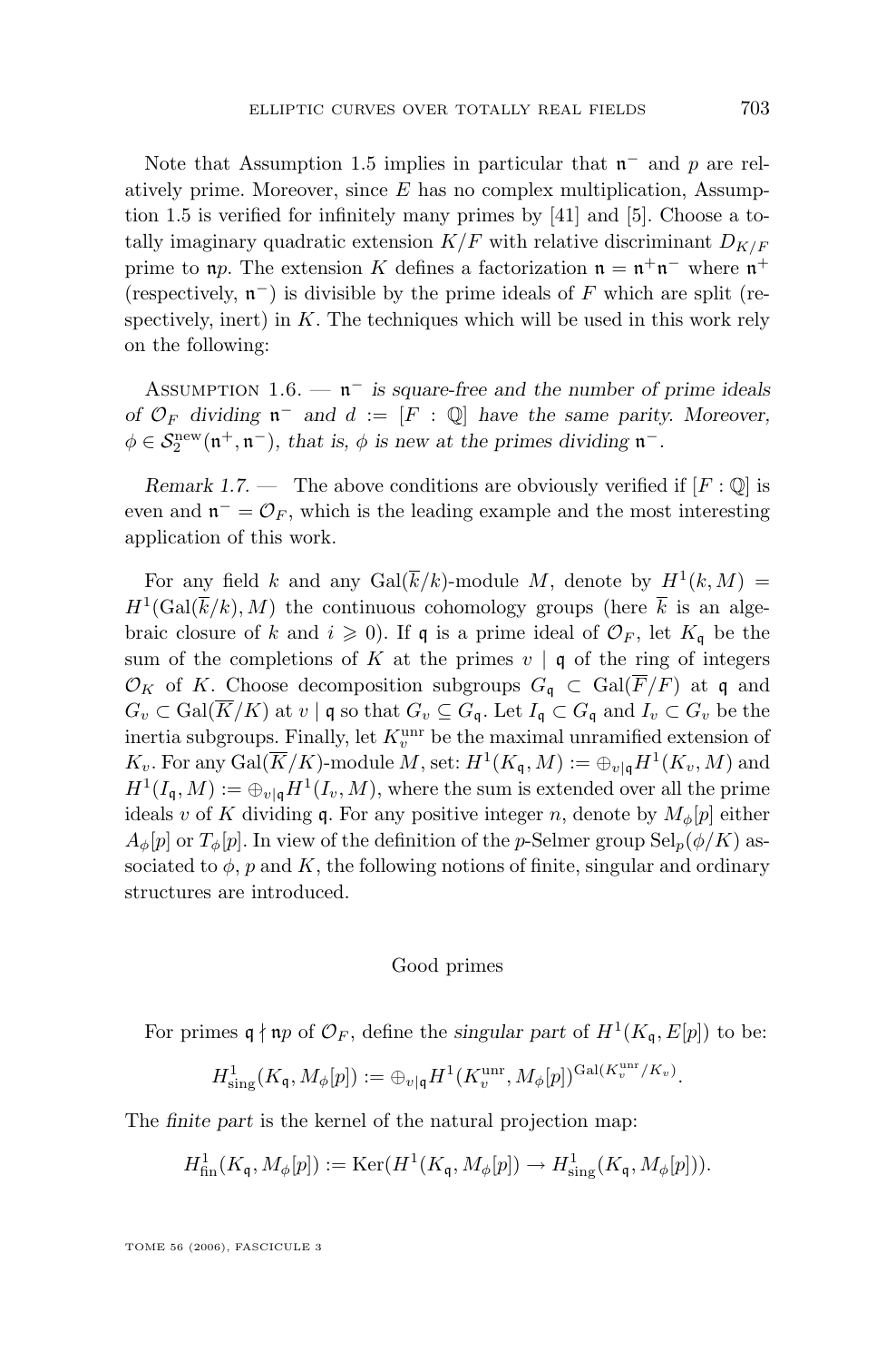Note that Assumption 1.5 implies in particular that $\mathfrak{n}^-$ and $p$ are relatively prime. Moreover, since $E$ has no complex multiplication, Assumption 1.5 is verified for infinitely many primes by [41] and [5]. Choose a totally imaginary quadratic extension $K/F$ with relative discriminant $D_{K/F}$ prime to $\mathfrak{n}p$. The extension $K$ defines a factorization $\mathfrak{n} = \mathfrak{n}^+\mathfrak{n}^-$ where $\mathfrak{n}^+$ (respectively, $\mathfrak{n}^-$) is divisible by the prime ideals of $F$ which are split (respectively, inert) in $K$. The techniques which will be used in this work rely on the following:

Assumption 1.6. — *$\mathfrak{n}^-$ is square-free and the number of prime ideals of $\mathcal{O}_F$ dividing $\mathfrak{n}^-$ and $d := [F : \mathbb{Q}]$ have the same parity. Moreover, $\phi \in \mathcal{S}_2^{\text{new}}(\mathfrak{n}^+, \mathfrak{n}^-)$, that is, $\phi$ is new at the primes dividing $\mathfrak{n}^-$.*

*Remark 1.7.* — The above conditions are obviously verified if $[F : \mathbb{Q}]$ is even and $\mathfrak{n}^- = \mathcal{O}_F$, which is the leading example and the most interesting application of this work.

For any field $k$ and any $\mathrm{Gal}(\overline{k}/k)$-module $M$, denote by $H^1(k, M) = H^1(\mathrm{Gal}(\overline{k}/k), M)$ the continuous cohomology groups (here $\overline{k}$ is an algebraic closure of $k$ and $i \geqslant 0$). If $\mathfrak{q}$ is a prime ideal of $\mathcal{O}_F$, let $K_{\mathfrak{q}}$ be the sum of the completions of $K$ at the primes $v \mid \mathfrak{q}$ of the ring of integers $\mathcal{O}_K$ of $K$. Choose decomposition subgroups $G_{\mathfrak{q}} \subset \mathrm{Gal}(\overline{F}/F)$ at $\mathfrak{q}$ and $G_v \subset \mathrm{Gal}(\overline{K}/K)$ at $v \mid \mathfrak{q}$ so that $G_v \subseteq G_{\mathfrak{q}}$. Let $I_{\mathfrak{q}} \subset G_{\mathfrak{q}}$ and $I_v \subset G_v$ be the inertia subgroups. Finally, let $K_v^{\text{unr}}$ be the maximal unramified extension of $K_v$. For any $\mathrm{Gal}(\overline{K}/K)$-module $M$, set: $H^1(K_{\mathfrak{q}}, M) := \oplus_{v|\mathfrak{q}} H^1(K_v, M)$ and $H^1(I_{\mathfrak{q}}, M) := \oplus_{v|\mathfrak{q}} H^1(I_v, M)$, where the sum is extended over all the prime ideals $v$ of $K$ dividing $\mathfrak{q}$. For any positive integer $n$, denote by $M_\phi[p]$ either $A_\phi[p]$ or $T_\phi[p]$. In view of the definition of the $p$-Selmer group $\mathrm{Sel}_p(\phi/K)$ associated to $\phi$, $p$ and $K$, the following notions of finite, singular and ordinary structures are introduced.

## Good primes

For primes $\mathfrak{q} \nmid \mathfrak{n}p$ of $\mathcal{O}_F$, define the *singular part* of $H^1(K_{\mathfrak{q}}, E[p])$ to be:

$$H^1_{\text{sing}}(K_{\mathfrak{q}}, M_\phi[p]) := \oplus_{v|\mathfrak{q}} H^1(K_v^{\text{unr}}, M_\phi[p])^{\mathrm{Gal}(K_v^{\text{unr}}/K_v)}.$$

The *finite part* is the kernel of the natural projection map:

$$H^1_{\text{fin}}(K_{\mathfrak{q}}, M_\phi[p]) := \mathrm{Ker}(H^1(K_{\mathfrak{q}}, M_\phi[p]) \to H^1_{\text{sing}}(K_{\mathfrak{q}}, M_\phi[p])).$$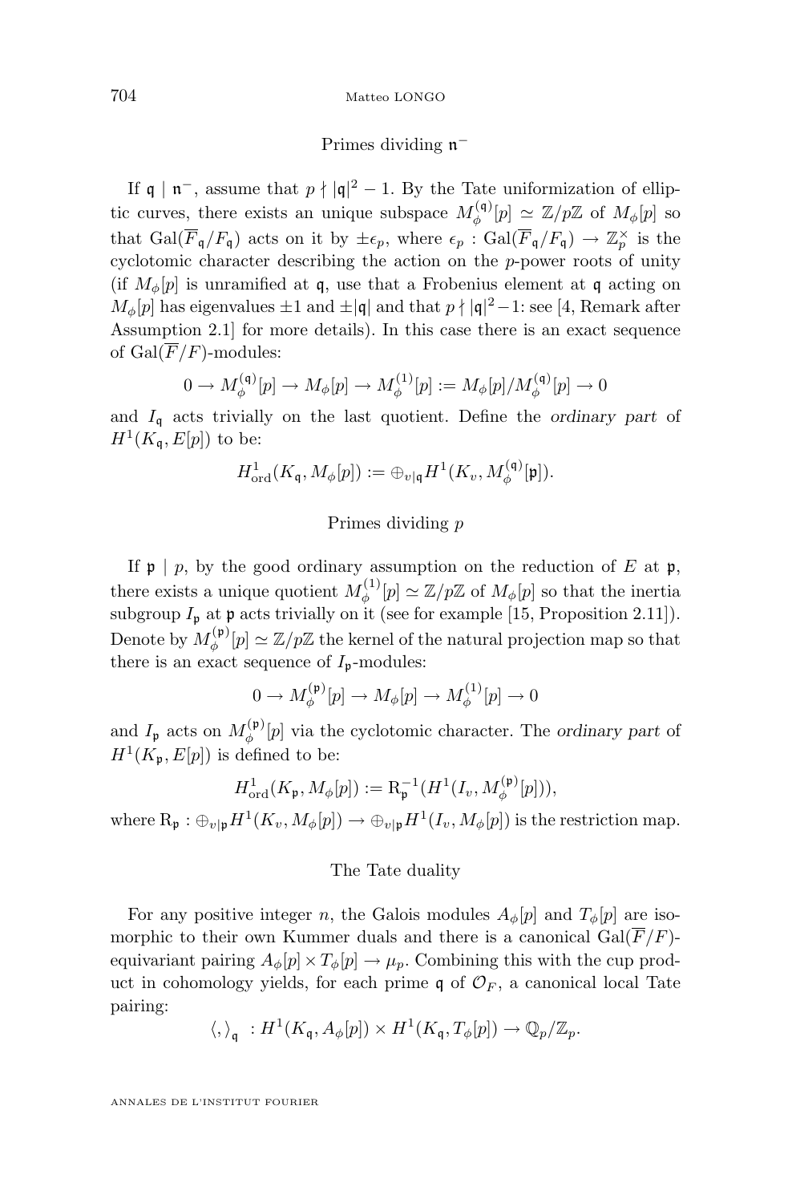### Primes dividing $\mathfrak{n}^-$

If $\mathfrak{q} \mid \mathfrak{n}^-$, assume that $p \nmid |\mathfrak{q}|^2 - 1$. By the Tate uniformization of elliptic curves, there exists an unique subspace $M_\phi^{(\mathfrak{q})}[p] \simeq \mathbb{Z}/p\mathbb{Z}$ of $M_\phi[p]$ so that $\mathrm{Gal}(\overline{F}_\mathfrak{q}/F_\mathfrak{q})$ acts on it by $\pm\epsilon_p$, where $\epsilon_p : \mathrm{Gal}(\overline{F}_\mathfrak{q}/F_\mathfrak{q}) \to \mathbb{Z}_p^\times$ is the cyclotomic character describing the action on the $p$-power roots of unity (if $M_\phi[p]$ is unramified at $\mathfrak{q}$, use that a Frobenius element at $\mathfrak{q}$ acting on $M_\phi[p]$ has eigenvalues $\pm 1$ and $\pm|\mathfrak{q}|$ and that $p \nmid |\mathfrak{q}|^2 - 1$: see [4, Remark after Assumption 2.1] for more details). In this case there is an exact sequence of $\mathrm{Gal}(\overline{F}/F)$-modules:

$$0 \to M_\phi^{(\mathfrak{q})}[p] \to M_\phi[p] \to M_\phi^{(1)}[p] := M_\phi[p]/M_\phi^{(\mathfrak{q})}[p] \to 0$$

and $I_\mathfrak{q}$ acts trivially on the last quotient. Define the *ordinary part* of $H^1(K_\mathfrak{q}, E[p])$ to be:

$$H^1_{\mathrm{ord}}(K_\mathfrak{q}, M_\phi[p]) := \oplus_{v \mid \mathfrak{q}} H^1(K_v, M_\phi^{(\mathfrak{q})}[\mathfrak{p}]).$$

### Primes dividing $p$

If $\mathfrak{p} \mid p$, by the good ordinary assumption on the reduction of $E$ at $\mathfrak{p}$, there exists a unique quotient $M_\phi^{(1)}[p] \simeq \mathbb{Z}/p\mathbb{Z}$ of $M_\phi[p]$ so that the inertia subgroup $I_\mathfrak{p}$ at $\mathfrak{p}$ acts trivially on it (see for example [15, Proposition 2.11]). Denote by $M_\phi^{(\mathfrak{p})}[p] \simeq \mathbb{Z}/p\mathbb{Z}$ the kernel of the natural projection map so that there is an exact sequence of $I_\mathfrak{p}$-modules:

$$0 \to M_\phi^{(\mathfrak{p})}[p] \to M_\phi[p] \to M_\phi^{(1)}[p] \to 0$$

and $I_\mathfrak{p}$ acts on $M_\phi^{(\mathfrak{p})}[p]$ via the cyclotomic character. The *ordinary part* of $H^1(K_\mathfrak{p}, E[p])$ is defined to be:

$$H^1_{\mathrm{ord}}(K_\mathfrak{p}, M_\phi[p]) := \mathrm{R}_\mathfrak{p}^{-1}(H^1(I_v, M_\phi^{(\mathfrak{p})}[p])),$$

where $\mathrm{R}_\mathfrak{p} : \oplus_{v \mid \mathfrak{p}} H^1(K_v, M_\phi[p]) \to \oplus_{v \mid \mathfrak{p}} H^1(I_v, M_\phi[p])$ is the restriction map.

### The Tate duality

For any positive integer $n$, the Galois modules $A_\phi[p]$ and $T_\phi[p]$ are isomorphic to their own Kummer duals and there is a canonical $\mathrm{Gal}(\overline{F}/F)$-equivariant pairing $A_\phi[p] \times T_\phi[p] \to \mu_p$. Combining this with the cup product in cohomology yields, for each prime $\mathfrak{q}$ of $\mathcal{O}_F$, a canonical local Tate pairing:

$$\langle , \rangle_\mathfrak{q} \; : H^1(K_\mathfrak{q}, A_\phi[p]) \times H^1(K_\mathfrak{q}, T_\phi[p]) \to \mathbb{Q}_p/\mathbb{Z}_p.$$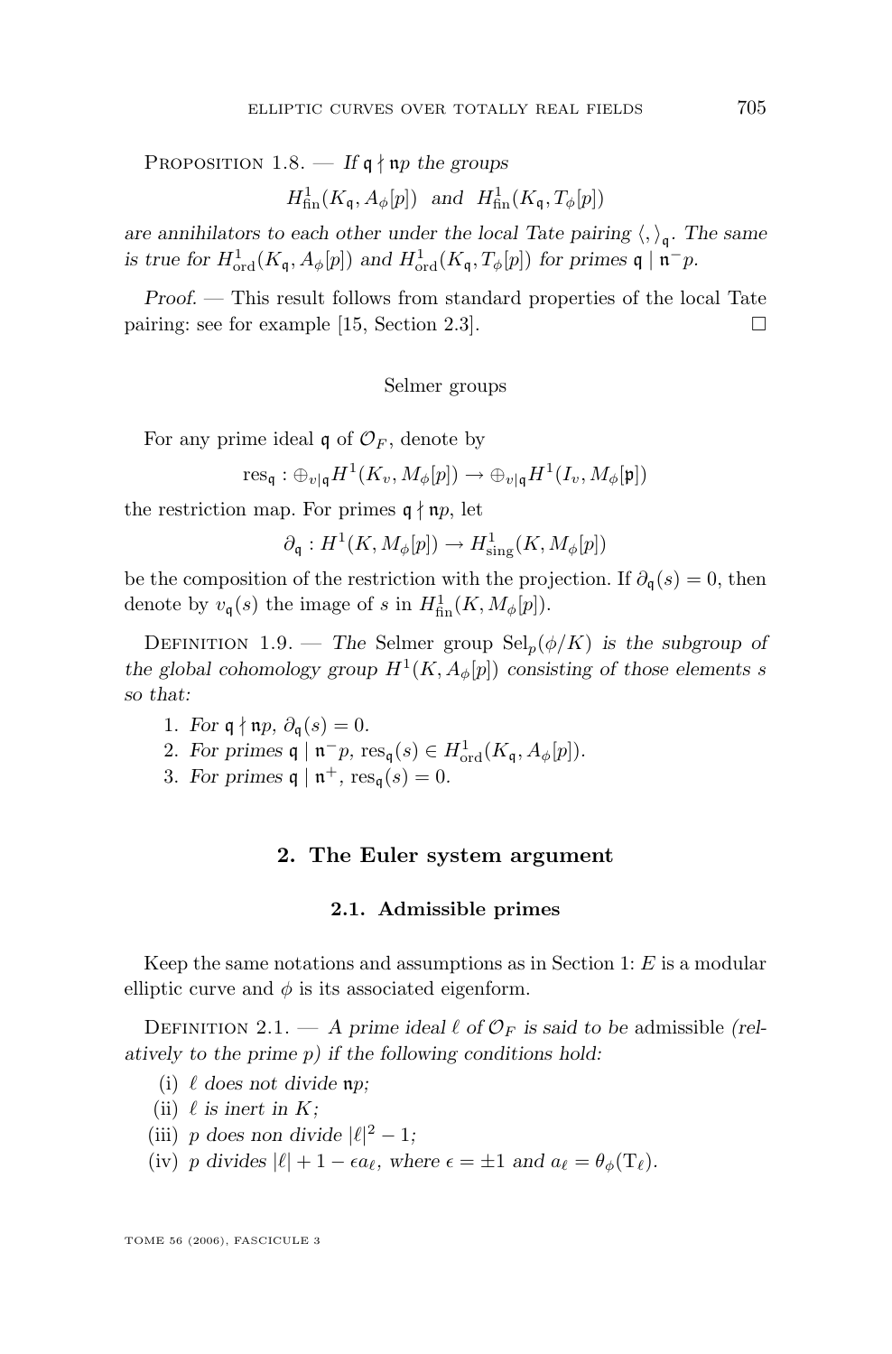Proposition 1.8. — *If $\mathfrak{q} \nmid \mathfrak{n}p$ the groups*

$$H^1_{\mathrm{fin}}(K_{\mathfrak{q}}, A_\phi[p]) \quad \text{and} \quad H^1_{\mathrm{fin}}(K_{\mathfrak{q}}, T_\phi[p])$$

*are annihilators to each other under the local Tate pairing $\langle , \rangle_{\mathfrak{q}}$. The same is true for $H^1_{\mathrm{ord}}(K_{\mathfrak{q}}, A_\phi[p])$ and $H^1_{\mathrm{ord}}(K_{\mathfrak{q}}, T_\phi[p])$ for primes $\mathfrak{q} \mid \mathfrak{n}^- p$.*

*Proof.* — This result follows from standard properties of the local Tate pairing: see for example [15, Section 2.3]. □

Selmer groups

For any prime ideal $\mathfrak{q}$ of $\mathcal{O}_F$, denote by

$$\mathrm{res}_{\mathfrak{q}} : \oplus_{v|\mathfrak{q}} H^1(K_v, M_\phi[p]) \to \oplus_{v|\mathfrak{q}} H^1(I_v, M_\phi[\mathfrak{p}])$$

the restriction map. For primes $\mathfrak{q} \nmid \mathfrak{n}p$, let

$$\partial_{\mathfrak{q}} : H^1(K, M_\phi[p]) \to H^1_{\mathrm{sing}}(K, M_\phi[p])$$

be the composition of the restriction with the projection. If $\partial_{\mathfrak{q}}(s) = 0$, then denote by $v_{\mathfrak{q}}(s)$ the image of $s$ in $H^1_{\mathrm{fin}}(K, M_\phi[p])$.

Definition 1.9. — *The* Selmer group $\mathrm{Sel}_p(\phi/K)$ *is the subgroup of the global cohomology group $H^1(K, A_\phi[p])$ consisting of those elements $s$ so that:*

1. *For $\mathfrak{q} \nmid \mathfrak{n}p$, $\partial_{\mathfrak{q}}(s) = 0$.*
2. *For primes $\mathfrak{q} \mid \mathfrak{n}^- p$, $\mathrm{res}_{\mathfrak{q}}(s) \in H^1_{\mathrm{ord}}(K_{\mathfrak{q}}, A_\phi[p])$.*
3. *For primes $\mathfrak{q} \mid \mathfrak{n}^+$, $\mathrm{res}_{\mathfrak{q}}(s) = 0$.*

## 2. The Euler system argument

### 2.1. Admissible primes

Keep the same notations and assumptions as in Section 1: $E$ is a modular elliptic curve and $\phi$ is its associated eigenform.

Definition 2.1. — *A prime ideal $\ell$ of $\mathcal{O}_F$ is said to be* admissible *(relatively to the prime $p$) if the following conditions hold:*

(i) *$\ell$ does not divide $\mathfrak{n}p$;*
(ii) *$\ell$ is inert in $K$;*
(iii) *$p$ does non divide $|\ell|^2 - 1$;*
(iv) *$p$ divides $|\ell| + 1 - \epsilon a_\ell$, where $\epsilon = \pm 1$ and $a_\ell = \theta_\phi(\mathrm{T}_\ell)$.*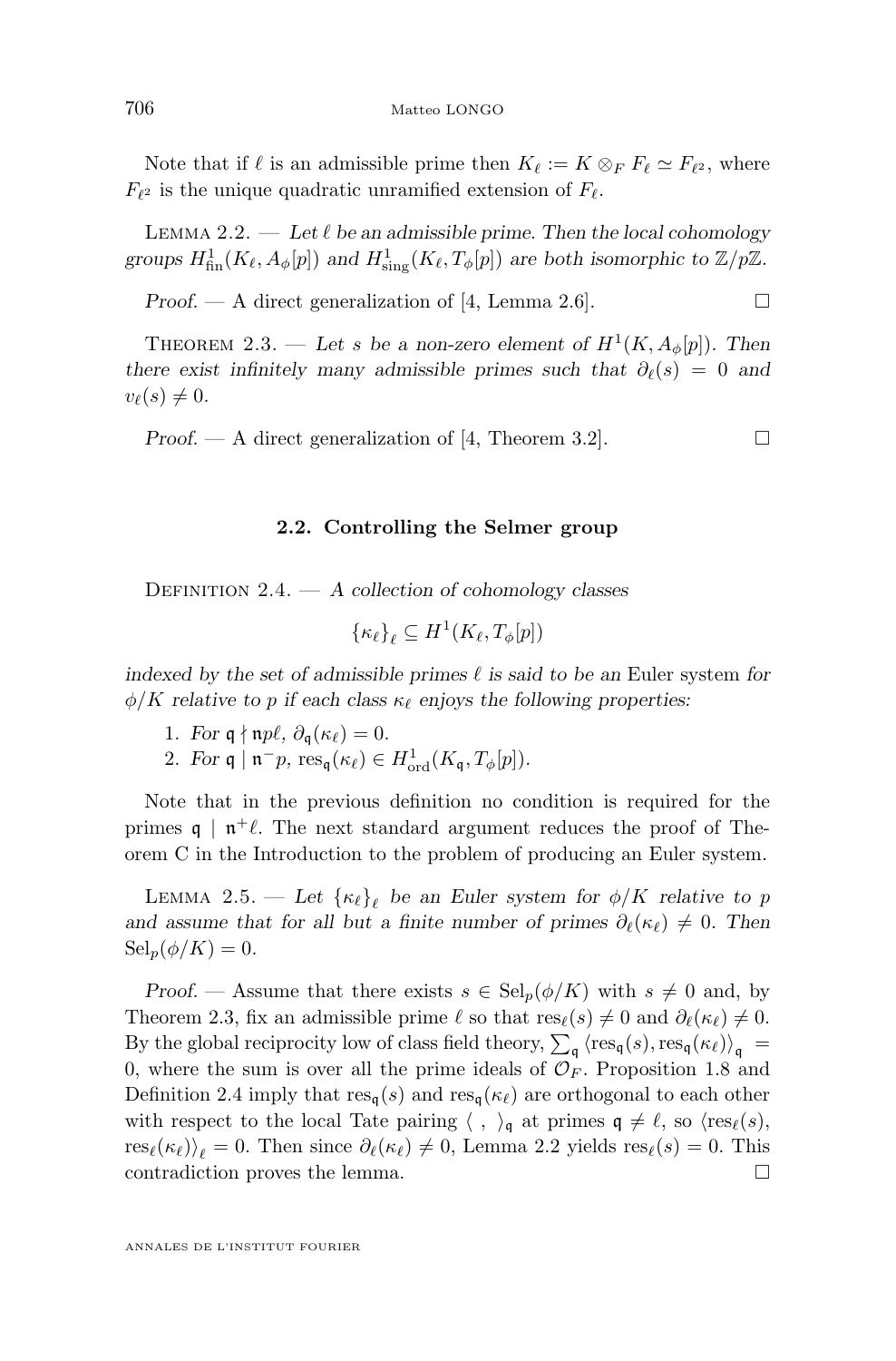Note that if $\ell$ is an admissible prime then $K_\ell := K \otimes_F F_\ell \simeq F_{\ell^2}$, where $F_{\ell^2}$ is the unique quadratic unramified extension of $F_\ell$.

Lemma 2.2. — *Let $\ell$ be an admissible prime. Then the local cohomology groups $H^1_{\mathrm{fin}}(K_\ell, A_\phi[p])$ and $H^1_{\mathrm{sing}}(K_\ell, T_\phi[p])$ are both isomorphic to $\mathbb{Z}/p\mathbb{Z}$.*

*Proof.* — A direct generalization of [4, Lemma 2.6]. □

Theorem 2.3. — *Let $s$ be a non-zero element of $H^1(K, A_\phi[p])$. Then there exist infinitely many admissible primes such that $\partial_\ell(s) = 0$ and $v_\ell(s) \neq 0$.*

*Proof.* — A direct generalization of [4, Theorem 3.2]. □

## 2.2. Controlling the Selmer group

Definition 2.4. — *A collection of cohomology classes*

$$\{\kappa_\ell\}_\ell \subseteq H^1(K_\ell, T_\phi[p])$$

*indexed by the set of admissible primes $\ell$ is said to be an* Euler system *for $\phi/K$ relative to $p$ if each class $\kappa_\ell$ enjoys the following properties:*

1. *For $\mathfrak{q} \nmid \mathfrak{n}p\ell$, $\partial_\mathfrak{q}(\kappa_\ell) = 0$.*
2. *For $\mathfrak{q} \mid \mathfrak{n}^- p$, $\mathrm{res}_\mathfrak{q}(\kappa_\ell) \in H^1_{\mathrm{ord}}(K_\mathfrak{q}, T_\phi[p])$.*

Note that in the previous definition no condition is required for the primes $\mathfrak{q} \mid \mathfrak{n}^+\ell$. The next standard argument reduces the proof of Theorem C in the Introduction to the problem of producing an Euler system.

Lemma 2.5. — *Let $\{\kappa_\ell\}_\ell$ be an Euler system for $\phi/K$ relative to $p$ and assume that for all but a finite number of primes $\partial_\ell(\kappa_\ell) \neq 0$. Then $\mathrm{Sel}_p(\phi/K) = 0$.*

*Proof.* — Assume that there exists $s \in \mathrm{Sel}_p(\phi/K)$ with $s \neq 0$ and, by Theorem 2.3, fix an admissible prime $\ell$ so that $\mathrm{res}_\ell(s) \neq 0$ and $\partial_\ell(\kappa_\ell) \neq 0$. By the global reciprocity low of class field theory, $\sum_\mathfrak{q} \langle \mathrm{res}_\mathfrak{q}(s), \mathrm{res}_\mathfrak{q}(\kappa_\ell)\rangle_\mathfrak{q} = 0$, where the sum is over all the prime ideals of $\mathcal{O}_F$. Proposition 1.8 and Definition 2.4 imply that $\mathrm{res}_\mathfrak{q}(s)$ and $\mathrm{res}_\mathfrak{q}(\kappa_\ell)$ are orthogonal to each other with respect to the local Tate pairing $\langle\ ,\ \rangle_\mathfrak{q}$ at primes $\mathfrak{q} \neq \ell$, so $\langle \mathrm{res}_\ell(s), \mathrm{res}_\ell(\kappa_\ell)\rangle_\ell = 0$. Then since $\partial_\ell(\kappa_\ell) \neq 0$, Lemma 2.2 yields $\mathrm{res}_\ell(s) = 0$. This contradiction proves the lemma. □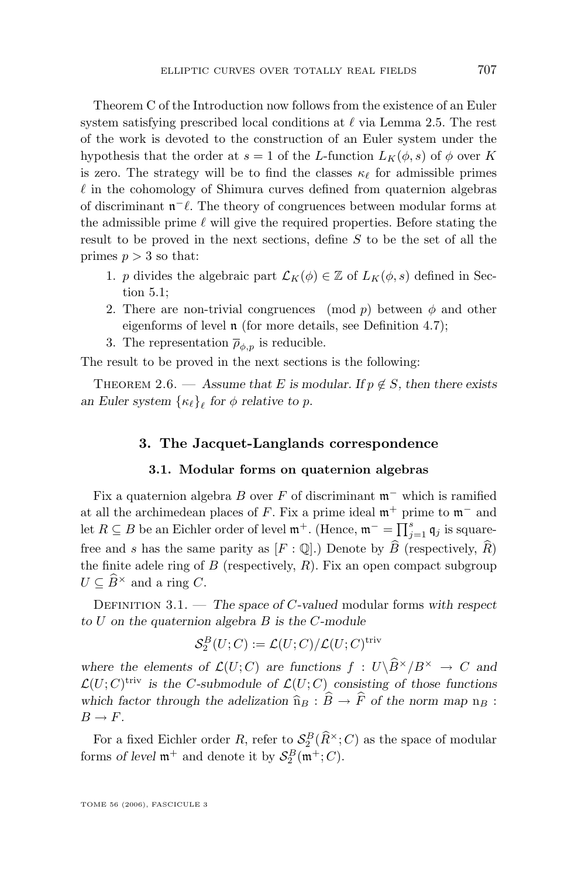Theorem C of the Introduction now follows from the existence of an Euler system satisfying prescribed local conditions at $\ell$ via Lemma 2.5. The rest of the work is devoted to the construction of an Euler system under the hypothesis that the order at $s = 1$ of the $L$-function $L_K(\phi, s)$ of $\phi$ over $K$ is zero. The strategy will be to find the classes $\kappa_\ell$ for admissible primes $\ell$ in the cohomology of Shimura curves defined from quaternion algebras of discriminant $\mathfrak{n}^-\ell$. The theory of congruences between modular forms at the admissible prime $\ell$ will give the required properties. Before stating the result to be proved in the next sections, define $S$ to be the set of all the primes $p > 3$ so that:

1. $p$ divides the algebraic part $\mathcal{L}_K(\phi) \in \mathbb{Z}$ of $L_K(\phi, s)$ defined in Section 5.1;
2. There are non-trivial congruences (mod $p$) between $\phi$ and other eigenforms of level $\mathfrak{n}$ (for more details, see Definition 4.7);
3. The representation $\overline{\rho}_{\phi,p}$ is reducible.

The result to be proved in the next sections is the following:

Theorem 2.6. — *Assume that $E$ is modular. If $p \notin S$, then there exists an Euler system $\{\kappa_\ell\}_\ell$ for $\phi$ relative to $p$.*

## 3. The Jacquet-Langlands correspondence

### 3.1. Modular forms on quaternion algebras

Fix a quaternion algebra $B$ over $F$ of discriminant $\mathfrak{m}^-$ which is ramified at all the archimedean places of $F$. Fix a prime ideal $\mathfrak{m}^+$ prime to $\mathfrak{m}^-$ and let $R \subseteq B$ be an Eichler order of level $\mathfrak{m}^+$. (Hence, $\mathfrak{m}^- = \prod_{j=1}^{s} \mathfrak{q}_j$ is square-free and $s$ has the same parity as $[F : \mathbb{Q}]$.) Denote by $\widehat{B}$ (respectively, $\widehat{R}$) the finite adele ring of $B$ (respectively, $R$). Fix an open compact subgroup $U \subseteq \widehat{B}^\times$ and a ring $C$.

Definition 3.1. — *The space of $C$-valued* modular forms *with respect to $U$ on the quaternion algebra $B$ is the $C$-module*

$$\mathcal{S}_2^B(U; C) := \mathcal{L}(U; C)/\mathcal{L}(U; C)^{\mathrm{triv}}$$

*where the elements of $\mathcal{L}(U; C)$ are functions $f : U\backslash\widehat{B}^\times/B^\times \to C$ and $\mathcal{L}(U; C)^{\mathrm{triv}}$ is the $C$-submodule of $\mathcal{L}(U; C)$ consisting of those functions which factor through the adelization $\widehat{\mathrm{n}}_B : \widehat{B} \to \widehat{F}$ of the norm map $\mathrm{n}_B : B \to F$.*

For a fixed Eichler order $R$, refer to $\mathcal{S}_2^B(\widehat{R}^\times; C)$ as the space of modular forms *of level* $\mathfrak{m}^+$ and denote it by $\mathcal{S}_2^B(\mathfrak{m}^+; C)$.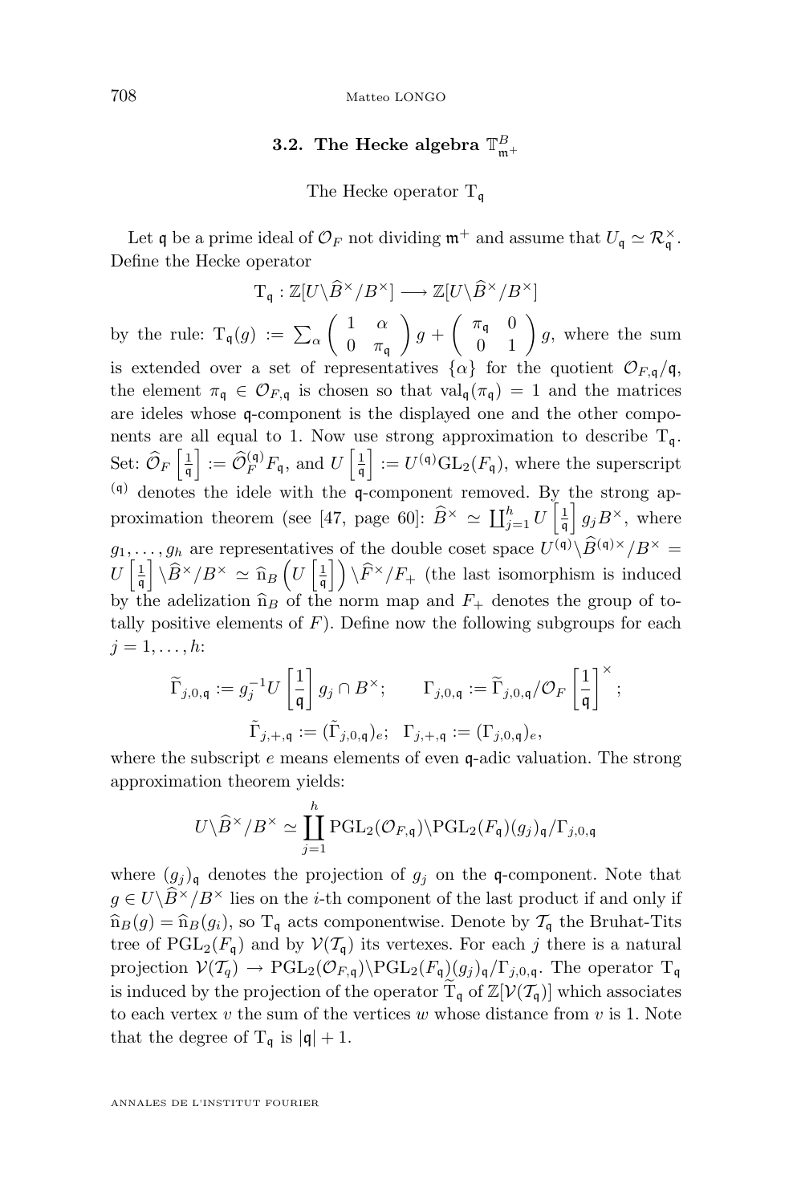### 3.2. The Hecke algebra $\mathbb{T}^B_{\mathfrak{m}^+}$

The Hecke operator $\mathrm{T}_\mathfrak{q}$

Let $\mathfrak{q}$ be a prime ideal of $\mathcal{O}_F$ not dividing $\mathfrak{m}^+$ and assume that $U_\mathfrak{q} \simeq \mathcal{R}_\mathfrak{q}^\times$. Define the Hecke operator

$$\mathrm{T}_\mathfrak{q} : \mathbb{Z}[U\backslash\widehat{B}^\times/B^\times] \longrightarrow \mathbb{Z}[U\backslash\widehat{B}^\times/B^\times]$$

by the rule: $\mathrm{T}_\mathfrak{q}(g) := \sum_\alpha \begin{pmatrix} 1 & \alpha \\ 0 & \pi_\mathfrak{q} \end{pmatrix} g + \begin{pmatrix} \pi_\mathfrak{q} & 0 \\ 0 & 1 \end{pmatrix} g$, where the sum is extended over a set of representatives $\{\alpha\}$ for the quotient $\mathcal{O}_{F,\mathfrak{q}}/\mathfrak{q}$, the element $\pi_\mathfrak{q} \in \mathcal{O}_{F,\mathfrak{q}}$ is chosen so that $\mathrm{val}_\mathfrak{q}(\pi_\mathfrak{q}) = 1$ and the matrices are ideles whose $\mathfrak{q}$-component is the displayed one and the other components are all equal to 1. Now use strong approximation to describe $\mathrm{T}_\mathfrak{q}$. Set: $\widehat{\mathcal{O}}_F\left[\frac{1}{\mathfrak{q}}\right] := \widehat{\mathcal{O}}_F^{(\mathfrak{q})}F_\mathfrak{q}$, and $U\left[\frac{1}{\mathfrak{q}}\right] := U^{(\mathfrak{q})}\mathrm{GL}_2(F_\mathfrak{q})$, where the superscript ${}^{(\mathfrak{q})}$ denotes the idele with the $\mathfrak{q}$-component removed. By the strong approximation theorem (see [47, page 60]: $\widehat{B}^\times \simeq \coprod_{j=1}^h U\left[\frac{1}{\mathfrak{q}}\right] g_j B^\times$, where $g_1, \dots, g_h$ are representatives of the double coset space $U^{(\mathfrak{q})}\backslash\widehat{B}^{(\mathfrak{q})\times}/B^\times = U\left[\frac{1}{\mathfrak{q}}\right]\backslash\widehat{B}^\times/B^\times \simeq \widehat{\mathrm{n}}_B\left(U\left[\frac{1}{\mathfrak{q}}\right]\right)\backslash\widehat{F}^\times/F_+$ (the last isomorphism is induced by the adelization $\widehat{\mathrm{n}}_B$ of the norm map and $F_+$ denotes the group of totally positive elements of $F$). Define now the following subgroups for each $j = 1, \dots, h$:

$$\widetilde{\Gamma}_{j,0,\mathfrak{q}} := g_j^{-1}U\left[\frac{1}{\mathfrak{q}}\right]g_j \cap B^\times; \qquad \Gamma_{j,0,\mathfrak{q}} := \widetilde{\Gamma}_{j,0,\mathfrak{q}}/\mathcal{O}_F\left[\frac{1}{\mathfrak{q}}\right]^\times;$$

$$\tilde{\Gamma}_{j,+,\mathfrak{q}} := (\tilde{\Gamma}_{j,0,\mathfrak{q}})_e; \;\; \Gamma_{j,+,\mathfrak{q}} := (\Gamma_{j,0,\mathfrak{q}})_e,$$

where the subscript $e$ means elements of even $\mathfrak{q}$-adic valuation. The strong approximation theorem yields:

$$U\backslash\widehat{B}^\times/B^\times \simeq \coprod_{j=1}^h \mathrm{PGL}_2(\mathcal{O}_{F,\mathfrak{q}})\backslash\mathrm{PGL}_2(F_\mathfrak{q})(g_j)_\mathfrak{q}/\Gamma_{j,0,\mathfrak{q}}$$

where $(g_j)_\mathfrak{q}$ denotes the projection of $g_j$ on the $\mathfrak{q}$-component. Note that $g \in U\backslash\widehat{B}^\times/B^\times$ lies on the $i$-th component of the last product if and only if $\widehat{\mathrm{n}}_B(g) = \widehat{\mathrm{n}}_B(g_i)$, so $\mathrm{T}_\mathfrak{q}$ acts componentwise. Denote by $\mathcal{T}_\mathfrak{q}$ the Bruhat-Tits tree of $\mathrm{PGL}_2(F_\mathfrak{q})$ and by $\mathcal{V}(\mathcal{T}_\mathfrak{q})$ its vertexes. For each $j$ there is a natural projection $\mathcal{V}(\mathcal{T}_q) \to \mathrm{PGL}_2(\mathcal{O}_{F,\mathfrak{q}})\backslash\mathrm{PGL}_2(F_\mathfrak{q})(g_j)_\mathfrak{q}/\Gamma_{j,0,\mathfrak{q}}$. The operator $\mathrm{T}_\mathfrak{q}$ is induced by the projection of the operator $\widetilde{\mathrm{T}}_\mathfrak{q}$ of $\mathbb{Z}[\mathcal{V}(\mathcal{T}_\mathfrak{q})]$ which associates to each vertex $v$ the sum of the vertices $w$ whose distance from $v$ is 1. Note that the degree of $\mathrm{T}_\mathfrak{q}$ is $|\mathfrak{q}| + 1$.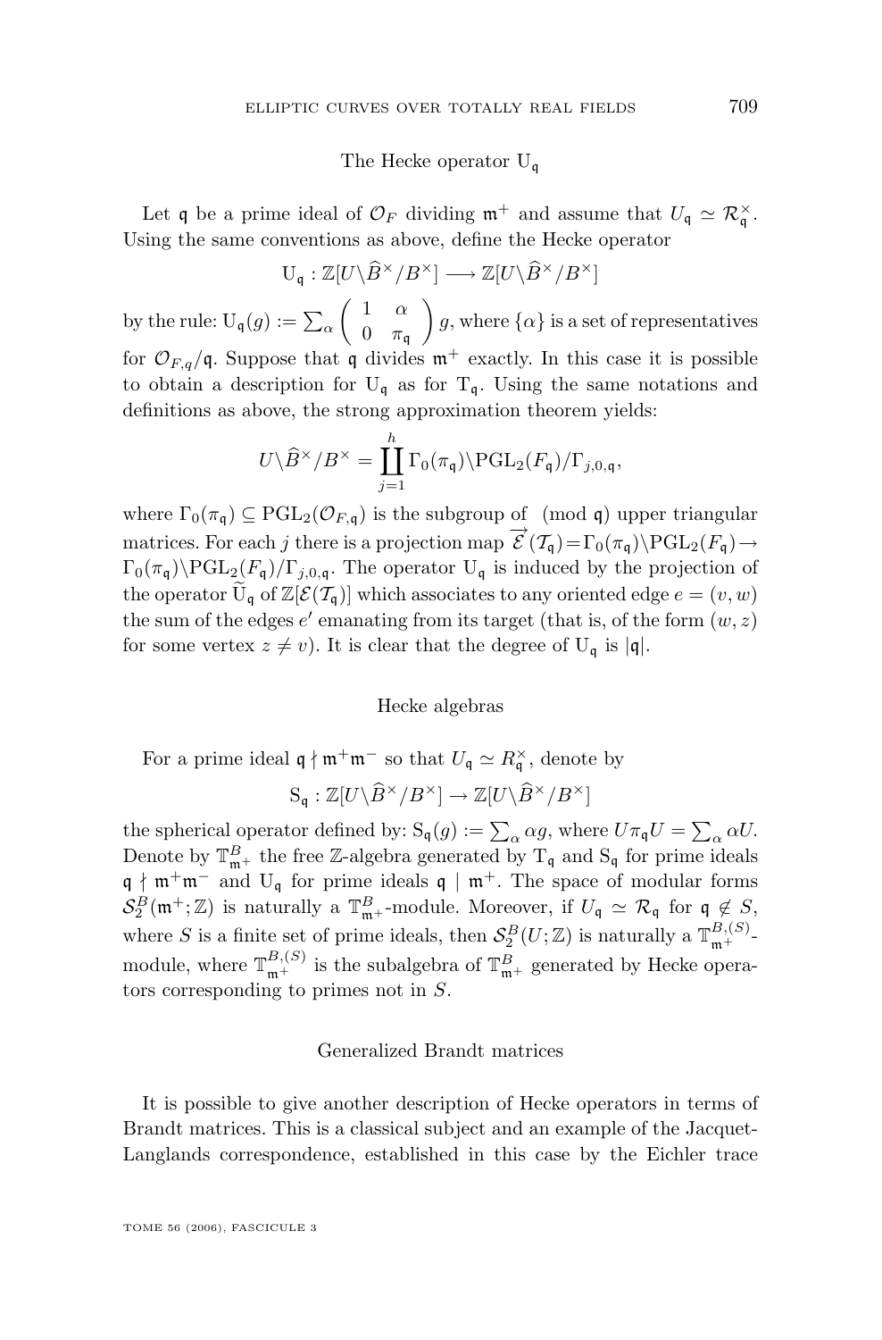### The Hecke operator $\mathrm{U}_{\mathfrak{q}}$

Let $\mathfrak{q}$ be a prime ideal of $\mathcal{O}_F$ dividing $\mathfrak{m}^+$ and assume that $U_{\mathfrak{q}} \simeq \mathcal{R}_{\mathfrak{q}}^{\times}$. Using the same conventions as above, define the Hecke operator

$$\mathrm{U}_{\mathfrak{q}} : \mathbb{Z}[U\backslash\widehat{B}^{\times}/B^{\times}] \longrightarrow \mathbb{Z}[U\backslash\widehat{B}^{\times}/B^{\times}]$$

by the rule: $\mathrm{U}_{\mathfrak{q}}(g) := \sum_{\alpha} \begin{pmatrix} 1 & \alpha \\ 0 & \pi_{\mathfrak{q}} \end{pmatrix} g$, where $\{\alpha\}$ is a set of representatives for $\mathcal{O}_{F,q}/\mathfrak{q}$. Suppose that $\mathfrak{q}$ divides $\mathfrak{m}^+$ exactly. In this case it is possible to obtain a description for $\mathrm{U}_{\mathfrak{q}}$ as for $\mathrm{T}_{\mathfrak{q}}$. Using the same notations and definitions as above, the strong approximation theorem yields:

$$U\backslash\widehat{B}^{\times}/B^{\times} = \coprod_{j=1}^{h} \Gamma_0(\pi_{\mathfrak{q}})\backslash\mathrm{PGL}_2(F_{\mathfrak{q}})/\Gamma_{j,0,\mathfrak{q}},$$

where $\Gamma_0(\pi_{\mathfrak{q}}) \subseteq \mathrm{PGL}_2(\mathcal{O}_{F,\mathfrak{q}})$ is the subgroup of $\pmod{\mathfrak{q}}$ upper triangular matrices. For each $j$ there is a projection map $\overrightarrow{\mathcal{E}}(\mathcal{T}_{\mathfrak{q}}) = \Gamma_0(\pi_{\mathfrak{q}})\backslash\mathrm{PGL}_2(F_{\mathfrak{q}}) \to \Gamma_0(\pi_{\mathfrak{q}})\backslash\mathrm{PGL}_2(F_{\mathfrak{q}})/\Gamma_{j,0,\mathfrak{q}}$. The operator $\mathrm{U}_{\mathfrak{q}}$ is induced by the projection of the operator $\widetilde{\mathrm{U}}_{\mathfrak{q}}$ of $\mathbb{Z}[\mathcal{E}(\mathcal{T}_{\mathfrak{q}})]$ which associates to any oriented edge $e = (v, w)$ the sum of the edges $e'$ emanating from its target (that is, of the form $(w, z)$ for some vertex $z \neq v$). It is clear that the degree of $\mathrm{U}_{\mathfrak{q}}$ is $|\mathfrak{q}|$.

### Hecke algebras

For a prime ideal $\mathfrak{q} \nmid \mathfrak{m}^+\mathfrak{m}^-$ so that $U_{\mathfrak{q}} \simeq R_{\mathfrak{q}}^{\times}$, denote by

$$\mathrm{S}_{\mathfrak{q}} : \mathbb{Z}[U\backslash\widehat{B}^{\times}/B^{\times}] \to \mathbb{Z}[U\backslash\widehat{B}^{\times}/B^{\times}]$$

the spherical operator defined by: $\mathrm{S}_{\mathfrak{q}}(g) := \sum_{\alpha} \alpha g$, where $U\pi_{\mathfrak{q}}U = \sum_{\alpha} \alpha U$. Denote by $\mathbb{T}^{B}_{\mathfrak{m}^+}$ the free $\mathbb{Z}$-algebra generated by $\mathrm{T}_{\mathfrak{q}}$ and $\mathrm{S}_{\mathfrak{q}}$ for prime ideals $\mathfrak{q} \nmid \mathfrak{m}^+\mathfrak{m}^-$ and $\mathrm{U}_{\mathfrak{q}}$ for prime ideals $\mathfrak{q} \mid \mathfrak{m}^+$. The space of modular forms $\mathcal{S}_2^B(\mathfrak{m}^+;\mathbb{Z})$ is naturally a $\mathbb{T}^{B}_{\mathfrak{m}^+}$-module. Moreover, if $U_{\mathfrak{q}} \simeq \mathcal{R}_{\mathfrak{q}}$ for $\mathfrak{q} \notin S$, where $S$ is a finite set of prime ideals, then $\mathcal{S}_2^B(U;\mathbb{Z})$ is naturally a $\mathbb{T}^{B,(S)}_{\mathfrak{m}^+}$-module, where $\mathbb{T}^{B,(S)}_{\mathfrak{m}^+}$ is the subalgebra of $\mathbb{T}^{B}_{\mathfrak{m}^+}$ generated by Hecke operators corresponding to primes not in $S$.

### Generalized Brandt matrices

It is possible to give another description of Hecke operators in terms of Brandt matrices. This is a classical subject and an example of the Jacquet-Langlands correspondence, established in this case by the Eichler trace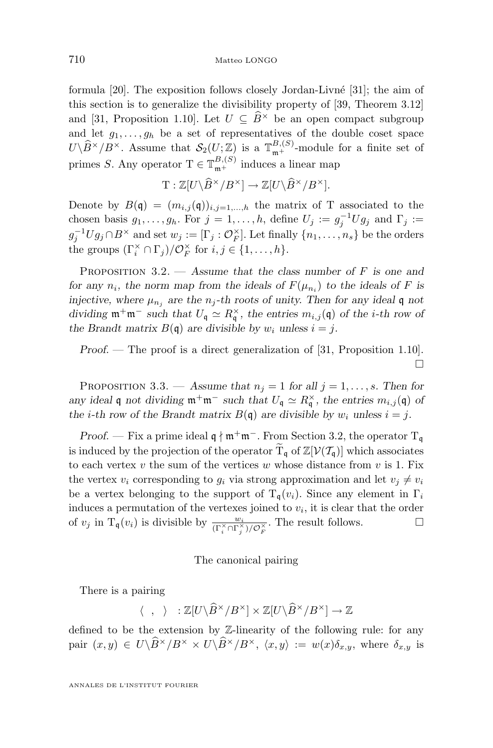formula [20]. The exposition follows closely Jordan-Livné [31]; the aim of this section is to generalize the divisibility property of [39, Theorem 3.12] and [31, Proposition 1.10]. Let $U \subseteq \widehat{B}^\times$ be an open compact subgroup and let $g_1, \ldots, g_h$ be a set of representatives of the double coset space $U\backslash\widehat{B}^\times/B^\times$. Assume that $\mathcal{S}_2(U;\mathbb{Z})$ is a $\mathbb{T}^{B,(S)}_{\mathfrak{m}^+}$-module for a finite set of primes $S$. Any operator $\mathrm{T} \in \mathbb{T}^{B,(S)}_{\mathfrak{m}^+}$ induces a linear map

$$\mathrm{T} : \mathbb{Z}[U\backslash\widehat{B}^\times/B^\times] \to \mathbb{Z}[U\backslash\widehat{B}^\times/B^\times].$$

Denote by $B(\mathfrak{q}) = (m_{i,j}(\mathfrak{q}))_{i,j=1,\ldots,h}$ the matrix of T associated to the chosen basis $g_1, \ldots, g_h$. For $j = 1, \ldots, h$, define $U_j := g_j^{-1}Ug_j$ and $\Gamma_j := g_j^{-1}Ug_j \cap B^\times$ and set $w_j := [\Gamma_j : \mathcal{O}_F^\times]$. Let finally $\{n_1, \ldots, n_s\}$ be the orders the groups $(\Gamma_i^\times \cap \Gamma_j)/\mathcal{O}_F^\times$ for $i, j \in \{1, \ldots, h\}$.

Proposition 3.2. — *Assume that the class number of $F$ is one and for any $n_i$, the norm map from the ideals of $F(\mu_{n_i})$ to the ideals of $F$ is injective, where $\mu_{n_j}$ are the $n_j$-th roots of unity. Then for any ideal $\mathfrak{q}$ not dividing $\mathfrak{m}^+\mathfrak{m}^-$ such that $U_\mathfrak{q} \simeq R_\mathfrak{q}^\times$, the entries $m_{i,j}(\mathfrak{q})$ of the $i$-th row of the Brandt matrix $B(\mathfrak{q})$ are divisible by $w_i$ unless $i = j$.*

*Proof.* — The proof is a direct generalization of [31, Proposition 1.10]. □

Proposition 3.3. — *Assume that $n_j = 1$ for all $j = 1, \ldots, s$. Then for any ideal $\mathfrak{q}$ not dividing $\mathfrak{m}^+\mathfrak{m}^-$ such that $U_\mathfrak{q} \simeq R_\mathfrak{q}^\times$, the entries $m_{i,j}(\mathfrak{q})$ of the $i$-th row of the Brandt matrix $B(\mathfrak{q})$ are divisible by $w_i$ unless $i = j$.*

*Proof.* — Fix a prime ideal $\mathfrak{q} \nmid \mathfrak{m}^+\mathfrak{m}^-$. From Section 3.2, the operator $\mathrm{T}_\mathfrak{q}$ is induced by the projection of the operator $\widetilde{\mathrm{T}}_\mathfrak{q}$ of $\mathbb{Z}[\mathcal{V}(\mathcal{T}_\mathfrak{q})]$ which associates to each vertex $v$ the sum of the vertices $w$ whose distance from $v$ is 1. Fix the vertex $v_i$ corresponding to $g_i$ via strong approximation and let $v_j \neq v_i$ be a vertex belonging to the support of $\mathrm{T}_\mathfrak{q}(v_i)$. Since any element in $\Gamma_i$ induces a permutation of the vertexes joined to $v_i$, it is clear that the order of $v_j$ in $\mathrm{T}_\mathfrak{q}(v_i)$ is divisible by $\frac{w_i}{(\Gamma_i^\times \cap \Gamma_j^\times)/\mathcal{O}_F^\times}$. The result follows. □

## The canonical pairing

There is a pairing

$$\langle \ , \ \rangle \ : \mathbb{Z}[U\backslash\widehat{B}^\times/B^\times] \times \mathbb{Z}[U\backslash\widehat{B}^\times/B^\times] \to \mathbb{Z}$$

defined to be the extension by $\mathbb{Z}$-linearity of the following rule: for any pair $(x, y) \in U\backslash\widehat{B}^\times/B^\times \times U\backslash\widehat{B}^\times/B^\times$, $\langle x, y\rangle := w(x)\delta_{x,y}$, where $\delta_{x,y}$ is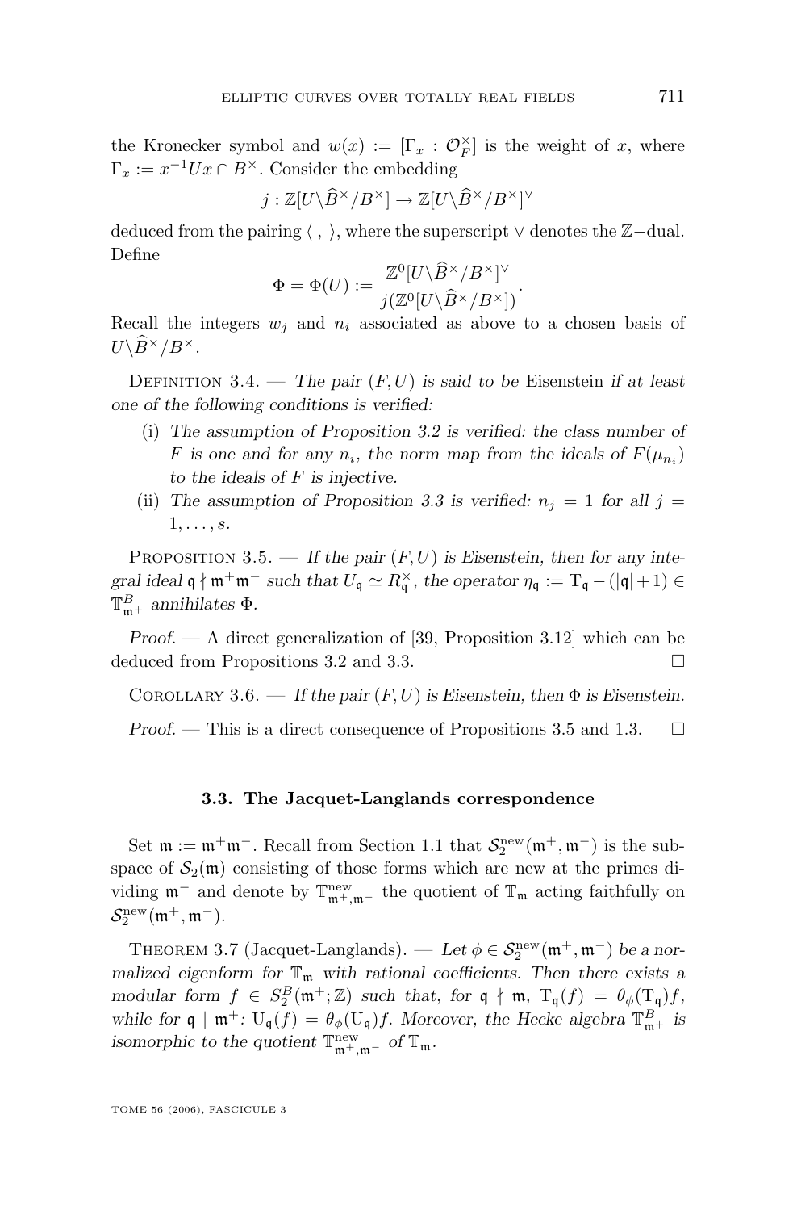the Kronecker symbol and $w(x) := [\Gamma_x : \mathcal{O}_F^\times]$ is the weight of $x$, where $\Gamma_x := x^{-1}Ux \cap B^\times$. Consider the embedding

$$j : \mathbb{Z}[U\backslash\widehat{B}^\times/B^\times] \to \mathbb{Z}[U\backslash\widehat{B}^\times/B^\times]^\vee$$

deduced from the pairing $\langle\ ,\ \rangle$, where the superscript $\vee$ denotes the $\mathbb{Z}-$dual. Define

$$\Phi = \Phi(U) := \frac{\mathbb{Z}^0[U\backslash\widehat{B}^\times/B^\times]^\vee}{j(\mathbb{Z}^0[U\backslash\widehat{B}^\times/B^\times])}.$$

Recall the integers $w_j$ and $n_i$ associated as above to a chosen basis of $U\backslash\widehat{B}^\times/B^\times$.

Definition 3.4. — *The pair $(F, U)$ is said to be* Eisenstein *if at least one of the following conditions is verified:*

(i) *The assumption of Proposition 3.2 is verified: the class number of $F$ is one and for any $n_i$, the norm map from the ideals of $F(\mu_{n_i})$ to the ideals of $F$ is injective.*

(ii) *The assumption of Proposition 3.3 is verified: $n_j = 1$ for all $j = 1, \ldots, s$.*

Proposition 3.5. — *If the pair $(F, U)$ is Eisenstein, then for any integral ideal $\mathfrak{q} \nmid \mathfrak{m}^+\mathfrak{m}^-$ such that $U_\mathfrak{q} \simeq R_\mathfrak{q}^\times$, the operator $\eta_\mathfrak{q} := \mathrm{T}_\mathfrak{q} - (|\mathfrak{q}|+1) \in \mathbb{T}^B_{\mathfrak{m}^+}$ annihilates $\Phi$.*

*Proof.* — A direct generalization of [39, Proposition 3.12] which can be deduced from Propositions 3.2 and 3.3. □

Corollary 3.6. — *If the pair $(F, U)$ is Eisenstein, then $\Phi$ is Eisenstein.*

*Proof.* — This is a direct consequence of Propositions 3.5 and 1.3. □

### 3.3. The Jacquet-Langlands correspondence

Set $\mathfrak{m} := \mathfrak{m}^+\mathfrak{m}^-$. Recall from Section 1.1 that $\mathcal{S}_2^{\mathrm{new}}(\mathfrak{m}^+, \mathfrak{m}^-)$ is the subspace of $\mathcal{S}_2(\mathfrak{m})$ consisting of those forms which are new at the primes dividing $\mathfrak{m}^-$ and denote by $\mathbb{T}^{\mathrm{new}}_{\mathfrak{m}^+,\mathfrak{m}^-}$ the quotient of $\mathbb{T}_\mathfrak{m}$ acting faithfully on $\mathcal{S}_2^{\mathrm{new}}(\mathfrak{m}^+, \mathfrak{m}^-)$.

Theorem 3.7 (Jacquet-Langlands). — *Let $\phi \in \mathcal{S}_2^{\mathrm{new}}(\mathfrak{m}^+, \mathfrak{m}^-)$ be a normalized eigenform for $\mathbb{T}_\mathfrak{m}$ with rational coefficients. Then there exists a modular form $f \in S_2^B(\mathfrak{m}^+; \mathbb{Z})$ such that, for $\mathfrak{q} \nmid \mathfrak{m}$, $\mathrm{T}_\mathfrak{q}(f) = \theta_\phi(\mathrm{T}_\mathfrak{q})f$, while for $\mathfrak{q} \mid \mathfrak{m}^+$: $\mathrm{U}_\mathfrak{q}(f) = \theta_\phi(\mathrm{U}_\mathfrak{q})f$. Moreover, the Hecke algebra $\mathbb{T}^B_{\mathfrak{m}^+}$ is isomorphic to the quotient $\mathbb{T}^{\mathrm{new}}_{\mathfrak{m}^+,\mathfrak{m}^-}$ of $\mathbb{T}_\mathfrak{m}$.*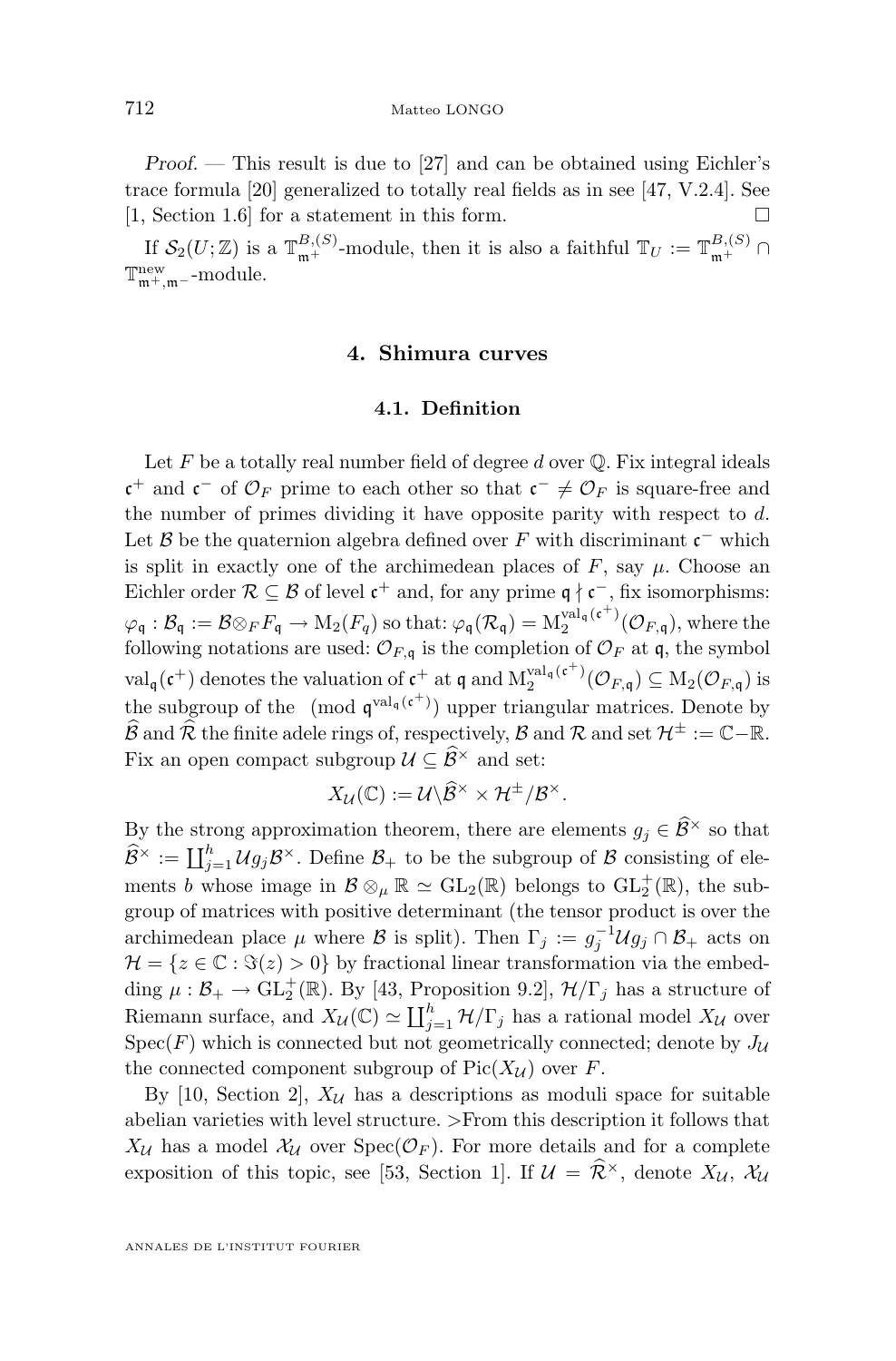*Proof.* — This result is due to [27] and can be obtained using Eichler's trace formula [20] generalized to totally real fields as in see [47, V.2.4]. See [1, Section 1.6] for a statement in this form. □

If $\mathcal{S}_2(U;\mathbb{Z})$ is a $\mathbb{T}^{B,(S)}_{\mathfrak{m}^+}$-module, then it is also a faithful $\mathbb{T}_U := \mathbb{T}^{B,(S)}_{\mathfrak{m}^+} \cap \mathbb{T}^{\mathrm{new}}_{\mathfrak{m}^+,\mathfrak{m}^-}$-module.

## 4. Shimura curves

### 4.1. Definition

Let $F$ be a totally real number field of degree $d$ over $\mathbb{Q}$. Fix integral ideals $\mathfrak{c}^+$ and $\mathfrak{c}^-$ of $\mathcal{O}_F$ prime to each other so that $\mathfrak{c}^- \neq \mathcal{O}_F$ is square-free and the number of primes dividing it have opposite parity with respect to $d$. Let $\mathcal{B}$ be the quaternion algebra defined over $F$ with discriminant $\mathfrak{c}^-$ which is split in exactly one of the archimedean places of $F$, say $\mu$. Choose an Eichler order $\mathcal{R} \subseteq \mathcal{B}$ of level $\mathfrak{c}^+$ and, for any prime $\mathfrak{q} \nmid \mathfrak{c}^-$, fix isomorphisms: $\varphi_\mathfrak{q} : \mathcal{B}_\mathfrak{q} := \mathcal{B} \otimes_F F_\mathfrak{q} \to \mathrm{M}_2(F_q)$ so that: $\varphi_\mathfrak{q}(\mathcal{R}_\mathfrak{q}) = \mathrm{M}_2^{\mathrm{val}_\mathfrak{q}(\mathfrak{c}^+)}(\mathcal{O}_{F,\mathfrak{q}})$, where the following notations are used: $\mathcal{O}_{F,\mathfrak{q}}$ is the completion of $\mathcal{O}_F$ at $\mathfrak{q}$, the symbol $\mathrm{val}_\mathfrak{q}(\mathfrak{c}^+)$ denotes the valuation of $\mathfrak{c}^+$ at $\mathfrak{q}$ and $\mathrm{M}_2^{\mathrm{val}_\mathfrak{q}(\mathfrak{c}^+)}(\mathcal{O}_{F,\mathfrak{q}}) \subseteq \mathrm{M}_2(\mathcal{O}_{F,\mathfrak{q}})$ is the subgroup of the $\pmod{\mathfrak{q}^{\mathrm{val}_\mathfrak{q}(\mathfrak{c}^+)}}$ upper triangular matrices. Denote by $\widehat{\mathcal{B}}$ and $\widehat{\mathcal{R}}$ the finite adele rings of, respectively, $\mathcal{B}$ and $\mathcal{R}$ and set $\mathcal{H}^\pm := \mathbb{C} - \mathbb{R}$. Fix an open compact subgroup $\mathcal{U} \subseteq \widehat{\mathcal{B}}^\times$ and set:

$$X_\mathcal{U}(\mathbb{C}) := \mathcal{U} \backslash \widehat{\mathcal{B}}^\times \times \mathcal{H}^\pm / \mathcal{B}^\times.$$

By the strong approximation theorem, there are elements $g_j \in \widehat{\mathcal{B}}^\times$ so that $\widehat{\mathcal{B}}^\times := \coprod_{j=1}^h \mathcal{U} g_j \mathcal{B}^\times$. Define $\mathcal{B}_+$ to be the subgroup of $\mathcal{B}$ consisting of elements $b$ whose image in $\mathcal{B} \otimes_\mu \mathbb{R} \simeq \mathrm{GL}_2(\mathbb{R})$ belongs to $\mathrm{GL}_2^+(\mathbb{R})$, the subgroup of matrices with positive determinant (the tensor product is over the archimedean place $\mu$ where $\mathcal{B}$ is split). Then $\Gamma_j := g_j^{-1} \mathcal{U} g_j \cap \mathcal{B}_+$ acts on $\mathcal{H} = \{z \in \mathbb{C} : \Im(z) > 0\}$ by fractional linear transformation via the embedding $\mu : \mathcal{B}_+ \to \mathrm{GL}_2^+(\mathbb{R})$. By [43, Proposition 9.2], $\mathcal{H}/\Gamma_j$ has a structure of Riemann surface, and $X_\mathcal{U}(\mathbb{C}) \simeq \coprod_{j=1}^h \mathcal{H}/\Gamma_j$ has a rational model $X_\mathcal{U}$ over $\mathrm{Spec}(F)$ which is connected but not geometrically connected; denote by $J_\mathcal{U}$ the connected component subgroup of $\mathrm{Pic}(X_\mathcal{U})$ over $F$.

By [10, Section 2], $X_\mathcal{U}$ has a descriptions as moduli space for suitable abelian varieties with level structure. >From this description it follows that $X_\mathcal{U}$ has a model $\mathcal{X}_\mathcal{U}$ over $\mathrm{Spec}(\mathcal{O}_F)$. For more details and for a complete exposition of this topic, see [53, Section 1]. If $\mathcal{U} = \widehat{\mathcal{R}}^\times$, denote $X_\mathcal{U}$, $\mathcal{X}_\mathcal{U}$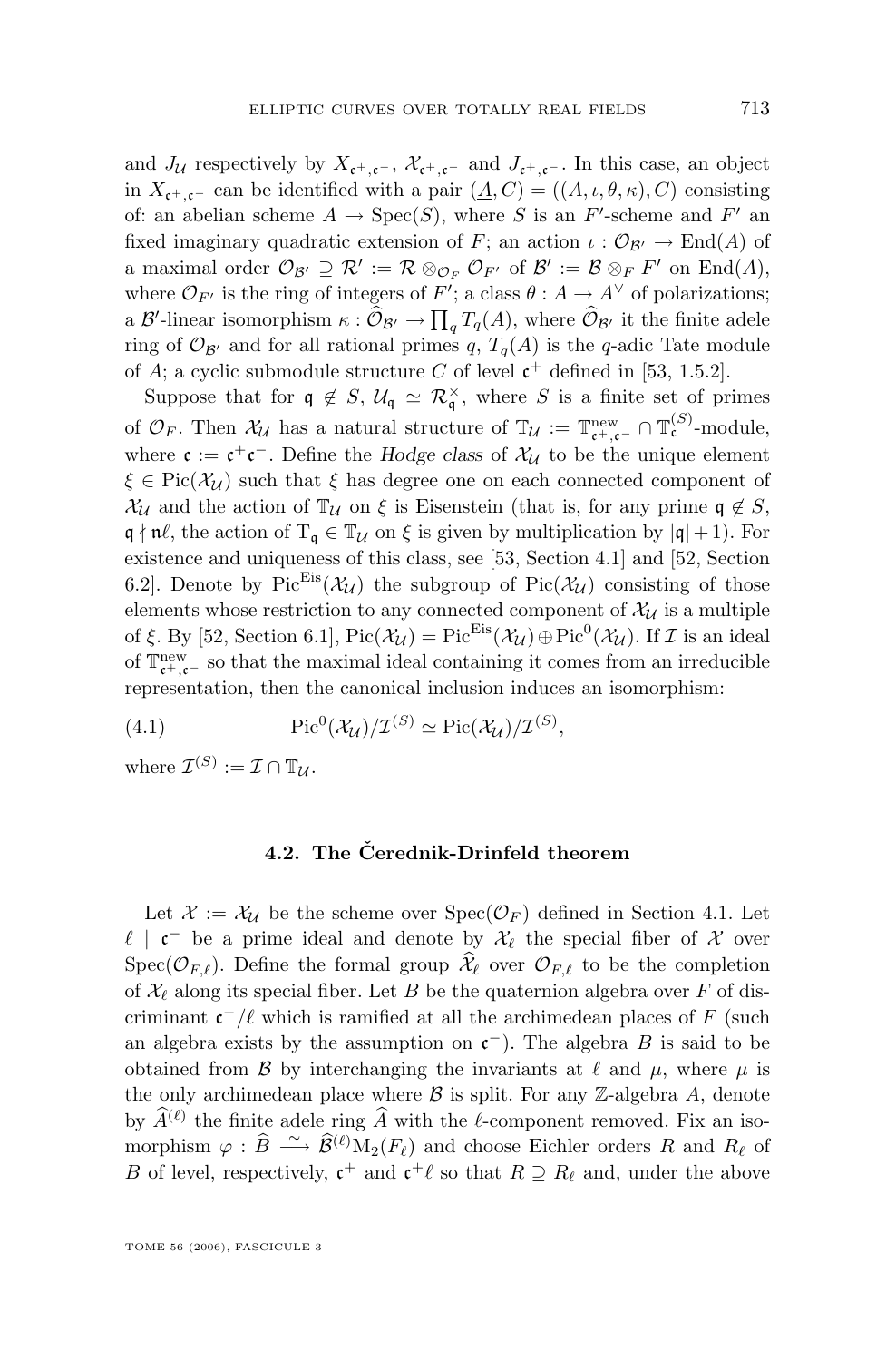and $J_{\mathcal{U}}$ respectively by $X_{\mathfrak{c}^+,\mathfrak{c}^-}$, $\mathcal{X}_{\mathfrak{c}^+,\mathfrak{c}^-}$ and $J_{\mathfrak{c}^+,\mathfrak{c}^-}$. In this case, an object in $X_{\mathfrak{c}^+,\mathfrak{c}^-}$ can be identified with a pair $(\underline{A}, C) = ((A, \iota, \theta, \kappa), C)$ consisting of: an abelian scheme $A \to \operatorname{Spec}(S)$, where $S$ is an $F'$-scheme and $F'$ an fixed imaginary quadratic extension of $F$; an action $\iota : \mathcal{O}_{\mathcal{B}'} \to \operatorname{End}(A)$ of a maximal order $\mathcal{O}_{\mathcal{B}'} \supseteq \mathcal{R}' := \mathcal{R} \otimes_{\mathcal{O}_F} \mathcal{O}_{F'}$ of $\mathcal{B}' := \mathcal{B} \otimes_F F'$ on $\operatorname{End}(A)$, where $\mathcal{O}_{F'}$ is the ring of integers of $F'$; a class $\theta : A \to A^\vee$ of polarizations; a $\mathcal{B}'$-linear isomorphism $\kappa : \widehat{\mathcal{O}}_{\mathcal{B}'} \to \prod_q T_q(A)$, where $\widehat{\mathcal{O}}_{\mathcal{B}'}$ it the finite adele ring of $\mathcal{O}_{\mathcal{B}'}$ and for all rational primes $q$, $T_q(A)$ is the $q$-adic Tate module of $A$; a cyclic submodule structure $C$ of level $\mathfrak{c}^+$ defined in [53, 1.5.2].

Suppose that for $\mathfrak{q} \notin S$, $\mathcal{U}_{\mathfrak{q}} \simeq \mathcal{R}_{\mathfrak{q}}^\times$, where $S$ is a finite set of primes of $\mathcal{O}_F$. Then $\mathcal{X}_{\mathcal{U}}$ has a natural structure of $\mathbb{T}_{\mathcal{U}} := \mathbb{T}^{\mathrm{new}}_{\mathfrak{c}^+,\mathfrak{c}^-} \cap \mathbb{T}^{(S)}_{\mathfrak{c}}$-module, where $\mathfrak{c} := \mathfrak{c}^+\mathfrak{c}^-$. Define the *Hodge class* of $\mathcal{X}_{\mathcal{U}}$ to be the unique element $\xi \in \operatorname{Pic}(\mathcal{X}_{\mathcal{U}})$ such that $\xi$ has degree one on each connected component of $\mathcal{X}_{\mathcal{U}}$ and the action of $\mathbb{T}_{\mathcal{U}}$ on $\xi$ is Eisenstein (that is, for any prime $\mathfrak{q} \notin S$, $\mathfrak{q} \nmid \mathfrak{n}\ell$, the action of $\mathrm{T}_{\mathfrak{q}} \in \mathbb{T}_{\mathcal{U}}$ on $\xi$ is given by multiplication by $|\mathfrak{q}|+1$). For existence and uniqueness of this class, see [53, Section 4.1] and [52, Section 6.2]. Denote by $\operatorname{Pic}^{\mathrm{Eis}}(\mathcal{X}_{\mathcal{U}})$ the subgroup of $\operatorname{Pic}(\mathcal{X}_{\mathcal{U}})$ consisting of those elements whose restriction to any connected component of $\mathcal{X}_{\mathcal{U}}$ is a multiple of $\xi$. By [52, Section 6.1], $\operatorname{Pic}(\mathcal{X}_{\mathcal{U}}) = \operatorname{Pic}^{\mathrm{Eis}}(\mathcal{X}_{\mathcal{U}}) \oplus \operatorname{Pic}^0(\mathcal{X}_{\mathcal{U}})$. If $\mathcal{I}$ is an ideal of $\mathbb{T}^{\mathrm{new}}_{\mathfrak{c}^+,\mathfrak{c}^-}$ so that the maximal ideal containing it comes from an irreducible representation, then the canonical inclusion induces an isomorphism:

$$\operatorname{Pic}^0(\mathcal{X}_{\mathcal{U}})/\mathcal{I}^{(S)} \simeq \operatorname{Pic}(\mathcal{X}_{\mathcal{U}})/\mathcal{I}^{(S)}, \tag{4.1}$$

where $\mathcal{I}^{(S)} := \mathcal{I} \cap \mathbb{T}_{\mathcal{U}}$.

## 4.2. The Čerednik-Drinfeld theorem

Let $\mathcal{X} := \mathcal{X}_{\mathcal{U}}$ be the scheme over $\operatorname{Spec}(\mathcal{O}_F)$ defined in Section 4.1. Let $\ell \mid \mathfrak{c}^-$ be a prime ideal and denote by $\mathcal{X}_\ell$ the special fiber of $\mathcal{X}$ over $\operatorname{Spec}(\mathcal{O}_{F,\ell})$. Define the formal group $\widehat{\mathcal{X}}_\ell$ over $\mathcal{O}_{F,\ell}$ to be the completion of $\mathcal{X}_\ell$ along its special fiber. Let $B$ be the quaternion algebra over $F$ of discriminant $\mathfrak{c}^-/\ell$ which is ramified at all the archimedean places of $F$ (such an algebra exists by the assumption on $\mathfrak{c}^-$). The algebra $B$ is said to be obtained from $\mathcal{B}$ by interchanging the invariants at $\ell$ and $\mu$, where $\mu$ is the only archimedean place where $\mathcal{B}$ is split. For any $\mathbb{Z}$-algebra $A$, denote by $\widehat{A}^{(\ell)}$ the finite adele ring $\widehat{A}$ with the $\ell$-component removed. Fix an isomorphism $\varphi : \widehat{B} \xrightarrow{\sim} \widehat{\mathcal{B}}^{(\ell)}\mathrm{M}_2(F_\ell)$ and choose Eichler orders $R$ and $R_\ell$ of $B$ of level, respectively, $\mathfrak{c}^+$ and $\mathfrak{c}^+\ell$ so that $R \supseteq R_\ell$ and, under the above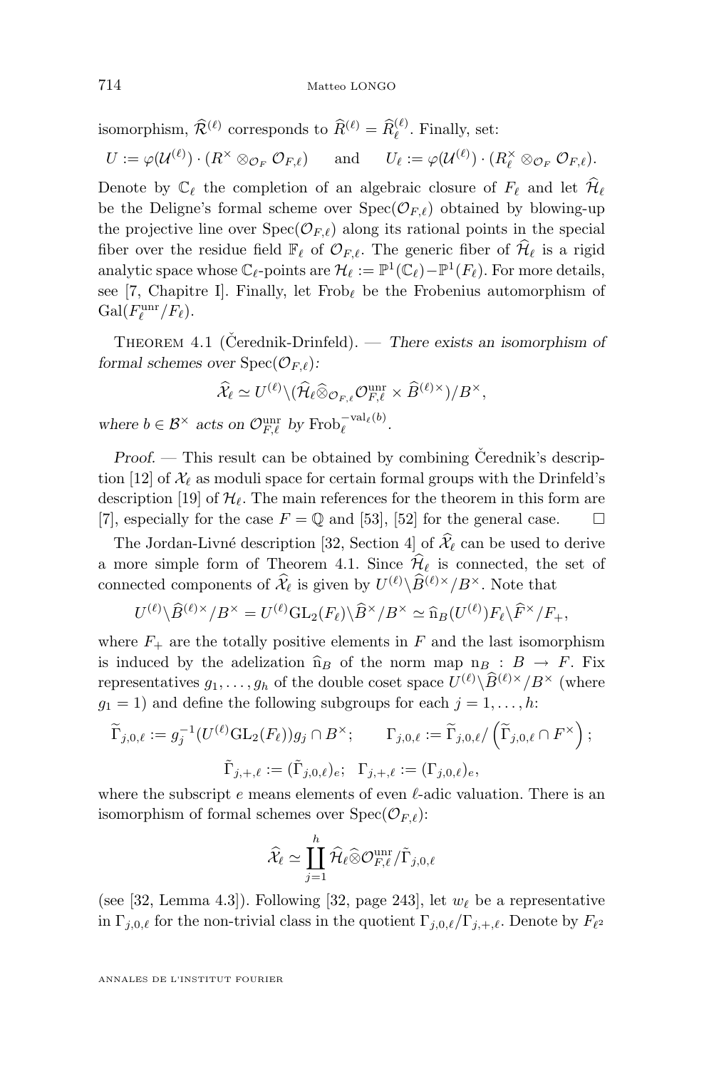isomorphism, $\widehat{\mathcal{R}}^{(\ell)}$ corresponds to $\widehat{R}^{(\ell)} = \widehat{R}^{(\ell)}_\ell$. Finally, set:

$$U := \varphi(\mathcal{U}^{(\ell)}) \cdot (R^\times \otimes_{\mathcal{O}_F} \mathcal{O}_{F,\ell}) \qquad \text{and} \qquad U_\ell := \varphi(\mathcal{U}^{(\ell)}) \cdot (R_\ell^\times \otimes_{\mathcal{O}_F} \mathcal{O}_{F,\ell}).$$

Denote by $\mathbb{C}_\ell$ the completion of an algebraic closure of $F_\ell$ and let $\widehat{\mathcal{H}}_\ell$ be the Deligne's formal scheme over $\mathrm{Spec}(\mathcal{O}_{F,\ell})$ obtained by blowing-up the projective line over $\mathrm{Spec}(\mathcal{O}_{F,\ell})$ along its rational points in the special fiber over the residue field $\mathbb{F}_\ell$ of $\mathcal{O}_{F,\ell}$. The generic fiber of $\widehat{\mathcal{H}}_\ell$ is a rigid analytic space whose $\mathbb{C}_\ell$-points are $\mathcal{H}_\ell := \mathbb{P}^1(\mathbb{C}_\ell) - \mathbb{P}^1(F_\ell)$. For more details, see [7, Chapitre I]. Finally, let $\mathrm{Frob}_\ell$ be the Frobenius automorphism of $\mathrm{Gal}(F_\ell^{\mathrm{unr}}/F_\ell)$.

Theorem 4.1 (Čerednik-Drinfeld). — *There exists an isomorphism of formal schemes over* $\mathrm{Spec}(\mathcal{O}_{F,\ell})$*:*

$$\widehat{\mathcal{X}}_\ell \simeq U^{(\ell)} \backslash (\widehat{\mathcal{H}}_\ell \widehat{\otimes}_{\mathcal{O}_{F,\ell}} \mathcal{O}_{F,\ell}^{\mathrm{unr}} \times \widehat{B}^{(\ell)\times})/B^\times,$$

*where* $b \in \mathcal{B}^\times$ *acts on* $\mathcal{O}_{F,\ell}^{\mathrm{unr}}$ *by* $\mathrm{Frob}_\ell^{-\mathrm{val}_\ell(b)}$.

*Proof.* — This result can be obtained by combining Čerednik's description [12] of $\mathcal{X}_\ell$ as moduli space for certain formal groups with the Drinfeld's description [19] of $\mathcal{H}_\ell$. The main references for the theorem in this form are [7], especially for the case $F = \mathbb{Q}$ and [53], [52] for the general case. □

The Jordan-Livné description [32, Section 4] of $\widehat{\mathcal{X}}_\ell$ can be used to derive a more simple form of Theorem 4.1. Since $\widehat{\mathcal{H}}_\ell$ is connected, the set of connected components of $\widehat{\mathcal{X}}_\ell$ is given by $U^{(\ell)} \backslash \widehat{B}^{(\ell)\times}/B^\times$. Note that

$$U^{(\ell)} \backslash \widehat{B}^{(\ell)\times}/B^\times = U^{(\ell)}\mathrm{GL}_2(F_\ell) \backslash \widehat{B}^\times/B^\times \simeq \widehat{\mathrm{n}}_B(U^{(\ell)})F_\ell \backslash \widehat{F}^\times/F_+,$$

where $F_+$ are the totally positive elements in $F$ and the last isomorphism is induced by the adelization $\widehat{\mathrm{n}}_B$ of the norm map $\mathrm{n}_B : B \to F$. Fix representatives $g_1, \dots, g_h$ of the double coset space $U^{(\ell)} \backslash \widehat{B}^{(\ell)\times}/B^\times$ (where $g_1 = 1$) and define the following subgroups for each $j = 1, \dots, h$:

$$\widetilde{\Gamma}_{j,0,\ell} := g_j^{-1}(U^{(\ell)}\mathrm{GL}_2(F_\ell))g_j \cap B^\times; \qquad \Gamma_{j,0,\ell} := \widetilde{\Gamma}_{j,0,\ell} / \left( \widetilde{\Gamma}_{j,0,\ell} \cap F^\times \right);$$

$$\tilde{\Gamma}_{j,+,\ell} := (\tilde{\Gamma}_{j,0,\ell})_e; \quad \Gamma_{j,+,\ell} := (\Gamma_{j,0,\ell})_e,$$

where the subscript $e$ means elements of even $\ell$-adic valuation. There is an isomorphism of formal schemes over $\mathrm{Spec}(\mathcal{O}_{F,\ell})$:

$$\widehat{\mathcal{X}}_\ell \simeq \coprod_{j=1}^h \widehat{\mathcal{H}}_\ell \widehat{\otimes} \mathcal{O}_{F,\ell}^{\mathrm{unr}}/\tilde{\Gamma}_{j,0,\ell}$$

(see [32, Lemma 4.3]). Following [32, page 243], let $w_\ell$ be a representative in $\Gamma_{j,0,\ell}$ for the non-trivial class in the quotient $\Gamma_{j,0,\ell}/\Gamma_{j,+,\ell}$. Denote by $F_{\ell^2}$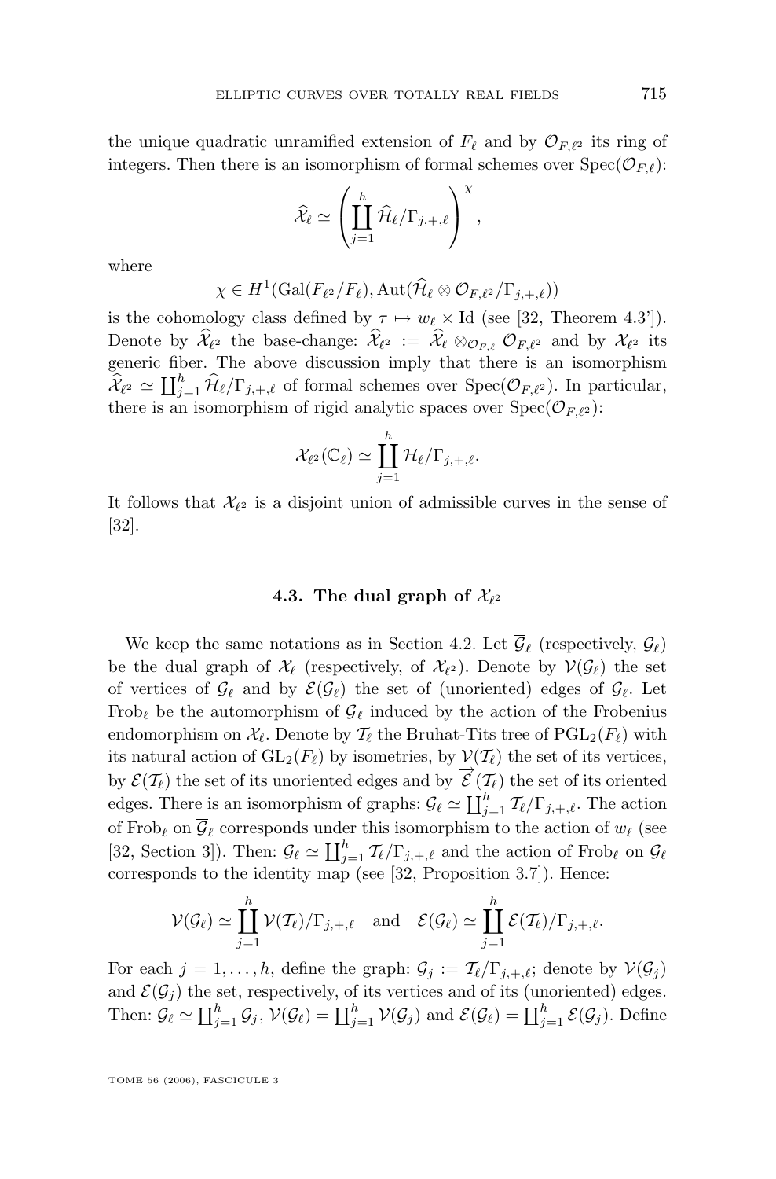the unique quadratic unramified extension of $F_\ell$ and by $\mathcal{O}_{F,\ell^2}$ its ring of integers. Then there is an isomorphism of formal schemes over $\mathrm{Spec}(\mathcal{O}_{F,\ell})$:

$$\widehat{\mathcal{X}}_\ell \simeq \left(\coprod_{j=1}^{h} \widehat{\mathcal{H}}_\ell/\Gamma_{j,+,\ell}\right)^{\chi},$$

where

$$\chi \in H^1(\mathrm{Gal}(F_{\ell^2}/F_\ell), \mathrm{Aut}(\widehat{\mathcal{H}}_\ell \otimes \mathcal{O}_{F,\ell^2}/\Gamma_{j,+,\ell}))$$

is the cohomology class defined by $\tau \mapsto w_\ell \times \mathrm{Id}$ (see [32, Theorem 4.3']). Denote by $\widehat{\mathcal{X}}_{\ell^2}$ the base-change: $\widehat{\mathcal{X}}_{\ell^2} := \widehat{\mathcal{X}}_\ell \otimes_{\mathcal{O}_{F,\ell}} \mathcal{O}_{F,\ell^2}$ and by $\mathcal{X}_{\ell^2}$ its generic fiber. The above discussion imply that there is an isomorphism $\widehat{\mathcal{X}}_{\ell^2} \simeq \coprod_{j=1}^{h} \widehat{\mathcal{H}}_\ell/\Gamma_{j,+,\ell}$ of formal schemes over $\mathrm{Spec}(\mathcal{O}_{F,\ell^2})$. In particular, there is an isomorphism of rigid analytic spaces over $\mathrm{Spec}(\mathcal{O}_{F,\ell^2})$:

$$\mathcal{X}_{\ell^2}(\mathbb{C}_\ell) \simeq \coprod_{j=1}^{h} \mathcal{H}_\ell/\Gamma_{j,+,\ell}.$$

It follows that $\mathcal{X}_{\ell^2}$ is a disjoint union of admissible curves in the sense of [32].

### 4.3. The dual graph of $\mathcal{X}_{\ell^2}$

We keep the same notations as in Section 4.2. Let $\overline{\mathcal{G}}_\ell$ (respectively, $\mathcal{G}_\ell$) be the dual graph of $\mathcal{X}_\ell$ (respectively, of $\mathcal{X}_{\ell^2}$). Denote by $\mathcal{V}(\mathcal{G}_\ell)$ the set of vertices of $\mathcal{G}_\ell$ and by $\mathcal{E}(\mathcal{G}_\ell)$ the set of (unoriented) edges of $\mathcal{G}_\ell$. Let $\mathrm{Frob}_\ell$ be the automorphism of $\overline{\mathcal{G}}_\ell$ induced by the action of the Frobenius endomorphism on $\mathcal{X}_\ell$. Denote by $\mathcal{T}_\ell$ the Bruhat-Tits tree of $\mathrm{PGL}_2(F_\ell)$ with its natural action of $\mathrm{GL}_2(F_\ell)$ by isometries, by $\mathcal{V}(\mathcal{T}_\ell)$ the set of its vertices, by $\mathcal{E}(\mathcal{T}_\ell)$ the set of its unoriented edges and by $\overrightarrow{\mathcal{E}}(\mathcal{T}_\ell)$ the set of its oriented edges. There is an isomorphism of graphs: $\overline{\mathcal{G}_\ell} \simeq \coprod_{j=1}^{h} \mathcal{T}_\ell/\Gamma_{j,+,\ell}$. The action of $\mathrm{Frob}_\ell$ on $\overline{\mathcal{G}}_\ell$ corresponds under this isomorphism to the action of $w_\ell$ (see [32, Section 3]). Then: $\mathcal{G}_\ell \simeq \coprod_{j=1}^{h} \mathcal{T}_\ell/\Gamma_{j,+,\ell}$ and the action of $\mathrm{Frob}_\ell$ on $\mathcal{G}_\ell$ corresponds to the identity map (see [32, Proposition 3.7]). Hence:

$$\mathcal{V}(\mathcal{G}_\ell) \simeq \coprod_{j=1}^{h} \mathcal{V}(\mathcal{T}_\ell)/\Gamma_{j,+,\ell} \quad \text{and} \quad \mathcal{E}(\mathcal{G}_\ell) \simeq \coprod_{j=1}^{h} \mathcal{E}(\mathcal{T}_\ell)/\Gamma_{j,+,\ell}.$$

For each $j = 1, \ldots, h$, define the graph: $\mathcal{G}_j := \mathcal{T}_\ell/\Gamma_{j,+,\ell}$; denote by $\mathcal{V}(\mathcal{G}_j)$ and $\mathcal{E}(\mathcal{G}_j)$ the set, respectively, of its vertices and of its (unoriented) edges. Then: $\mathcal{G}_\ell \simeq \coprod_{j=1}^{h} \mathcal{G}_j$, $\mathcal{V}(\mathcal{G}_\ell) = \coprod_{j=1}^{h} \mathcal{V}(\mathcal{G}_j)$ and $\mathcal{E}(\mathcal{G}_\ell) = \coprod_{j=1}^{h} \mathcal{E}(\mathcal{G}_j)$. Define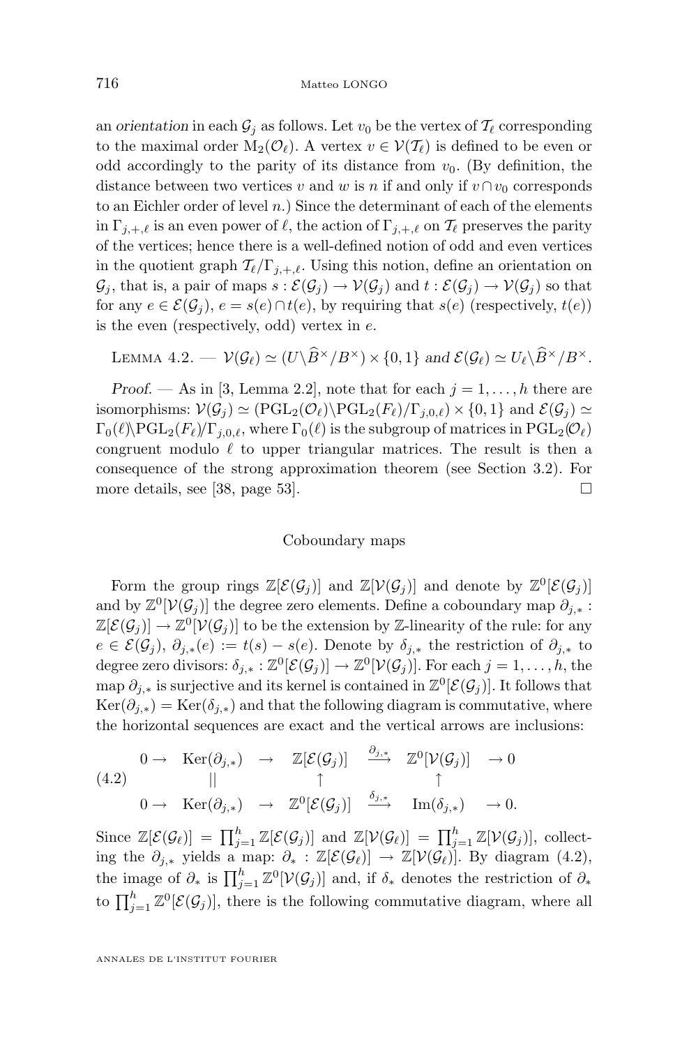an *orientation* in each $\mathcal{G}_j$ as follows. Let $v_0$ be the vertex of $\mathcal{T}_\ell$ corresponding to the maximal order $\mathrm{M}_2(\mathcal{O}_\ell)$. A vertex $v \in \mathcal{V}(\mathcal{T}_\ell)$ is defined to be even or odd accordingly to the parity of its distance from $v_0$. (By definition, the distance between two vertices $v$ and $w$ is $n$ if and only if $v \cap v_0$ corresponds to an Eichler order of level $n$.) Since the determinant of each of the elements in $\Gamma_{j,+,\ell}$ is an even power of $\ell$, the action of $\Gamma_{j,+,\ell}$ on $\mathcal{T}_\ell$ preserves the parity of the vertices; hence there is a well-defined notion of odd and even vertices in the quotient graph $\mathcal{T}_\ell/\Gamma_{j,+,\ell}$. Using this notion, define an orientation on $\mathcal{G}_j$, that is, a pair of maps $s : \mathcal{E}(\mathcal{G}_j) \to \mathcal{V}(\mathcal{G}_j)$ and $t : \mathcal{E}(\mathcal{G}_j) \to \mathcal{V}(\mathcal{G}_j)$ so that for any $e \in \mathcal{E}(\mathcal{G}_j)$, $e = s(e) \cap t(e)$, by requiring that $s(e)$ (respectively, $t(e)$) is the even (respectively, odd) vertex in $e$.

Lemma 4.2. — *$\mathcal{V}(\mathcal{G}_\ell) \simeq (U\backslash \widehat{B}^\times/B^\times) \times \{0,1\}$ and $\mathcal{E}(\mathcal{G}_\ell) \simeq U_\ell\backslash \widehat{B}^\times/B^\times$.*

*Proof.* — As in [3, Lemma 2.2], note that for each $j = 1,\dots,h$ there are isomorphisms: $\mathcal{V}(\mathcal{G}_j) \simeq (\mathrm{PGL}_2(\mathcal{O}_\ell)\backslash \mathrm{PGL}_2(F_\ell)/\Gamma_{j,0,\ell}) \times \{0,1\}$ and $\mathcal{E}(\mathcal{G}_j) \simeq \Gamma_0(\ell)\backslash \mathrm{PGL}_2(F_\ell)/\Gamma_{j,0,\ell}$, where $\Gamma_0(\ell)$ is the subgroup of matrices in $\mathrm{PGL}_2(\mathcal{O}_\ell)$ congruent modulo $\ell$ to upper triangular matrices. The result is then a consequence of the strong approximation theorem (see Section 3.2). For more details, see [38, page 53]. □

### Coboundary maps

Form the group rings $\mathbb{Z}[\mathcal{E}(\mathcal{G}_j)]$ and $\mathbb{Z}[\mathcal{V}(\mathcal{G}_j)]$ and denote by $\mathbb{Z}^0[\mathcal{E}(\mathcal{G}_j)]$ and by $\mathbb{Z}^0[\mathcal{V}(\mathcal{G}_j)]$ the degree zero elements. Define a coboundary map $\partial_{j,*} : \mathbb{Z}[\mathcal{E}(\mathcal{G}_j)] \to \mathbb{Z}^0[\mathcal{V}(\mathcal{G}_j)]$ to be the extension by $\mathbb{Z}$-linearity of the rule: for any $e \in \mathcal{E}(\mathcal{G}_j)$, $\partial_{j,*}(e) := t(s) - s(e)$. Denote by $\delta_{j,*}$ the restriction of $\partial_{j,*}$ to degree zero divisors: $\delta_{j,*} : \mathbb{Z}^0[\mathcal{E}(\mathcal{G}_j)] \to \mathbb{Z}^0[\mathcal{V}(\mathcal{G}_j)]$. For each $j = 1,\dots,h$, the map $\partial_{j,*}$ is surjective and its kernel is contained in $\mathbb{Z}^0[\mathcal{E}(\mathcal{G}_j)]$. It follows that $\mathrm{Ker}(\partial_{j,*}) = \mathrm{Ker}(\delta_{j,*})$ and that the following diagram is commutative, where the horizontal sequences are exact and the vertical arrows are inclusions:

$$
\begin{array}{ccccccc}
0 \to & \mathrm{Ker}(\partial_{j,*}) & \to & \mathbb{Z}[\mathcal{E}(\mathcal{G}_j)] & \xrightarrow{\partial_{j,*}} & \mathbb{Z}^0[\mathcal{V}(\mathcal{G}_j)] & \to 0 \\
& || & & \uparrow & & \uparrow & \\
0 \to & \mathrm{Ker}(\partial_{j,*}) & \to & \mathbb{Z}^0[\mathcal{E}(\mathcal{G}_j)] & \xrightarrow{\delta_{j,*}} & \mathrm{Im}(\delta_{j,*}) & \to 0.
\end{array}
\tag{4.2}
$$

Since $\mathbb{Z}[\mathcal{E}(\mathcal{G}_\ell)] = \prod_{j=1}^h \mathbb{Z}[\mathcal{E}(\mathcal{G}_j)]$ and $\mathbb{Z}[\mathcal{V}(\mathcal{G}_\ell)] = \prod_{j=1}^h \mathbb{Z}[\mathcal{V}(\mathcal{G}_j)]$, collecting the $\partial_{j,*}$ yields a map: $\partial_* : \mathbb{Z}[\mathcal{E}(\mathcal{G}_\ell)] \to \mathbb{Z}[\mathcal{V}(\mathcal{G}_\ell)]$. By diagram (4.2), the image of $\partial_*$ is $\prod_{j=1}^h \mathbb{Z}^0[\mathcal{V}(\mathcal{G}_j)]$ and, if $\delta_*$ denotes the restriction of $\partial_*$ to $\prod_{j=1}^h \mathbb{Z}^0[\mathcal{E}(\mathcal{G}_j)]$, there is the following commutative diagram, where all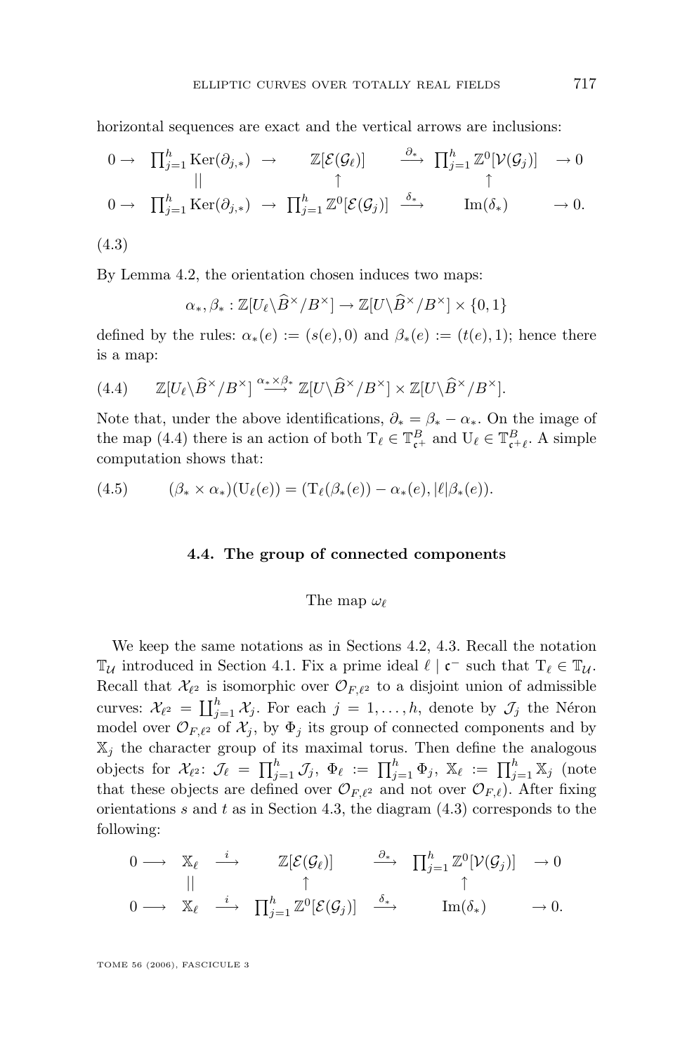horizontal sequences are exact and the vertical arrows are inclusions:

$$
\begin{array}{ccccccc}
0 \to & \prod_{j=1}^{h} \operatorname{Ker}(\partial_{j,*}) & \to & \mathbb{Z}[\mathcal{E}(\mathcal{G}_\ell)] & \xrightarrow{\partial_*} & \prod_{j=1}^{h} \mathbb{Z}^0[\mathcal{V}(\mathcal{G}_j)] & \to 0 \\
& || & & \uparrow & & \uparrow & \\
0 \to & \prod_{j=1}^{h} \operatorname{Ker}(\partial_{j,*}) & \to & \prod_{j=1}^{h} \mathbb{Z}^0[\mathcal{E}(\mathcal{G}_j)] & \xrightarrow{\delta_*} & \operatorname{Im}(\delta_*) & \to 0.
\end{array}
\tag{4.3}
$$

By Lemma 4.2, the orientation chosen induces two maps:

$$\alpha_*, \beta_* : \mathbb{Z}[U_\ell \backslash \widehat{B}^\times / B^\times] \to \mathbb{Z}[U \backslash \widehat{B}^\times / B^\times] \times \{0,1\}$$

defined by the rules: $\alpha_*(e) := (s(e), 0)$ and $\beta_*(e) := (t(e), 1)$; hence there is a map:

$$\mathbb{Z}[U_\ell \backslash \widehat{B}^\times / B^\times] \xrightarrow{\alpha_* \times \beta_*} \mathbb{Z}[U \backslash \widehat{B}^\times / B^\times] \times \mathbb{Z}[U \backslash \widehat{B}^\times / B^\times]. \tag{4.4}$$

Note that, under the above identifications, $\partial_* = \beta_* - \alpha_*$. On the image of the map (4.4) there is an action of both $\mathrm{T}_\ell \in \mathbb{T}^B_{\mathfrak{c}^+}$ and $\mathrm{U}_\ell \in \mathbb{T}^B_{\mathfrak{c}^+\ell}$. A simple computation shows that:

$$(\beta_* \times \alpha_*)(\mathrm{U}_\ell(e)) = (\mathrm{T}_\ell(\beta_*(e)) - \alpha_*(e), |\ell|\beta_*(e)). \tag{4.5}$$

### 4.4. The group of connected components

#### The map $\omega_\ell$

We keep the same notations as in Sections 4.2, 4.3. Recall the notation $\mathbb{T}_\mathcal{U}$ introduced in Section 4.1. Fix a prime ideal $\ell \mid \mathfrak{c}^-$ such that $\mathrm{T}_\ell \in \mathbb{T}_\mathcal{U}$. Recall that $\mathcal{X}_{\ell^2}$ is isomorphic over $\mathcal{O}_{F,\ell^2}$ to a disjoint union of admissible curves: $\mathcal{X}_{\ell^2} = \coprod_{j=1}^{h} \mathcal{X}_j$. For each $j = 1, \ldots, h$, denote by $\mathcal{J}_j$ the Néron model over $\mathcal{O}_{F,\ell^2}$ of $\mathcal{X}_j$, by $\Phi_j$ its group of connected components and by $\mathbb{X}_j$ the character group of its maximal torus. Then define the analogous objects for $\mathcal{X}_{\ell^2}$: $\mathcal{J}_\ell = \prod_{j=1}^{h} \mathcal{J}_j$, $\Phi_\ell := \prod_{j=1}^{h} \Phi_j$, $\mathbb{X}_\ell := \prod_{j=1}^{h} \mathbb{X}_j$ (note that these objects are defined over $\mathcal{O}_{F,\ell^2}$ and not over $\mathcal{O}_{F,\ell}$). After fixing orientations $s$ and $t$ as in Section 4.3, the diagram (4.3) corresponds to the following:

$$
\begin{array}{ccccccc}
0 \longrightarrow & \mathbb{X}_\ell & \xrightarrow{i} & \mathbb{Z}[\mathcal{E}(\mathcal{G}_\ell)] & \xrightarrow{\partial_*} & \prod_{j=1}^{h} \mathbb{Z}^0[\mathcal{V}(\mathcal{G}_j)] & \to 0 \\
& || & & \uparrow & & \uparrow & \\
0 \longrightarrow & \mathbb{X}_\ell & \xrightarrow{i} & \prod_{j=1}^{h} \mathbb{Z}^0[\mathcal{E}(\mathcal{G}_j)] & \xrightarrow{\delta_*} & \operatorname{Im}(\delta_*) & \to 0.
\end{array}
$$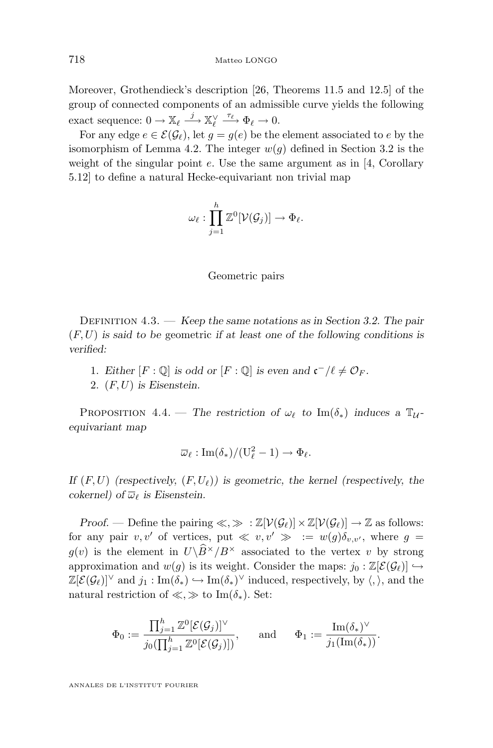Moreover, Grothendieck's description [26, Theorems 11.5 and 12.5] of the group of connected components of an admissible curve yields the following exact sequence: $0 \to \mathbb{X}_\ell \xrightarrow{j} \mathbb{X}_\ell^\vee \xrightarrow{\tau_\ell} \Phi_\ell \to 0$.

For any edge $e \in \mathcal{E}(\mathcal{G}_\ell)$, let $g = g(e)$ be the element associated to $e$ by the isomorphism of Lemma 4.2. The integer $w(g)$ defined in Section 3.2 is the weight of the singular point $e$. Use the same argument as in [4, Corollary 5.12] to define a natural Hecke-equivariant non trivial map

$$\omega_\ell : \prod_{j=1}^{h} \mathbb{Z}^0[\mathcal{V}(\mathcal{G}_j)] \to \Phi_\ell.$$

## Geometric pairs

Definition 4.3. — *Keep the same notations as in Section 3.2. The pair $(F, U)$ is said to be* geometric *if at least one of the following conditions is verified:*

1. *Either $[F : \mathbb{Q}]$ is odd or $[F : \mathbb{Q}]$ is even and $\mathfrak{c}^-/\ell \neq \mathcal{O}_F$.*
2. *$(F, U)$ is Eisenstein.*

Proposition 4.4. — *The restriction of $\omega_\ell$ to $\mathrm{Im}(\delta_*)$ induces a $\mathbb{T}_{\mathcal{U}}$-equivariant map*

$$\varpi_\ell : \mathrm{Im}(\delta_*)/(\mathrm{U}_\ell^2 - 1) \to \Phi_\ell.$$

*If $(F, U)$ (respectively, $(F, U_\ell)$) is geometric, the kernel (respectively, the cokernel) of $\varpi_\ell$ is Eisenstein.*

*Proof.* — Define the pairing $\ll, \gg : \mathbb{Z}[\mathcal{V}(\mathcal{G}_\ell)] \times \mathbb{Z}[\mathcal{V}(\mathcal{G}_\ell)] \to \mathbb{Z}$ as follows: for any pair $v, v'$ of vertices, put $\ll v, v' \gg := w(g)\delta_{v,v'}$, where $g = g(v)$ is the element in $U\backslash\widehat{B}^\times/B^\times$ associated to the vertex $v$ by strong approximation and $w(g)$ is its weight. Consider the maps: $j_0 : \mathbb{Z}[\mathcal{E}(\mathcal{G}_\ell)] \hookrightarrow \mathbb{Z}[\mathcal{E}(\mathcal{G}_\ell)]^\vee$ and $j_1 : \mathrm{Im}(\delta_*) \hookrightarrow \mathrm{Im}(\delta_*)^\vee$ induced, respectively, by $\langle, \rangle$, and the natural restriction of $\ll, \gg$ to $\mathrm{Im}(\delta_*)$. Set:

$$\Phi_0 := \frac{\prod_{j=1}^{h} \mathbb{Z}^0[\mathcal{E}(\mathcal{G}_j)]^\vee}{j_0(\prod_{j=1}^{h} \mathbb{Z}^0[\mathcal{E}(\mathcal{G}_j)])}, \qquad \text{and} \qquad \Phi_1 := \frac{\mathrm{Im}(\delta_*)^\vee}{j_1(\mathrm{Im}(\delta_*))}.$$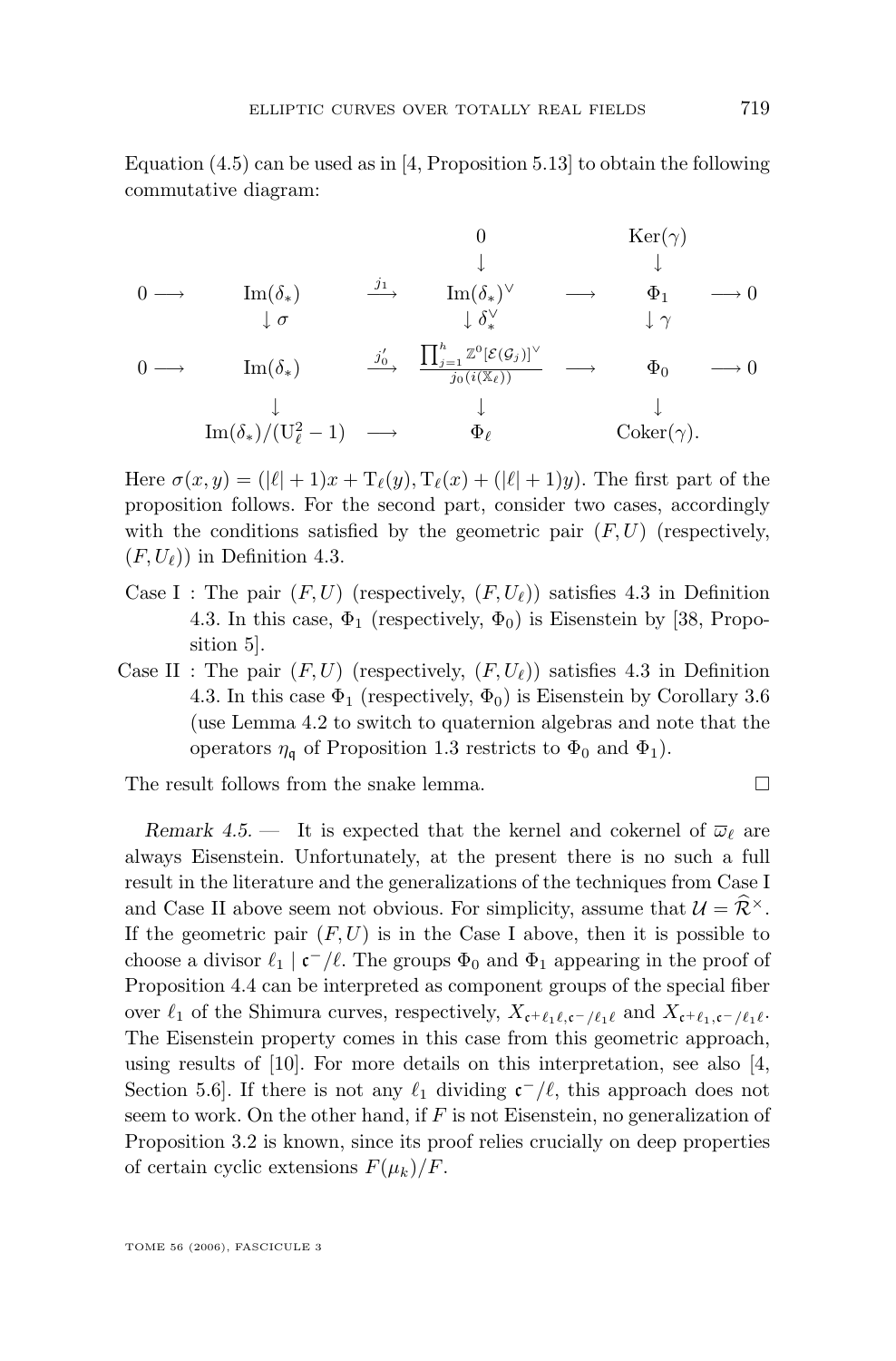Equation (4.5) can be used as in [4, Proposition 5.13] to obtain the following commutative diagram:

$$
\begin{array}{ccccccc}
 & & & 0 & & \mathrm{Ker}(\gamma) & \\
 & & & \downarrow & & \downarrow & \\
0 \longrightarrow & \mathrm{Im}(\delta_*) & \xrightarrow{j_1} & \mathrm{Im}(\delta_*)^\vee & \longrightarrow & \Phi_1 & \longrightarrow 0 \\
 & \downarrow \sigma & & \downarrow \delta_*^\vee & & \downarrow \gamma & \\
0 \longrightarrow & \mathrm{Im}(\delta_*) & \xrightarrow{j_0'} & \dfrac{\prod_{j=1}^h \mathbb{Z}^0[\mathcal{E}(\mathcal{G}_j)]^\vee}{j_0(i(\mathbb{X}_\ell))} & \longrightarrow & \Phi_0 & \longrightarrow 0 \\
 & \downarrow & & \downarrow & & \downarrow & \\
 & \mathrm{Im}(\delta_*)/(\mathrm{U}_\ell^2 - 1) & \longrightarrow & \Phi_\ell & & \mathrm{Coker}(\gamma). &
\end{array}
$$

Here $\sigma(x, y) = ((|\ell| + 1)x + \mathrm{T}_\ell(y), \mathrm{T}_\ell(x) + (|\ell| + 1)y)$. The first part of the proposition follows. For the second part, consider two cases, accordingly with the conditions satisfied by the geometric pair $(F, U)$ (respectively, $(F, U_\ell)$) in Definition 4.3.

Case I : The pair $(F, U)$ (respectively, $(F, U_\ell)$) satisfies 4.3 in Definition 4.3. In this case, $\Phi_1$ (respectively, $\Phi_0$) is Eisenstein by [38, Proposition 5].

Case II : The pair $(F, U)$ (respectively, $(F, U_\ell)$) satisfies 4.3 in Definition 4.3. In this case $\Phi_1$ (respectively, $\Phi_0$) is Eisenstein by Corollary 3.6 (use Lemma 4.2 to switch to quaternion algebras and note that the operators $\eta_{\mathfrak{q}}$ of Proposition 1.3 restricts to $\Phi_0$ and $\Phi_1$).

The result follows from the snake lemma. $\square$

*Remark 4.5.* — It is expected that the kernel and cokernel of $\overline{\omega}_\ell$ are always Eisenstein. Unfortunately, at the present there is no such a full result in the literature and the generalizations of the techniques from Case I and Case II above seem not obvious. For simplicity, assume that $\mathcal{U} = \widehat{\mathcal{R}}^\times$. If the geometric pair $(F, U)$ is in the Case I above, then it is possible to choose a divisor $\ell_1 \mid \mathfrak{c}^-/\ell$. The groups $\Phi_0$ and $\Phi_1$ appearing in the proof of Proposition 4.4 can be interpreted as component groups of the special fiber over $\ell_1$ of the Shimura curves, respectively, $X_{\mathfrak{c}^+\ell_1\ell, \mathfrak{c}^-/\ell_1\ell}$ and $X_{\mathfrak{c}^+\ell_1, \mathfrak{c}^-/\ell_1\ell}$. The Eisenstein property comes in this case from this geometric approach, using results of [10]. For more details on this interpretation, see also [4, Section 5.6]. If there is not any $\ell_1$ dividing $\mathfrak{c}^-/\ell$, this approach does not seem to work. On the other hand, if $F$ is not Eisenstein, no generalization of Proposition 3.2 is known, since its proof relies crucially on deep properties of certain cyclic extensions $F(\mu_k)/F$.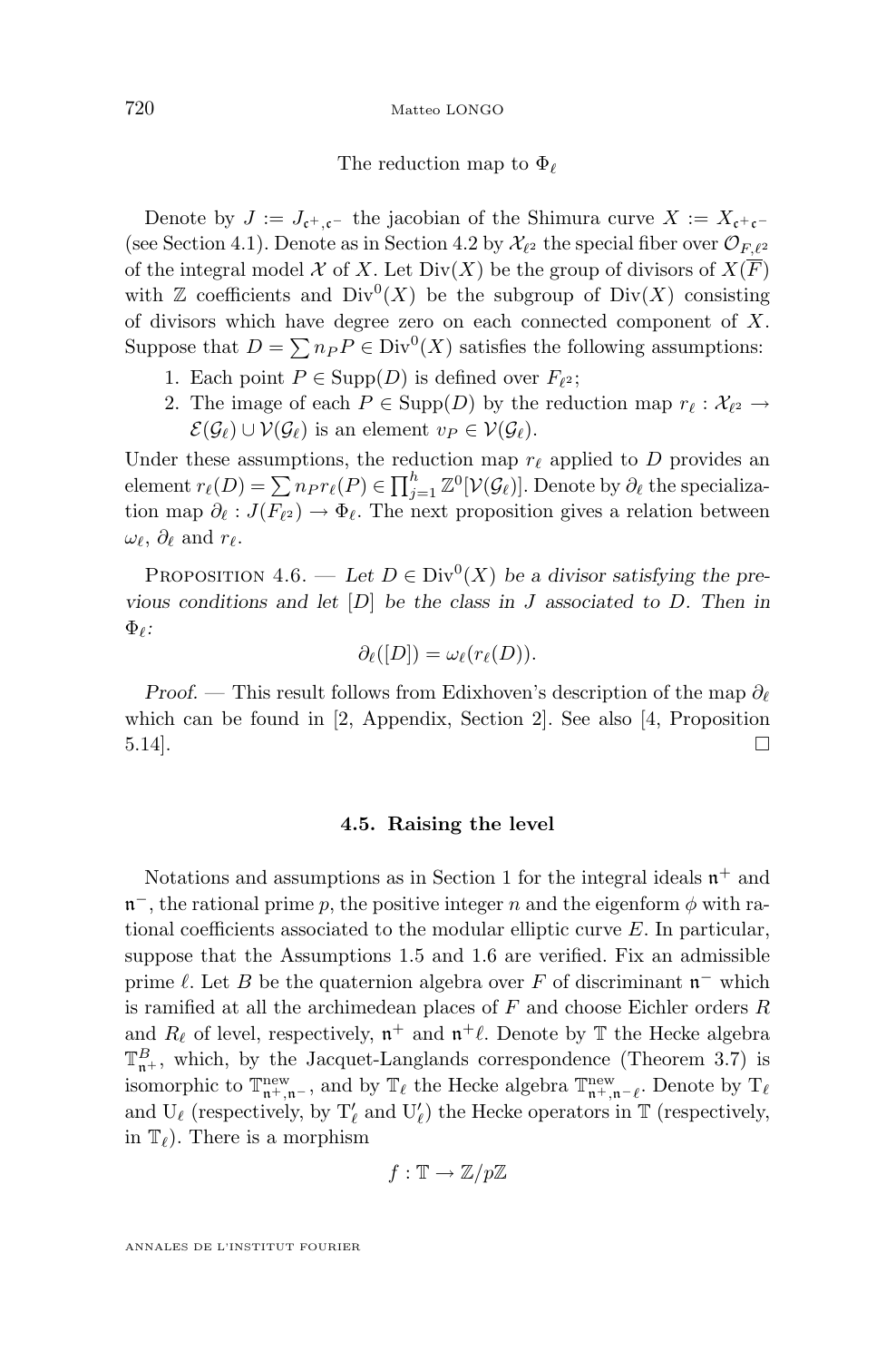The reduction map to $\Phi_\ell$

Denote by $J := J_{\mathfrak{c}^+,\mathfrak{c}^-}$ the jacobian of the Shimura curve $X := X_{\mathfrak{c}^+\mathfrak{c}^-}$ (see Section 4.1). Denote as in Section 4.2 by $\mathcal{X}_{\ell^2}$ the special fiber over $\mathcal{O}_{F,\ell^2}$ of the integral model $\mathcal{X}$ of $X$. Let $\mathrm{Div}(X)$ be the group of divisors of $X(\overline{F})$ with $\mathbb{Z}$ coefficients and $\mathrm{Div}^0(X)$ be the subgroup of $\mathrm{Div}(X)$ consisting of divisors which have degree zero on each connected component of $X$. Suppose that $D = \sum n_P P \in \mathrm{Div}^0(X)$ satisfies the following assumptions:

1. Each point $P \in \mathrm{Supp}(D)$ is defined over $F_{\ell^2}$;
2. The image of each $P \in \mathrm{Supp}(D)$ by the reduction map $r_\ell : \mathcal{X}_{\ell^2} \to \mathcal{E}(\mathcal{G}_\ell) \cup \mathcal{V}(\mathcal{G}_\ell)$ is an element $v_P \in \mathcal{V}(\mathcal{G}_\ell)$.

Under these assumptions, the reduction map $r_\ell$ applied to $D$ provides an element $r_\ell(D) = \sum n_P r_\ell(P) \in \prod_{j=1}^h \mathbb{Z}^0[\mathcal{V}(\mathcal{G}_\ell)]$. Denote by $\partial_\ell$ the specialization map $\partial_\ell : J(F_{\ell^2}) \to \Phi_\ell$. The next proposition gives a relation between $\omega_\ell$, $\partial_\ell$ and $r_\ell$.

Proposition 4.6. — *Let $D \in \mathrm{Div}^0(X)$ be a divisor satisfying the previous conditions and let $[D]$ be the class in $J$ associated to $D$. Then in $\Phi_\ell$:*

$$\partial_\ell([D]) = \omega_\ell(r_\ell(D)).$$

*Proof.* — This result follows from Edixhoven's description of the map $\partial_\ell$ which can be found in [2, Appendix, Section 2]. See also [4, Proposition 5.14]. □

### 4.5. Raising the level

Notations and assumptions as in Section 1 for the integral ideals $\mathfrak{n}^+$ and $\mathfrak{n}^-$, the rational prime $p$, the positive integer $n$ and the eigenform $\phi$ with rational coefficients associated to the modular elliptic curve $E$. In particular, suppose that the Assumptions 1.5 and 1.6 are verified. Fix an admissible prime $\ell$. Let $B$ be the quaternion algebra over $F$ of discriminant $\mathfrak{n}^-$ which is ramified at all the archimedean places of $F$ and choose Eichler orders $R$ and $R_\ell$ of level, respectively, $\mathfrak{n}^+$ and $\mathfrak{n}^+\ell$. Denote by $\mathbb{T}$ the Hecke algebra $\mathbb{T}^B_{\mathfrak{n}^+}$, which, by the Jacquet-Langlands correspondence (Theorem 3.7) is isomorphic to $\mathbb{T}^{\mathrm{new}}_{\mathfrak{n}^+,\mathfrak{n}^-}$, and by $\mathbb{T}_\ell$ the Hecke algebra $\mathbb{T}^{\mathrm{new}}_{\mathfrak{n}^+,\mathfrak{n}^-\ell}$. Denote by $\mathrm{T}_\ell$ and $\mathrm{U}_\ell$ (respectively, by $\mathrm{T}'_\ell$ and $\mathrm{U}'_\ell$) the Hecke operators in $\mathbb{T}$ (respectively, in $\mathbb{T}_\ell$). There is a morphism

$$f : \mathbb{T} \to \mathbb{Z}/p\mathbb{Z}$$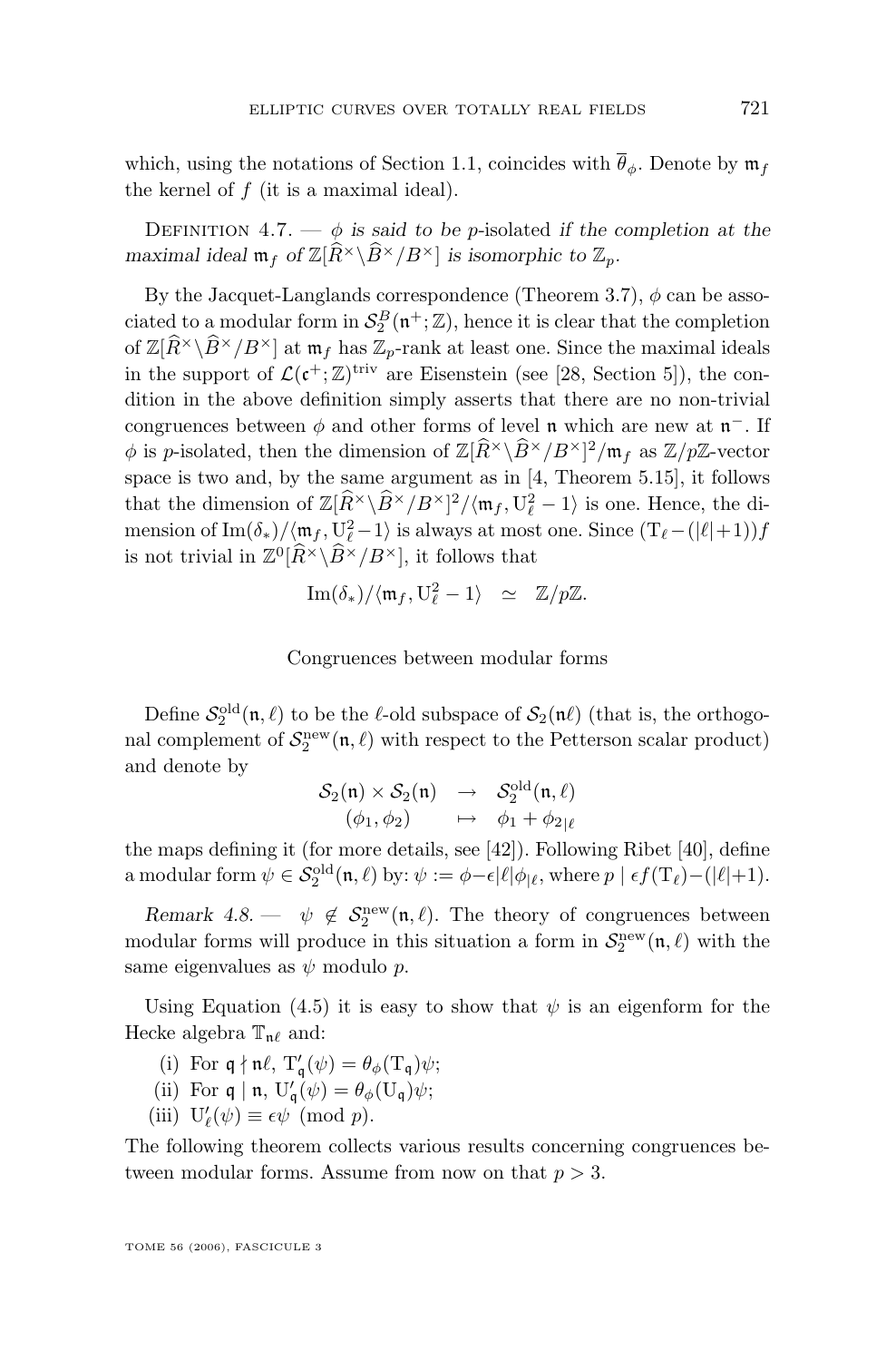which, using the notations of Section 1.1, coincides with $\overline{\theta}_\phi$. Denote by $\mathfrak{m}_f$ the kernel of $f$ (it is a maximal ideal).

Definition 4.7. — *$\phi$ is said to be $p$-isolated if the completion at the maximal ideal $\mathfrak{m}_f$ of $\mathbb{Z}[\widehat{R}^\times\backslash\widehat{B}^\times/B^\times]$ is isomorphic to $\mathbb{Z}_p$.*

By the Jacquet-Langlands correspondence (Theorem 3.7), $\phi$ can be associated to a modular form in $\mathcal{S}_2^B(\mathfrak{n}^+;\mathbb{Z})$, hence it is clear that the completion of $\mathbb{Z}[\widehat{R}^\times\backslash\widehat{B}^\times/B^\times]$ at $\mathfrak{m}_f$ has $\mathbb{Z}_p$-rank at least one. Since the maximal ideals in the support of $\mathcal{L}(\mathfrak{c}^+;\mathbb{Z})^{\mathrm{triv}}$ are Eisenstein (see [28, Section 5]), the condition in the above definition simply asserts that there are no non-trivial congruences between $\phi$ and other forms of level $\mathfrak{n}$ which are new at $\mathfrak{n}^-$. If $\phi$ is $p$-isolated, then the dimension of $\mathbb{Z}[\widehat{R}^\times\backslash\widehat{B}^\times/B^\times]^2/\mathfrak{m}_f$ as $\mathbb{Z}/p\mathbb{Z}$-vector space is two and, by the same argument as in [4, Theorem 5.15], it follows that the dimension of $\mathbb{Z}[\widehat{R}^\times\backslash\widehat{B}^\times/B^\times]^2/\langle\mathfrak{m}_f, \mathrm{U}_\ell^2-1\rangle$ is one. Hence, the dimension of $\mathrm{Im}(\delta_*)/\langle\mathfrak{m}_f,\mathrm{U}_\ell^2-1\rangle$ is always at most one. Since $(\mathrm{T}_\ell-(|\ell|+1))f$ is not trivial in $\mathbb{Z}^0[\widehat{R}^\times\backslash\widehat{B}^\times/B^\times]$, it follows that

$$\mathrm{Im}(\delta_*)/\langle\mathfrak{m}_f,\mathrm{U}_\ell^2-1\rangle \quad\simeq\quad \mathbb{Z}/p\mathbb{Z}.$$

## Congruences between modular forms

Define $\mathcal{S}_2^{\mathrm{old}}(\mathfrak{n},\ell)$ to be the $\ell$-old subspace of $\mathcal{S}_2(\mathfrak{n}\ell)$ (that is, the orthogonal complement of $\mathcal{S}_2^{\mathrm{new}}(\mathfrak{n},\ell)$ with respect to the Petterson scalar product) and denote by

$$\begin{array}{ccc}\mathcal{S}_2(\mathfrak{n})\times\mathcal{S}_2(\mathfrak{n}) & \to & \mathcal{S}_2^{\mathrm{old}}(\mathfrak{n},\ell)\\ (\phi_1,\phi_2) & \mapsto & \phi_1+\phi_{2|\ell}\end{array}$$

the maps defining it (for more details, see [42]). Following Ribet [40], define a modular form $\psi\in\mathcal{S}_2^{\mathrm{old}}(\mathfrak{n},\ell)$ by: $\psi:=\phi-\epsilon|\ell|\phi_{|\ell}$, where $p\mid \epsilon f(\mathrm{T}_\ell)-(|\ell|+1)$.

*Remark 4.8.* — $\psi\notin\mathcal{S}_2^{\mathrm{new}}(\mathfrak{n},\ell)$. The theory of congruences between modular forms will produce in this situation a form in $\mathcal{S}_2^{\mathrm{new}}(\mathfrak{n},\ell)$ with the same eigenvalues as $\psi$ modulo $p$.

Using Equation (4.5) it is easy to show that $\psi$ is an eigenform for the Hecke algebra $\mathbb{T}_{\mathfrak{n}\ell}$ and:

(i) For $\mathfrak{q}\nmid\mathfrak{n}\ell$, $\mathrm{T}'_\mathfrak{q}(\psi)=\theta_\phi(\mathrm{T}_\mathfrak{q})\psi$;
(ii) For $\mathfrak{q}\mid\mathfrak{n}$, $\mathrm{U}'_\mathfrak{q}(\psi)=\theta_\phi(\mathrm{U}_\mathfrak{q})\psi$;
(iii) $\mathrm{U}'_\ell(\psi)\equiv\epsilon\psi \pmod p$.

The following theorem collects various results concerning congruences between modular forms. Assume from now on that $p>3$.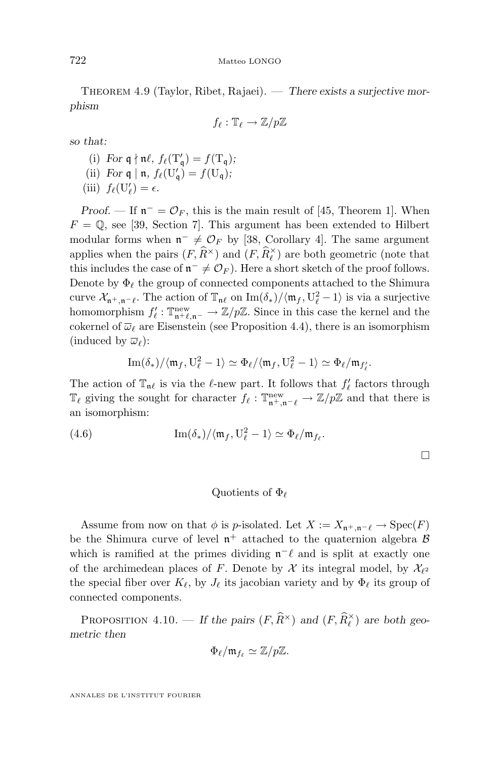Theorem 4.9 (Taylor, Ribet, Rajaei). — *There exists a surjective morphism*

$$f_\ell : \mathbb{T}_\ell \to \mathbb{Z}/p\mathbb{Z}$$

*so that:*

(i) *For* $\mathfrak{q} \nmid \mathfrak{n}\ell$, $f_\ell(\mathrm{T}'_\mathfrak{q}) = f(\mathrm{T}_\mathfrak{q})$;

(ii) *For* $\mathfrak{q} \mid \mathfrak{n}$, $f_\ell(\mathrm{U}'_\mathfrak{q}) = f(\mathrm{U}_\mathfrak{q})$;

(iii) $f_\ell(\mathrm{U}'_\ell) = \epsilon$.

*Proof.* — If $\mathfrak{n}^- = \mathcal{O}_F$, this is the main result of [45, Theorem 1]. When $F = \mathbb{Q}$, see [39, Section 7]. This argument has been extended to Hilbert modular forms when $\mathfrak{n}^- \neq \mathcal{O}_F$ by [38, Corollary 4]. The same argument applies when the pairs $(F, \widehat{R}^\times)$ and $(F, \widehat{R}_\ell^\times)$ are both geometric (note that this includes the case of $\mathfrak{n}^- \neq \mathcal{O}_F$). Here a short sketch of the proof follows. Denote by $\Phi_\ell$ the group of connected components attached to the Shimura curve $\mathcal{X}_{\mathfrak{n}^+,\mathfrak{n}^-\ell}$. The action of $\mathbb{T}_{\mathfrak{n}\ell}$ on $\mathrm{Im}(\delta_*)/\langle \mathfrak{m}_f, \mathrm{U}_\ell^2 - 1\rangle$ is via a surjective homomorphism $f'_\ell : \mathbb{T}^{\mathrm{new}}_{\mathfrak{n}^+\ell,\mathfrak{n}^-} \to \mathbb{Z}/p\mathbb{Z}$. Since in this case the kernel and the cokernel of $\overline{\varpi}_\ell$ are Eisenstein (see Proposition 4.4), there is an isomorphism (induced by $\overline{\varpi}_\ell$):

$$\mathrm{Im}(\delta_*)/\langle \mathfrak{m}_f, \mathrm{U}_\ell^2 - 1\rangle \simeq \Phi_\ell/\langle \mathfrak{m}_f, \mathrm{U}_\ell^2 - 1\rangle \simeq \Phi_\ell/\mathfrak{m}_{f'_\ell}.$$

The action of $\mathbb{T}_{\mathfrak{n}\ell}$ is via the $\ell$-new part. It follows that $f'_\ell$ factors through $\mathbb{T}_\ell$ giving the sought for character $f_\ell : \mathbb{T}^{\mathrm{new}}_{\mathfrak{n}^+,\mathfrak{n}^-\ell} \to \mathbb{Z}/p\mathbb{Z}$ and that there is an isomorphism:

$$\mathrm{Im}(\delta_*)/\langle \mathfrak{m}_f, \mathrm{U}_\ell^2 - 1\rangle \simeq \Phi_\ell/\mathfrak{m}_{f_\ell}. \tag{4.6}$$

□

## Quotients of $\Phi_\ell$

Assume from now on that $\phi$ is $p$-isolated. Let $X := X_{\mathfrak{n}^+,\mathfrak{n}^-\ell} \to \mathrm{Spec}(F)$ be the Shimura curve of level $\mathfrak{n}^+$ attached to the quaternion algebra $\mathcal{B}$ which is ramified at the primes dividing $\mathfrak{n}^-\ell$ and is split at exactly one of the archimedean places of $F$. Denote by $\mathcal{X}$ its integral model, by $\mathcal{X}_{\ell^2}$ the special fiber over $K_\ell$, by $J_\ell$ its jacobian variety and by $\Phi_\ell$ its group of connected components.

Proposition 4.10. — *If the pairs* $(F, \widehat{R}^\times)$ *and* $(F, \widehat{R}_\ell^\times)$ *are both geometric then*

$$\Phi_\ell/\mathfrak{m}_{f_\ell} \simeq \mathbb{Z}/p\mathbb{Z}.$$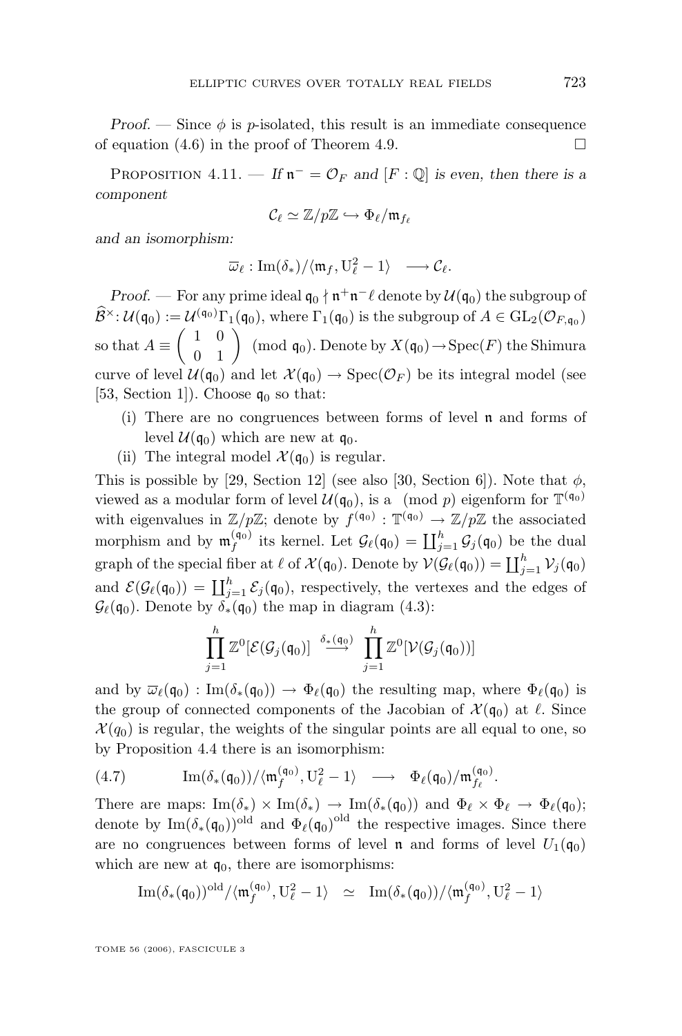*Proof*. — Since $\phi$ is $p$-isolated, this result is an immediate consequence of equation (4.6) in the proof of Theorem 4.9. $\square$

PROPOSITION 4.11. — *If $\mathfrak{n}^- = \mathcal{O}_F$ and $[F:\mathbb{Q}]$ is even, then there is a component*

$$\mathcal{C}_\ell \simeq \mathbb{Z}/p\mathbb{Z} \hookrightarrow \Phi_\ell/\mathfrak{m}_{f_\ell}$$

*and an isomorphism:*

$$\overline{\varpi}_\ell : \mathrm{Im}(\delta_*)/\langle \mathfrak{m}_f, \mathrm{U}_\ell^2 - 1\rangle \quad \longrightarrow \mathcal{C}_\ell.$$

*Proof*. — For any prime ideal $\mathfrak{q}_0 \nmid \mathfrak{n}^+\mathfrak{n}^-\ell$ denote by $\mathcal{U}(\mathfrak{q}_0)$ the subgroup of $\widehat{\mathcal{B}}^\times$: $\mathcal{U}(\mathfrak{q}_0) := \mathcal{U}^{(\mathfrak{q}_0)}\Gamma_1(\mathfrak{q}_0)$, where $\Gamma_1(\mathfrak{q}_0)$ is the subgroup of $A \in \mathrm{GL}_2(\mathcal{O}_{F,\mathfrak{q}_0})$ so that $A \equiv \begin{pmatrix} 1 & 0 \\ 0 & 1 \end{pmatrix} \pmod{\mathfrak{q}_0}$. Denote by $X(\mathfrak{q}_0) \to \mathrm{Spec}(F)$ the Shimura curve of level $\mathcal{U}(\mathfrak{q}_0)$ and let $\mathcal{X}(\mathfrak{q}_0) \to \mathrm{Spec}(\mathcal{O}_F)$ be its integral model (see [53, Section 1]). Choose $\mathfrak{q}_0$ so that:

- (i) There are no congruences between forms of level $\mathfrak{n}$ and forms of level $\mathcal{U}(\mathfrak{q}_0)$ which are new at $\mathfrak{q}_0$.
- (ii) The integral model $\mathcal{X}(\mathfrak{q}_0)$ is regular.

This is possible by [29, Section 12] (see also [30, Section 6]). Note that $\phi$, viewed as a modular form of level $\mathcal{U}(\mathfrak{q}_0)$, is a (mod $p$) eigenform for $\mathbb{T}^{(\mathfrak{q}_0)}$ with eigenvalues in $\mathbb{Z}/p\mathbb{Z}$; denote by $f^{(\mathfrak{q}_0)} : \mathbb{T}^{(\mathfrak{q}_0)} \to \mathbb{Z}/p\mathbb{Z}$ the associated morphism and by $\mathfrak{m}_f^{(\mathfrak{q}_0)}$ its kernel. Let $\mathcal{G}_\ell(\mathfrak{q}_0) = \coprod_{j=1}^h \mathcal{G}_j(\mathfrak{q}_0)$ be the dual graph of the special fiber at $\ell$ of $\mathcal{X}(\mathfrak{q}_0)$. Denote by $\mathcal{V}(\mathcal{G}_\ell(\mathfrak{q}_0)) = \coprod_{j=1}^h \mathcal{V}_j(\mathfrak{q}_0)$ and $\mathcal{E}(\mathcal{G}_\ell(\mathfrak{q}_0)) = \coprod_{j=1}^h \mathcal{E}_j(\mathfrak{q}_0)$, respectively, the vertexes and the edges of $\mathcal{G}_\ell(\mathfrak{q}_0)$. Denote by $\delta_*(\mathfrak{q}_0)$ the map in diagram (4.3):

$$\prod_{j=1}^h \mathbb{Z}^0[\mathcal{E}(\mathcal{G}_j(\mathfrak{q}_0)] \xrightarrow{\delta_*(\mathfrak{q}_0)} \prod_{j=1}^h \mathbb{Z}^0[\mathcal{V}(\mathcal{G}_j(\mathfrak{q}_0))]$$

and by $\overline{\varpi}_\ell(\mathfrak{q}_0) : \mathrm{Im}(\delta_*(\mathfrak{q}_0)) \to \Phi_\ell(\mathfrak{q}_0)$ the resulting map, where $\Phi_\ell(\mathfrak{q}_0)$ is the group of connected components of the Jacobian of $\mathcal{X}(\mathfrak{q}_0)$ at $\ell$. Since $\mathcal{X}(q_0)$ is regular, the weights of the singular points are all equal to one, so by Proposition 4.4 there is an isomorphism:

$$\mathrm{Im}(\delta_*(\mathfrak{q}_0))/\langle \mathfrak{m}_f^{(\mathfrak{q}_0)}, \mathrm{U}_\ell^2 - 1\rangle \quad \longrightarrow \quad \Phi_\ell(\mathfrak{q}_0)/\mathfrak{m}_{f_\ell}^{(\mathfrak{q}_0)}. \tag{4.7}$$

There are maps: $\mathrm{Im}(\delta_*) \times \mathrm{Im}(\delta_*) \to \mathrm{Im}(\delta_*(\mathfrak{q}_0))$ and $\Phi_\ell \times \Phi_\ell \to \Phi_\ell(\mathfrak{q}_0)$; denote by $\mathrm{Im}(\delta_*(\mathfrak{q}_0))^{\mathrm{old}}$ and $\Phi_\ell(\mathfrak{q}_0)^{\mathrm{old}}$ the respective images. Since there are no congruences between forms of level $\mathfrak{n}$ and forms of level $U_1(\mathfrak{q}_0)$ which are new at $\mathfrak{q}_0$, there are isomorphisms:

$$\mathrm{Im}(\delta_*(\mathfrak{q}_0))^{\mathrm{old}}/\langle \mathfrak{m}_f^{(\mathfrak{q}_0)}, \mathrm{U}_\ell^2 - 1\rangle \quad \simeq \quad \mathrm{Im}(\delta_*(\mathfrak{q}_0))/\langle \mathfrak{m}_f^{(\mathfrak{q}_0)}, \mathrm{U}_\ell^2 - 1\rangle$$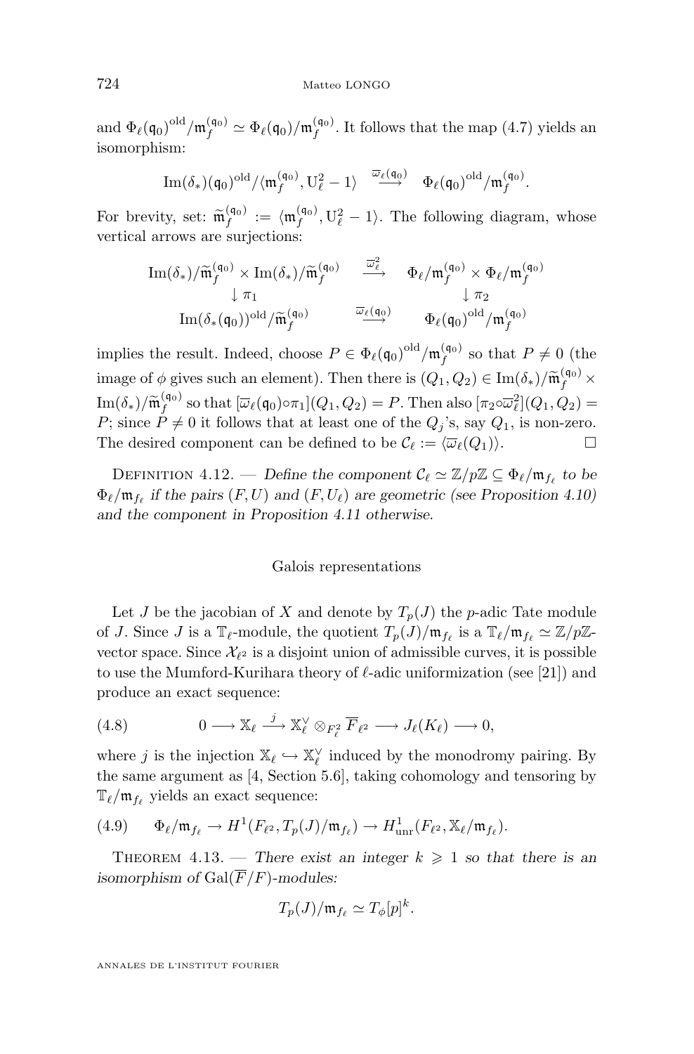and $\Phi_\ell(\mathfrak{q}_0)^{\mathrm{old}}/\mathfrak{m}_f^{(\mathfrak{q}_0)} \simeq \Phi_\ell(\mathfrak{q}_0)/\mathfrak{m}_f^{(\mathfrak{q}_0)}$. It follows that the map (4.7) yields an isomorphism:

$$\mathrm{Im}(\delta_*)(\mathfrak{q}_0)^{\mathrm{old}}/\langle \mathfrak{m}_f^{(\mathfrak{q}_0)}, \mathrm{U}_\ell^2 - 1\rangle \overset{\overline{\varpi}_\ell(\mathfrak{q}_0)}{\longrightarrow} \Phi_\ell(\mathfrak{q}_0)^{\mathrm{old}}/\mathfrak{m}_f^{(\mathfrak{q}_0)}.$$

For brevity, set: $\widetilde{\mathfrak{m}}_f^{(\mathfrak{q}_0)} := \langle \mathfrak{m}_f^{(\mathfrak{q}_0)}, \mathrm{U}_\ell^2 - 1\rangle$. The following diagram, whose vertical arrows are surjections:

$$\begin{array}{ccc}
\mathrm{Im}(\delta_*)/\widetilde{\mathfrak{m}}_f^{(\mathfrak{q}_0)} \times \mathrm{Im}(\delta_*)/\widetilde{\mathfrak{m}}_f^{(\mathfrak{q}_0)} & \overset{\overline{\varpi}_\ell^2}{\longrightarrow} & \Phi_\ell/\mathfrak{m}_f^{(\mathfrak{q}_0)} \times \Phi_\ell/\mathfrak{m}_f^{(\mathfrak{q}_0)} \\
\downarrow \pi_1 & & \downarrow \pi_2 \\
\mathrm{Im}(\delta_*(\mathfrak{q}_0))^{\mathrm{old}}/\widetilde{\mathfrak{m}}_f^{(\mathfrak{q}_0)} & \overset{\overline{\varpi}_\ell(\mathfrak{q}_0)}{\longrightarrow} & \Phi_\ell(\mathfrak{q}_0)^{\mathrm{old}}/\mathfrak{m}_f^{(\mathfrak{q}_0)}
\end{array}$$

implies the result. Indeed, choose $P \in \Phi_\ell(\mathfrak{q}_0)^{\mathrm{old}}/\mathfrak{m}_f^{(\mathfrak{q}_0)}$ so that $P \neq 0$ (the image of $\phi$ gives such an element). Then there is $(Q_1, Q_2) \in \mathrm{Im}(\delta_*)/\widetilde{\mathfrak{m}}_f^{(\mathfrak{q}_0)} \times \mathrm{Im}(\delta_*)/\widetilde{\mathfrak{m}}_f^{(\mathfrak{q}_0)}$ so that $[\overline{\varpi}_\ell(\mathfrak{q}_0)\circ\pi_1](Q_1, Q_2) = P$. Then also $[\pi_2\circ\overline{\varpi}_\ell^2](Q_1, Q_2) = P$; since $P \neq 0$ it follows that at least one of the $Q_j$'s, say $Q_1$, is non-zero. The desired component can be defined to be $\mathcal{C}_\ell := \langle \overline{\varpi}_\ell(Q_1)\rangle$. □

Definition 4.12. — *Define the component $\mathcal{C}_\ell \simeq \mathbb{Z}/p\mathbb{Z} \subseteq \Phi_\ell/\mathfrak{m}_{f_\ell}$ to be $\Phi_\ell/\mathfrak{m}_{f_\ell}$ if the pairs $(F, U)$ and $(F, U_\ell)$ are geometric (see Proposition 4.10) and the component in Proposition 4.11 otherwise.*

## Galois representations

Let $J$ be the jacobian of $X$ and denote by $T_p(J)$ the $p$-adic Tate module of $J$. Since $J$ is a $\mathbb{T}_\ell$-module, the quotient $T_p(J)/\mathfrak{m}_{f_\ell}$ is a $\mathbb{T}_\ell/\mathfrak{m}_{f_\ell} \simeq \mathbb{Z}/p\mathbb{Z}$-vector space. Since $\mathcal{X}_{\ell^2}$ is a disjoint union of admissible curves, it is possible to use the Mumford-Kurihara theory of $\ell$-adic uniformization (see [21]) and produce an exact sequence:

$$0 \longrightarrow \mathbb{X}_\ell \overset{j}{\longrightarrow} \mathbb{X}_\ell^\vee \otimes_{F_\ell^2} \overline{F}_{\ell^2} \longrightarrow J_\ell(K_\ell) \longrightarrow 0, \tag{4.8}$$

where $j$ is the injection $\mathbb{X}_\ell \hookrightarrow \mathbb{X}_\ell^\vee$ induced by the monodromy pairing. By the same argument as [4, Section 5.6], taking cohomology and tensoring by $\mathbb{T}_\ell/\mathfrak{m}_{f_\ell}$ yields an exact sequence:

$$\Phi_\ell/\mathfrak{m}_{f_\ell} \to H^1(F_{\ell^2}, T_p(J)/\mathfrak{m}_{f_\ell}) \to H^1_{\mathrm{unr}}(F_{\ell^2}, \mathbb{X}_\ell/\mathfrak{m}_{f_\ell}). \tag{4.9}$$

Theorem 4.13. — *There exist an integer $k \geqslant 1$ so that there is an isomorphism of $\mathrm{Gal}(\overline{F}/F)$-modules:*

$$T_p(J)/\mathfrak{m}_{f_\ell} \simeq T_\phi[p]^k.$$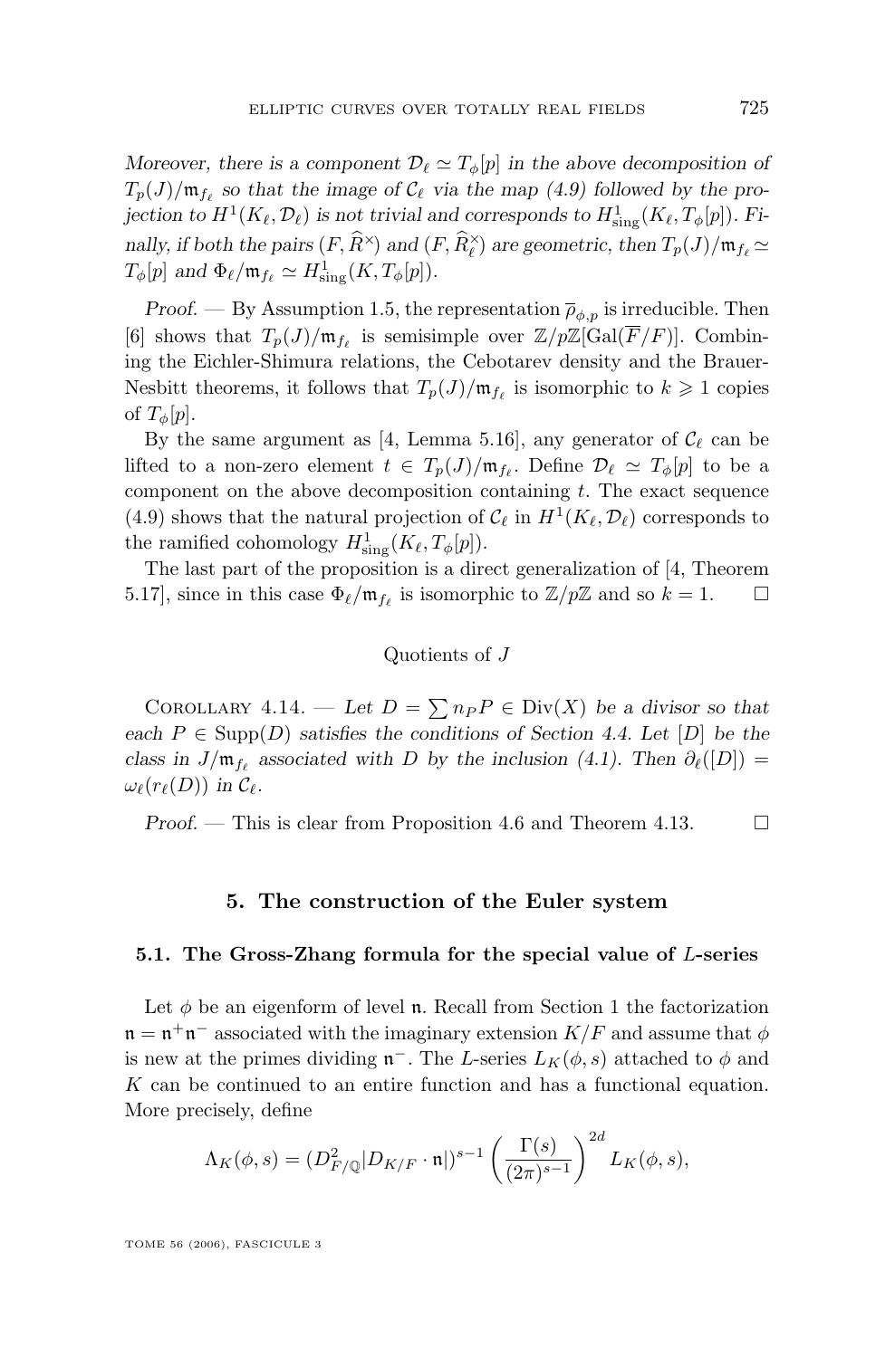*Moreover, there is a component $\mathcal{D}_\ell \simeq T_\phi[p]$ in the above decomposition of $T_p(J)/\mathfrak{m}_{f_\ell}$ so that the image of $\mathcal{C}_\ell$ via the map (4.9) followed by the projection to $H^1(K_\ell, \mathcal{D}_\ell)$ is not trivial and corresponds to $H^1_{\mathrm{sing}}(K_\ell, T_\phi[p])$. Finally, if both the pairs $(F, \widehat{R}^\times)$ and $(F, \widehat{R}^\times_\ell)$ are geometric, then $T_p(J)/\mathfrak{m}_{f_\ell} \simeq T_\phi[p]$ and $\Phi_\ell/\mathfrak{m}_{f_\ell} \simeq H^1_{\mathrm{sing}}(K, T_\phi[p])$.*

*Proof.* — By Assumption 1.5, the representation $\overline{\rho}_{\phi,p}$ is irreducible. Then [6] shows that $T_p(J)/\mathfrak{m}_{f_\ell}$ is semisimple over $\mathbb{Z}/p\mathbb{Z}[\mathrm{Gal}(\overline{F}/F)]$. Combining the Eichler-Shimura relations, the Cebotarev density and the Brauer-Nesbitt theorems, it follows that $T_p(J)/\mathfrak{m}_{f_\ell}$ is isomorphic to $k \geqslant 1$ copies of $T_\phi[p]$.

By the same argument as [4, Lemma 5.16], any generator of $\mathcal{C}_\ell$ can be lifted to a non-zero element $t \in T_p(J)/\mathfrak{m}_{f_\ell}$. Define $\mathcal{D}_\ell \simeq T_\phi[p]$ to be a component on the above decomposition containing $t$. The exact sequence (4.9) shows that the natural projection of $\mathcal{C}_\ell$ in $H^1(K_\ell, \mathcal{D}_\ell)$ corresponds to the ramified cohomology $H^1_{\mathrm{sing}}(K_\ell, T_\phi[p])$.

The last part of the proposition is a direct generalization of [4, Theorem 5.17], since in this case $\Phi_\ell/\mathfrak{m}_{f_\ell}$ is isomorphic to $\mathbb{Z}/p\mathbb{Z}$ and so $k = 1$. □

### Quotients of $J$

Corollary 4.14. — *Let $D = \sum n_P P \in \mathrm{Div}(X)$ be a divisor so that each $P \in \mathrm{Supp}(D)$ satisfies the conditions of Section 4.4. Let $[D]$ be the class in $J/\mathfrak{m}_{f_\ell}$ associated with $D$ by the inclusion (4.1). Then $\partial_\ell([D]) = \omega_\ell(r_\ell(D))$ in $\mathcal{C}_\ell$.*

*Proof.* — This is clear from Proposition 4.6 and Theorem 4.13. □

## 5. The construction of the Euler system

### 5.1. The Gross-Zhang formula for the special value of $L$-series

Let $\phi$ be an eigenform of level $\mathfrak{n}$. Recall from Section 1 the factorization $\mathfrak{n} = \mathfrak{n}^+\mathfrak{n}^-$ associated with the imaginary extension $K/F$ and assume that $\phi$ is new at the primes dividing $\mathfrak{n}^-$. The $L$-series $L_K(\phi, s)$ attached to $\phi$ and $K$ can be continued to an entire function and has a functional equation. More precisely, define

$$\Lambda_K(\phi, s) = (D^2_{F/\mathbb{Q}}|D_{K/F} \cdot \mathfrak{n}|)^{s-1} \left( \frac{\Gamma(s)}{(2\pi)^{s-1}} \right)^{2d} L_K(\phi, s),$$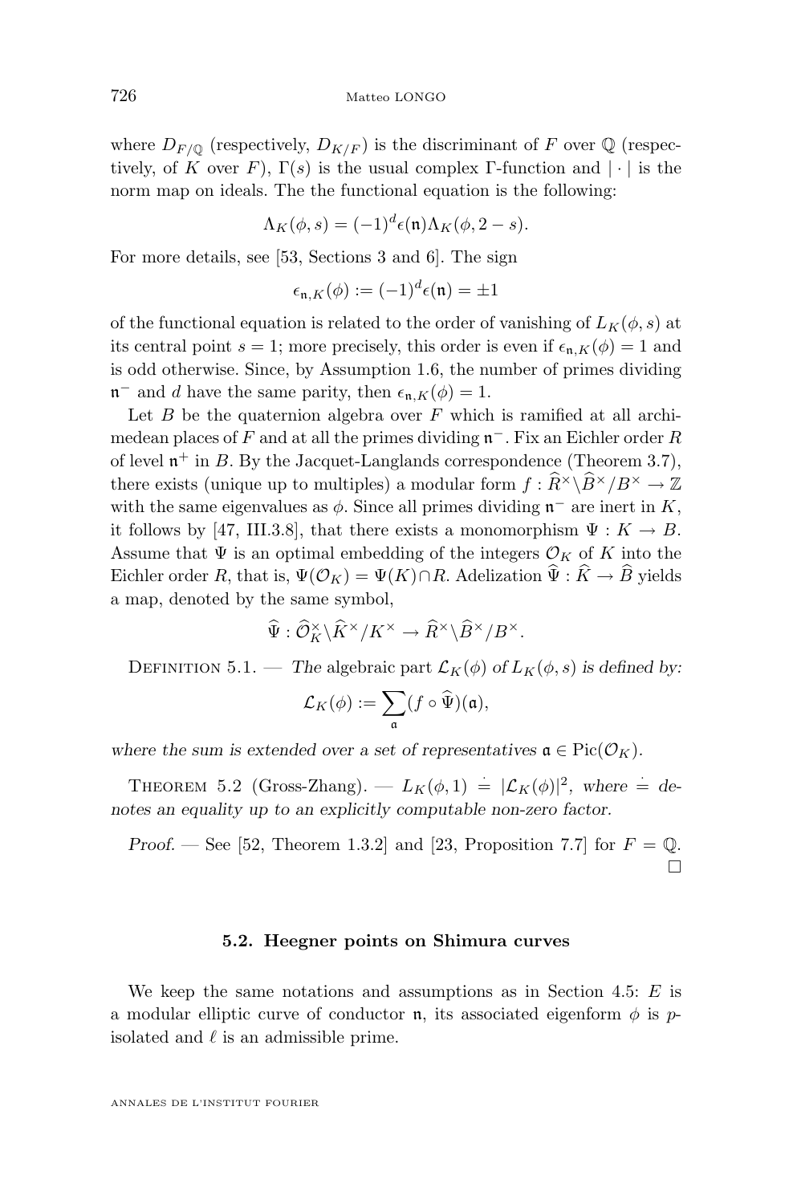where $D_{F/\mathbb{Q}}$ (respectively, $D_{K/F}$) is the discriminant of $F$ over $\mathbb{Q}$ (respectively, of $K$ over $F$), $\Gamma(s)$ is the usual complex $\Gamma$-function and $|\cdot|$ is the norm map on ideals. The the functional equation is the following:

$$\Lambda_K(\phi, s) = (-1)^d \epsilon(\mathfrak{n}) \Lambda_K(\phi, 2-s).$$

For more details, see [53, Sections 3 and 6]. The sign

$$\epsilon_{\mathfrak{n},K}(\phi) := (-1)^d \epsilon(\mathfrak{n}) = \pm 1$$

of the functional equation is related to the order of vanishing of $L_K(\phi, s)$ at its central point $s = 1$; more precisely, this order is even if $\epsilon_{\mathfrak{n},K}(\phi) = 1$ and is odd otherwise. Since, by Assumption 1.6, the number of primes dividing $\mathfrak{n}^-$ and $d$ have the same parity, then $\epsilon_{\mathfrak{n},K}(\phi) = 1$.

Let $B$ be the quaternion algebra over $F$ which is ramified at all archimedean places of $F$ and at all the primes dividing $\mathfrak{n}^-$. Fix an Eichler order $R$ of level $\mathfrak{n}^+$ in $B$. By the Jacquet-Langlands correspondence (Theorem 3.7), there exists (unique up to multiples) a modular form $f : \widehat{R}^\times \backslash \widehat{B}^\times / B^\times \to \mathbb{Z}$ with the same eigenvalues as $\phi$. Since all primes dividing $\mathfrak{n}^-$ are inert in $K$, it follows by [47, III.3.8], that there exists a monomorphism $\Psi : K \to B$. Assume that $\Psi$ is an optimal embedding of the integers $\mathcal{O}_K$ of $K$ into the Eichler order $R$, that is, $\Psi(\mathcal{O}_K) = \Psi(K) \cap R$. Adelization $\widehat{\Psi} : \widehat{K} \to \widehat{B}$ yields a map, denoted by the same symbol,

$$\widehat{\Psi} : \widehat{\mathcal{O}}_K^\times \backslash \widehat{K}^\times / K^\times \to \widehat{R}^\times \backslash \widehat{B}^\times / B^\times.$$

Definition 5.1. — *The algebraic part $\mathcal{L}_K(\phi)$ of $L_K(\phi, s)$ is defined by:*

$$\mathcal{L}_K(\phi) := \sum_{\mathfrak{a}} (f \circ \widehat{\Psi})(\mathfrak{a}),$$

*where the sum is extended over a set of representatives $\mathfrak{a} \in \mathrm{Pic}(\mathcal{O}_K)$.*

Theorem 5.2 (Gross-Zhang). — *$L_K(\phi, 1) \doteq |\mathcal{L}_K(\phi)|^2$, where $\doteq$ denotes an equality up to an explicitly computable non-zero factor.*

*Proof.* — See [52, Theorem 1.3.2] and [23, Proposition 7.7] for $F = \mathbb{Q}$. □

### 5.2. Heegner points on Shimura curves

We keep the same notations and assumptions as in Section 4.5: $E$ is a modular elliptic curve of conductor $\mathfrak{n}$, its associated eigenform $\phi$ is $p$-isolated and $\ell$ is an admissible prime.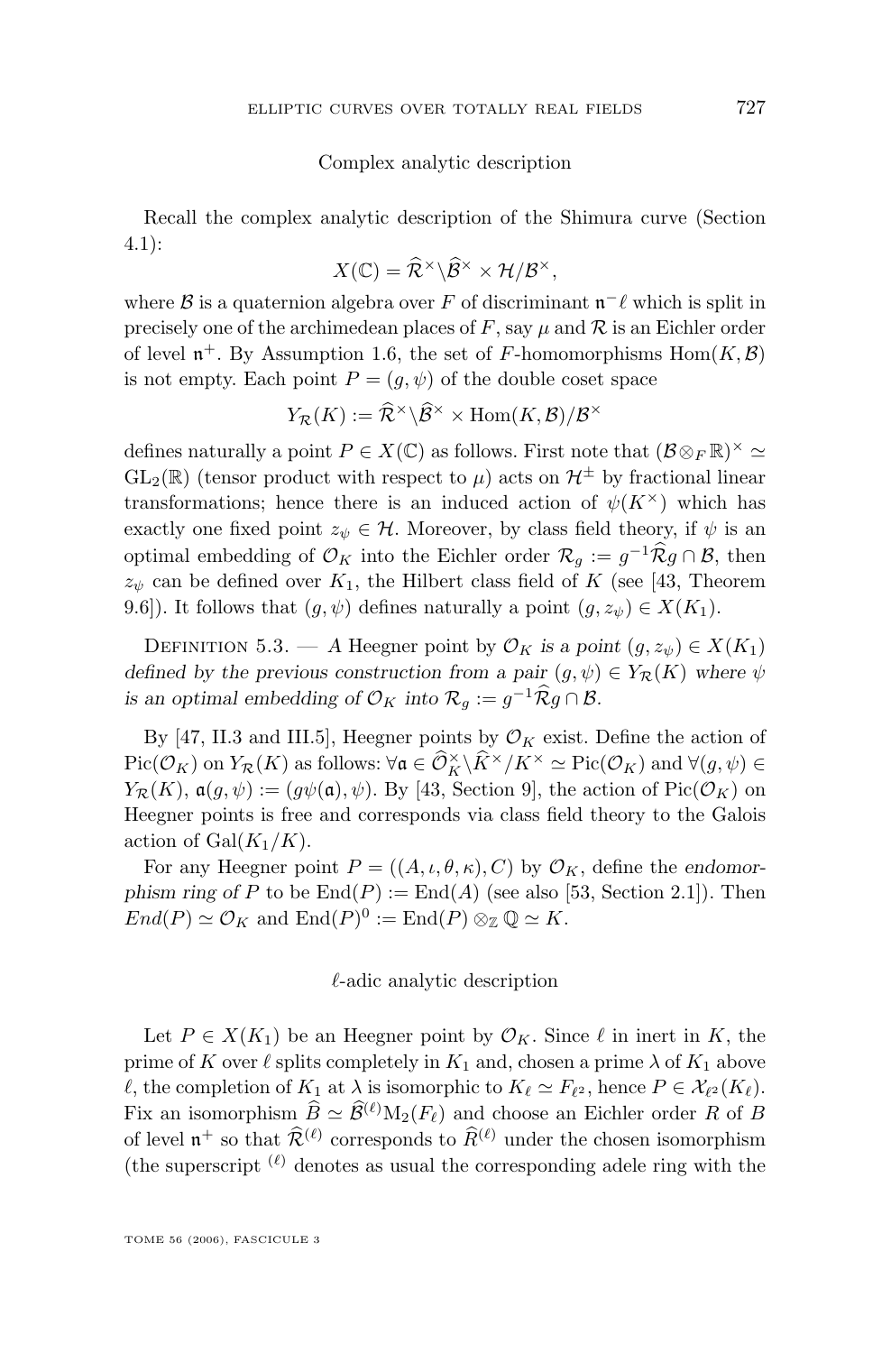### Complex analytic description

Recall the complex analytic description of the Shimura curve (Section 4.1):

$$X(\mathbb{C}) = \widehat{\mathcal{R}}^\times \backslash \widehat{\mathcal{B}}^\times \times \mathcal{H}/\mathcal{B}^\times,$$

where $\mathcal{B}$ is a quaternion algebra over $F$ of discriminant $\mathfrak{n}^-\ell$ which is split in precisely one of the archimedean places of $F$, say $\mu$ and $\mathcal{R}$ is an Eichler order of level $\mathfrak{n}^+$. By Assumption 1.6, the set of $F$-homomorphisms $\mathrm{Hom}(K, \mathcal{B})$ is not empty. Each point $P = (g, \psi)$ of the double coset space

$$Y_{\mathcal{R}}(K) := \widehat{\mathcal{R}}^\times \backslash \widehat{\mathcal{B}}^\times \times \mathrm{Hom}(K, \mathcal{B})/\mathcal{B}^\times$$

defines naturally a point $P \in X(\mathbb{C})$ as follows. First note that $(\mathcal{B} \otimes_F \mathbb{R})^\times \simeq \mathrm{GL}_2(\mathbb{R})$ (tensor product with respect to $\mu$) acts on $\mathcal{H}^\pm$ by fractional linear transformations; hence there is an induced action of $\psi(K^\times)$ which has exactly one fixed point $z_\psi \in \mathcal{H}$. Moreover, by class field theory, if $\psi$ is an optimal embedding of $\mathcal{O}_K$ into the Eichler order $\mathcal{R}_g := g^{-1}\widehat{\mathcal{R}}g \cap \mathcal{B}$, then $z_\psi$ can be defined over $K_1$, the Hilbert class field of $K$ (see [43, Theorem 9.6]). It follows that $(g, \psi)$ defines naturally a point $(g, z_\psi) \in X(K_1)$.

Definition 5.3. — *A* Heegner point by $\mathcal{O}_K$ *is a point* $(g, z_\psi) \in X(K_1)$ *defined by the previous construction from a pair* $(g, \psi) \in Y_{\mathcal{R}}(K)$ *where* $\psi$ *is an optimal embedding of* $\mathcal{O}_K$ *into* $\mathcal{R}_g := g^{-1}\widehat{\mathcal{R}}g \cap \mathcal{B}$.

By [47, II.3 and III.5], Heegner points by $\mathcal{O}_K$ exist. Define the action of $\mathrm{Pic}(\mathcal{O}_K)$ on $Y_{\mathcal{R}}(K)$ as follows: $\forall \mathfrak{a} \in \widehat{\mathcal{O}}_K^\times \backslash \widehat{K}^\times / K^\times \simeq \mathrm{Pic}(\mathcal{O}_K)$ and $\forall (g, \psi) \in Y_{\mathcal{R}}(K)$, $\mathfrak{a}(g, \psi) := (g\psi(\mathfrak{a}), \psi)$. By [43, Section 9], the action of $\mathrm{Pic}(\mathcal{O}_K)$ on Heegner points is free and corresponds via class field theory to the Galois action of $\mathrm{Gal}(K_1/K)$.

For any Heegner point $P = ((A, \iota, \theta, \kappa), C)$ by $\mathcal{O}_K$, define the *endomorphism ring of* $P$ to be $\mathrm{End}(P) := \mathrm{End}(A)$ (see also [53, Section 2.1]). Then $End(P) \simeq \mathcal{O}_K$ and $\mathrm{End}(P)^0 := \mathrm{End}(P) \otimes_{\mathbb{Z}} \mathbb{Q} \simeq K$.

### $\ell$-adic analytic description

Let $P \in X(K_1)$ be an Heegner point by $\mathcal{O}_K$. Since $\ell$ in inert in $K$, the prime of $K$ over $\ell$ splits completely in $K_1$ and, chosen a prime $\lambda$ of $K_1$ above $\ell$, the completion of $K_1$ at $\lambda$ is isomorphic to $K_\ell \simeq F_{\ell^2}$, hence $P \in \mathcal{X}_{\ell^2}(K_\ell)$. Fix an isomorphism $\widehat{B} \simeq \widehat{\mathcal{B}}^{(\ell)}\mathrm{M}_2(F_\ell)$ and choose an Eichler order $R$ of $B$ of level $\mathfrak{n}^+$ so that $\widehat{\mathcal{R}}^{(\ell)}$ corresponds to $\widehat{R}^{(\ell)}$ under the chosen isomorphism (the superscript $^{(\ell)}$ denotes as usual the corresponding adele ring with the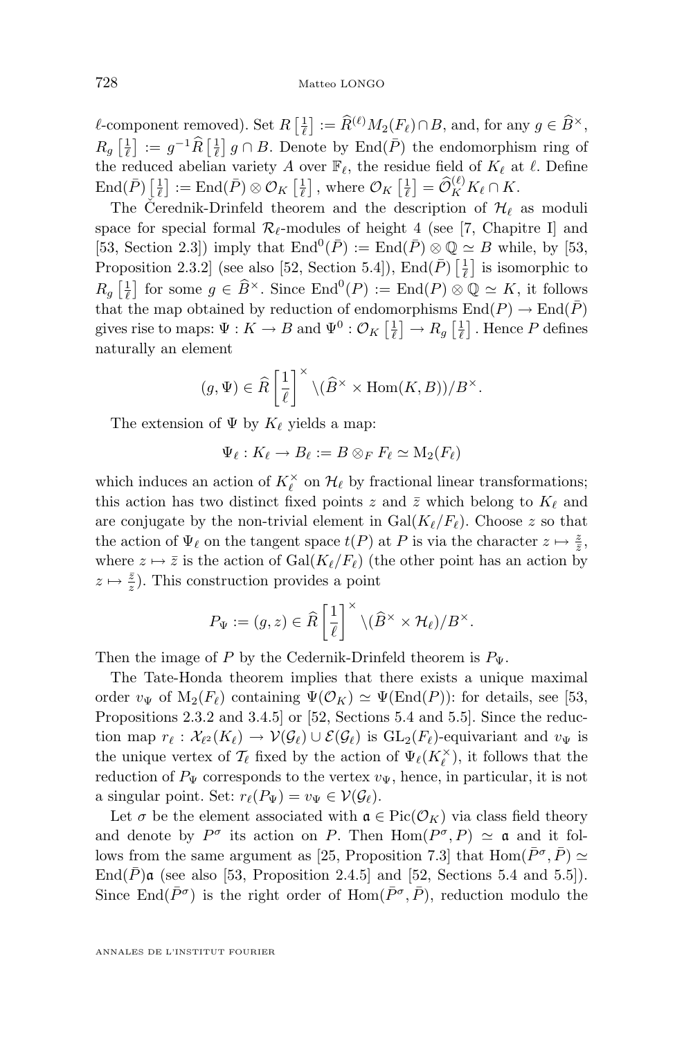$\ell$-component removed). Set $R\left[\frac{1}{\ell}\right] := \widehat{R}^{(\ell)} M_2(F_\ell) \cap B$, and, for any $g \in \widehat{B}^\times$, $R_g\left[\frac{1}{\ell}\right] := g^{-1}\widehat{R}\left[\frac{1}{\ell}\right] g \cap B$. Denote by $\mathrm{End}(\bar{P})$ the endomorphism ring of the reduced abelian variety $A$ over $\mathbb{F}_\ell$, the residue field of $K_\ell$ at $\ell$. Define $\mathrm{End}(\bar{P})\left[\frac{1}{\ell}\right] := \mathrm{End}(\bar{P}) \otimes \mathcal{O}_K\left[\frac{1}{\ell}\right]$, where $\mathcal{O}_K\left[\frac{1}{\ell}\right] = \widehat{\mathcal{O}}_K^{(\ell)} K_\ell \cap K$.

The Čerednik-Drinfeld theorem and the description of $\mathcal{H}_\ell$ as moduli space for special formal $\mathcal{R}_\ell$-modules of height 4 (see [7, Chapitre I] and [53, Section 2.3]) imply that $\mathrm{End}^0(\bar{P}) := \mathrm{End}(\bar{P}) \otimes \mathbb{Q} \simeq B$ while, by [53, Proposition 2.3.2] (see also [52, Section 5.4]), $\mathrm{End}(\bar{P})\left[\frac{1}{\ell}\right]$ is isomorphic to $R_g\left[\frac{1}{\ell}\right]$ for some $g \in \widehat{B}^\times$. Since $\mathrm{End}^0(P) := \mathrm{End}(P) \otimes \mathbb{Q} \simeq K$, it follows that the map obtained by reduction of endomorphisms $\mathrm{End}(P) \to \mathrm{End}(\bar{P})$ gives rise to maps: $\Psi : K \to B$ and $\Psi^0 : \mathcal{O}_K\left[\frac{1}{\ell}\right] \to R_g\left[\frac{1}{\ell}\right]$. Hence $P$ defines naturally an element

$$(g, \Psi) \in \widehat{R}\left[\frac{1}{\ell}\right]^\times \backslash (\widehat{B}^\times \times \mathrm{Hom}(K, B))/B^\times.$$

The extension of $\Psi$ by $K_\ell$ yields a map:

$$\Psi_\ell : K_\ell \to B_\ell := B \otimes_F F_\ell \simeq \mathrm{M}_2(F_\ell)$$

which induces an action of $K_\ell^\times$ on $\mathcal{H}_\ell$ by fractional linear transformations; this action has two distinct fixed points $z$ and $\bar{z}$ which belong to $K_\ell$ and are conjugate by the non-trivial element in $\mathrm{Gal}(K_\ell/F_\ell)$. Choose $z$ so that the action of $\Psi_\ell$ on the tangent space $t(P)$ at $P$ is via the character $z \mapsto \frac{z}{\bar{z}}$, where $z \mapsto \bar{z}$ is the action of $\mathrm{Gal}(K_\ell/F_\ell)$ (the other point has an action by $z \mapsto \frac{\bar{z}}{z}$). This construction provides a point

$$P_\Psi := (g, z) \in \widehat{R}\left[\frac{1}{\ell}\right]^\times \backslash (\widehat{B}^\times \times \mathcal{H}_\ell)/B^\times.$$

Then the image of $P$ by the Cedernik-Drinfeld theorem is $P_\Psi$.

The Tate-Honda theorem implies that there exists a unique maximal order $v_\Psi$ of $\mathrm{M}_2(F_\ell)$ containing $\Psi(\mathcal{O}_K) \simeq \Psi(\mathrm{End}(P))$: for details, see [53, Propositions 2.3.2 and 3.4.5] or [52, Sections 5.4 and 5.5]. Since the reduction map $r_\ell : \mathcal{X}_{\ell^2}(K_\ell) \to \mathcal{V}(\mathcal{G}_\ell) \cup \mathcal{E}(\mathcal{G}_\ell)$ is $\mathrm{GL}_2(F_\ell)$-equivariant and $v_\Psi$ is the unique vertex of $\mathcal{T}_\ell$ fixed by the action of $\Psi_\ell(K_\ell^\times)$, it follows that the reduction of $P_\Psi$ corresponds to the vertex $v_\Psi$, hence, in particular, it is not a singular point. Set: $r_\ell(P_\Psi) = v_\Psi \in \mathcal{V}(\mathcal{G}_\ell)$.

Let $\sigma$ be the element associated with $\mathfrak{a} \in \mathrm{Pic}(\mathcal{O}_K)$ via class field theory and denote by $P^\sigma$ its action on $P$. Then $\mathrm{Hom}(P^\sigma, P) \simeq \mathfrak{a}$ and it follows from the same argument as [25, Proposition 7.3] that $\mathrm{Hom}(\bar{P}^\sigma, \bar{P}) \simeq \mathrm{End}(\bar{P})\mathfrak{a}$ (see also [53, Proposition 2.4.5] and [52, Sections 5.4 and 5.5]). Since $\mathrm{End}(\bar{P}^\sigma)$ is the right order of $\mathrm{Hom}(\bar{P}^\sigma, \bar{P})$, reduction modulo the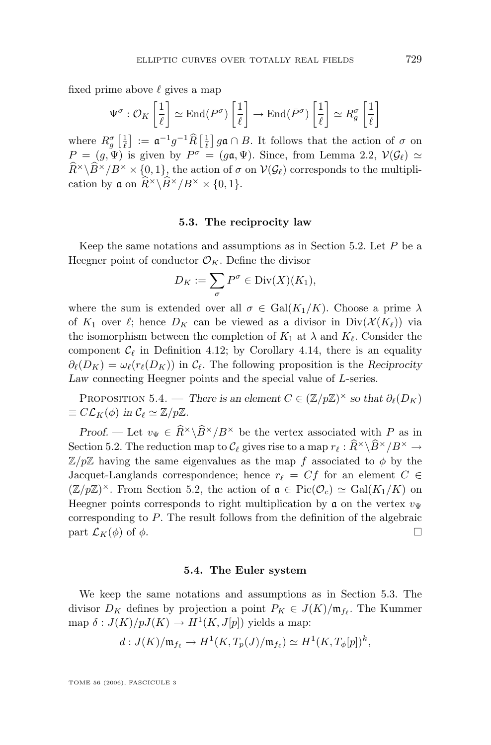fixed prime above $\ell$ gives a map

$$\Psi^\sigma : \mathcal{O}_K\left[\frac{1}{\ell}\right] \simeq \mathrm{End}(P^\sigma)\left[\frac{1}{\ell}\right] \to \mathrm{End}(\bar{P}^\sigma)\left[\frac{1}{\ell}\right] \simeq R_g^\sigma\left[\frac{1}{\ell}\right]$$

where $R_g^\sigma\left[\frac{1}{\ell}\right] := \mathfrak{a}^{-1}g^{-1}\widehat{R}\left[\frac{1}{\ell}\right]g\mathfrak{a} \cap B$. It follows that the action of $\sigma$ on $P = (g, \Psi)$ is given by $P^\sigma = (g\mathfrak{a}, \Psi)$. Since, from Lemma 2.2, $\mathcal{V}(\mathcal{G}_\ell) \simeq \widehat{R}^\times\backslash\widehat{B}^\times/B^\times \times \{0,1\}$, the action of $\sigma$ on $\mathcal{V}(\mathcal{G}_\ell)$ corresponds to the multiplication by $\mathfrak{a}$ on $\widehat{R}^\times\backslash\widehat{B}^\times/B^\times \times \{0,1\}$.

## 5.3. The reciprocity law

Keep the same notations and assumptions as in Section 5.2. Let $P$ be a Heegner point of conductor $\mathcal{O}_K$. Define the divisor

$$D_K := \sum_\sigma P^\sigma \in \mathrm{Div}(X)(K_1),$$

where the sum is extended over all $\sigma \in \mathrm{Gal}(K_1/K)$. Choose a prime $\lambda$ of $K_1$ over $\ell$; hence $D_K$ can be viewed as a divisor in $\mathrm{Div}(\mathcal{X}(K_\ell))$ via the isomorphism between the completion of $K_1$ at $\lambda$ and $K_\ell$. Consider the component $\mathcal{C}_\ell$ in Definition 4.12; by Corollary 4.14, there is an equality $\partial_\ell(D_K) = \omega_\ell(r_\ell(D_K))$ in $\mathcal{C}_\ell$. The following proposition is the *Reciprocity Law* connecting Heegner points and the special value of $L$-series.

Proposition 5.4. — *There is an element $C \in (\mathbb{Z}/p\mathbb{Z})^\times$ so that $\partial_\ell(D_K) \equiv C\mathcal{L}_K(\phi)$ in $\mathcal{C}_\ell \simeq \mathbb{Z}/p\mathbb{Z}$.*

*Proof.* — Let $v_\Psi \in \widehat{R}^\times\backslash\widehat{B}^\times/B^\times$ be the vertex associated with $P$ as in Section 5.2. The reduction map to $\mathcal{C}_\ell$ gives rise to a map $r_\ell : \widehat{R}^\times\backslash\widehat{B}^\times/B^\times \to \mathbb{Z}/p\mathbb{Z}$ having the same eigenvalues as the map $f$ associated to $\phi$ by the Jacquet-Langlands correspondence; hence $r_\ell = Cf$ for an element $C \in (\mathbb{Z}/p\mathbb{Z})^\times$. From Section 5.2, the action of $\mathfrak{a} \in \mathrm{Pic}(\mathcal{O}_c) \simeq \mathrm{Gal}(K_1/K)$ on Heegner points corresponds to right multiplication by $\mathfrak{a}$ on the vertex $v_\Psi$ corresponding to $P$. The result follows from the definition of the algebraic part $\mathcal{L}_K(\phi)$ of $\phi$. □

## 5.4. The Euler system

We keep the same notations and assumptions as in Section 5.3. The divisor $D_K$ defines by projection a point $P_K \in J(K)/\mathfrak{m}_{f_\ell}$. The Kummer map $\delta : J(K)/pJ(K) \to H^1(K, J[p])$ yields a map:

$$d : J(K)/\mathfrak{m}_{f_\ell} \to H^1(K, T_p(J)/\mathfrak{m}_{f_\ell}) \simeq H^1(K, T_\phi[p])^k,$$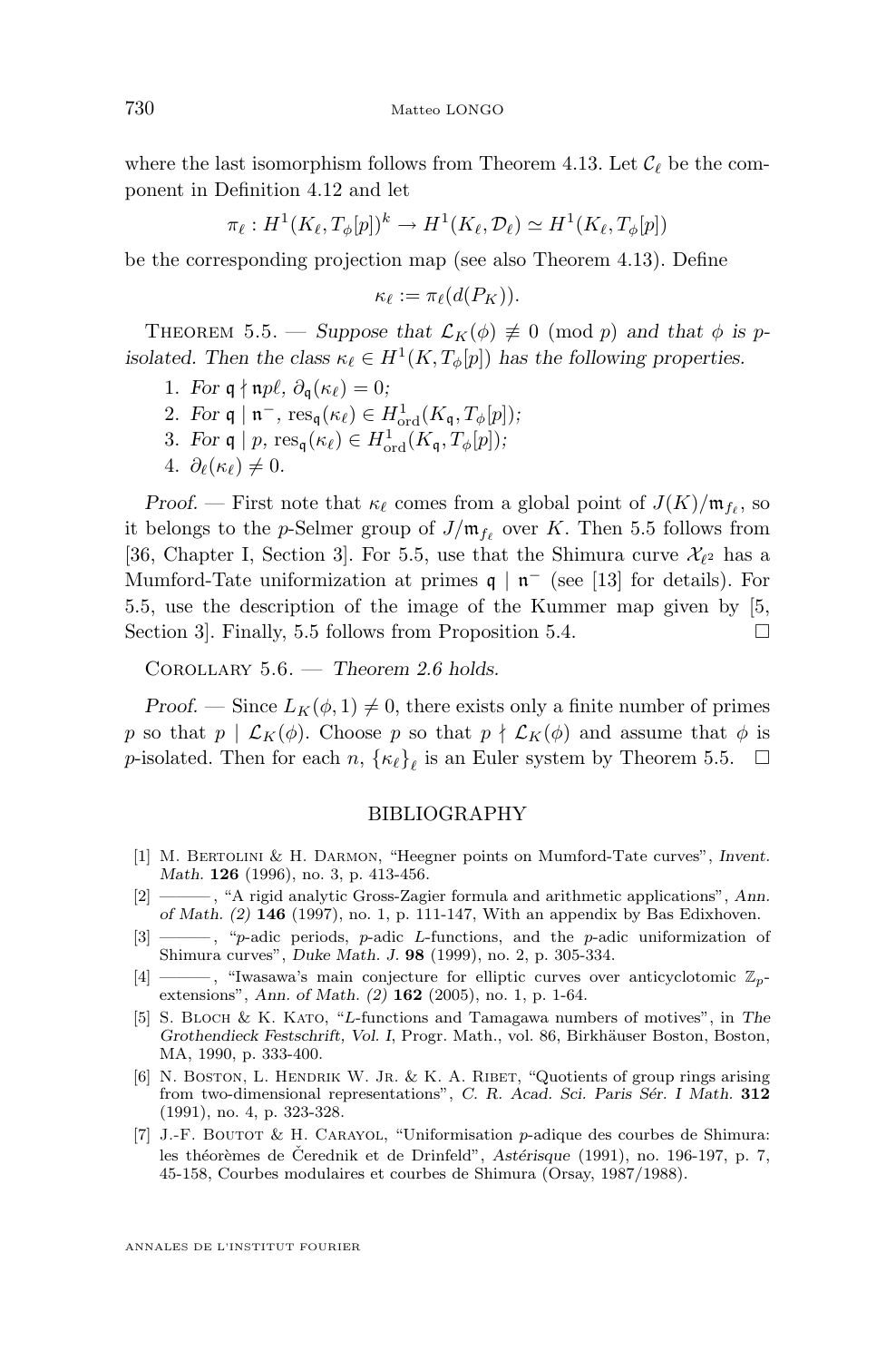where the last isomorphism follows from Theorem 4.13. Let $\mathcal{C}_\ell$ be the component in Definition 4.12 and let

$$\pi_\ell : H^1(K_\ell, T_\phi[p])^k \to H^1(K_\ell, \mathcal{D}_\ell) \simeq H^1(K_\ell, T_\phi[p])$$

be the corresponding projection map (see also Theorem 4.13). Define

$$\kappa_\ell := \pi_\ell(d(P_K)).$$

Theorem 5.5. — *Suppose that $\mathcal{L}_K(\phi) \not\equiv 0 \pmod p$ and that $\phi$ is $p$-isolated. Then the class $\kappa_\ell \in H^1(K, T_\phi[p])$ has the following properties.*

1. *For $\mathfrak{q} \nmid \mathfrak{n}p\ell$, $\partial_\mathfrak{q}(\kappa_\ell) = 0$;*
2. *For $\mathfrak{q} \mid \mathfrak{n}^-$, $\mathrm{res}_\mathfrak{q}(\kappa_\ell) \in H^1_{\mathrm{ord}}(K_\mathfrak{q}, T_\phi[p])$;*
3. *For $\mathfrak{q} \mid p$, $\mathrm{res}_\mathfrak{q}(\kappa_\ell) \in H^1_{\mathrm{ord}}(K_\mathfrak{q}, T_\phi[p])$;*
4. *$\partial_\ell(\kappa_\ell) \neq 0$.*

*Proof.* — First note that $\kappa_\ell$ comes from a global point of $J(K)/\mathfrak{m}_{f_\ell}$, so it belongs to the $p$-Selmer group of $J/\mathfrak{m}_{f_\ell}$ over $K$. Then 5.5 follows from [36, Chapter I, Section 3]. For 5.5, use that the Shimura curve $\mathcal{X}_{\ell^2}$ has a Mumford-Tate uniformization at primes $\mathfrak{q} \mid \mathfrak{n}^-$ (see [13] for details). For 5.5, use the description of the image of the Kummer map given by [5, Section 3]. Finally, 5.5 follows from Proposition 5.4. □

Corollary 5.6. — *Theorem 2.6 holds.*

*Proof.* — Since $L_K(\phi, 1) \neq 0$, there exists only a finite number of primes $p$ so that $p \mid \mathcal{L}_K(\phi)$. Choose $p$ so that $p \nmid \mathcal{L}_K(\phi)$ and assume that $\phi$ is $p$-isolated. Then for each $n$, $\{\kappa_\ell\}_\ell$ is an Euler system by Theorem 5.5. □

## BIBLIOGRAPHY

[1] M. Bertolini & H. Darmon, "Heegner points on Mumford-Tate curves", *Invent. Math.* **126** (1996), no. 3, p. 413-456.

[2] ———, "A rigid analytic Gross-Zagier formula and arithmetic applications", *Ann. of Math. (2)* **146** (1997), no. 1, p. 111-147, With an appendix by Bas Edixhoven.

[3] ———, "$p$-adic periods, $p$-adic $L$-functions, and the $p$-adic uniformization of Shimura curves", *Duke Math. J.* **98** (1999), no. 2, p. 305-334.

[4] ———, "Iwasawa's main conjecture for elliptic curves over anticyclotomic $\mathbb{Z}_p$-extensions", *Ann. of Math. (2)* **162** (2005), no. 1, p. 1-64.

[5] S. Bloch & K. Kato, "$L$-functions and Tamagawa numbers of motives", in *The Grothendieck Festschrift, Vol. I*, Progr. Math., vol. 86, Birkhäuser Boston, Boston, MA, 1990, p. 333-400.

[6] N. Boston, L. Hendrik W. Jr. & K. A. Ribet, "Quotients of group rings arising from two-dimensional representations", *C. R. Acad. Sci. Paris Sér. I Math.* **312** (1991), no. 4, p. 323-328.

[7] J.-F. Boutot & H. Carayol, "Uniformisation $p$-adique des courbes de Shimura: les théorèmes de Čerednik et de Drinfeld", *Astérisque* (1991), no. 196-197, p. 7, 45-158, Courbes modulaires et courbes de Shimura (Orsay, 1987/1988).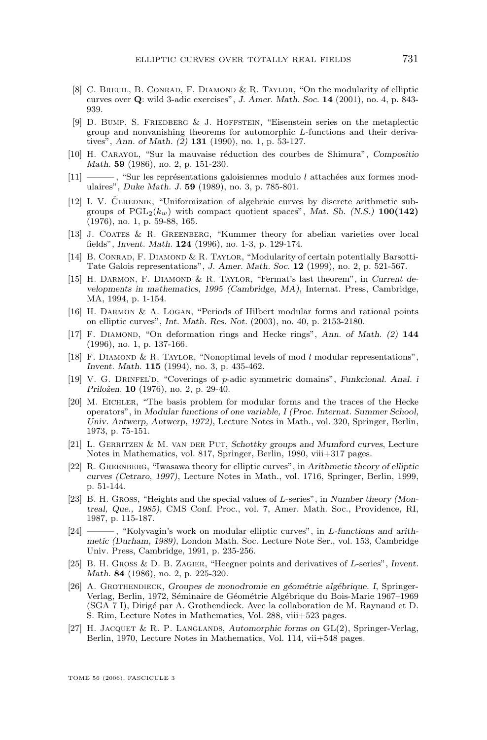[8] C. Breuil, B. Conrad, F. Diamond & R. Taylor, "On the modularity of elliptic curves over **Q**: wild 3-adic exercises", *J. Amer. Math. Soc.* **14** (2001), no. 4, p. 843-939.

[9] D. Bump, S. Friedberg & J. Hoffstein, "Eisenstein series on the metaplectic group and nonvanishing theorems for automorphic $L$-functions and their derivatives", *Ann. of Math. (2)* **131** (1990), no. 1, p. 53-127.

[10] H. Carayol, "Sur la mauvaise réduction des courbes de Shimura", *Compositio Math.* **59** (1986), no. 2, p. 151-230.

[11] ———, "Sur les représentations galoisiennes modulo $l$ attachées aux formes modulaires", *Duke Math. J.* **59** (1989), no. 3, p. 785-801.

[12] I. V. Čerednik, "Uniformization of algebraic curves by discrete arithmetic subgroups of $\mathrm{PGL}_2(k_w)$ with compact quotient spaces", *Mat. Sb. (N.S.)* **100(142)** (1976), no. 1, p. 59-88, 165.

[13] J. Coates & R. Greenberg, "Kummer theory for abelian varieties over local fields", *Invent. Math.* **124** (1996), no. 1-3, p. 129-174.

[14] B. Conrad, F. Diamond & R. Taylor, "Modularity of certain potentially Barsotti-Tate Galois representations", *J. Amer. Math. Soc.* **12** (1999), no. 2, p. 521-567.

[15] H. Darmon, F. Diamond & R. Taylor, "Fermat's last theorem", in *Current developments in mathematics, 1995 (Cambridge, MA)*, Internat. Press, Cambridge, MA, 1994, p. 1-154.

[16] H. Darmon & A. Logan, "Periods of Hilbert modular forms and rational points on elliptic curves", *Int. Math. Res. Not.* (2003), no. 40, p. 2153-2180.

[17] F. Diamond, "On deformation rings and Hecke rings", *Ann. of Math. (2)* **144** (1996), no. 1, p. 137-166.

[18] F. Diamond & R. Taylor, "Nonoptimal levels of mod $l$ modular representations", *Invent. Math.* **115** (1994), no. 3, p. 435-462.

[19] V. G. Drinfel'd, "Coverings of $p$-adic symmetric domains", *Funkcional. Anal. i Priložen.* **10** (1976), no. 2, p. 29-40.

[20] M. Eichler, "The basis problem for modular forms and the traces of the Hecke operators", in *Modular functions of one variable, I (Proc. Internat. Summer School, Univ. Antwerp, Antwerp, 1972)*, Lecture Notes in Math., vol. 320, Springer, Berlin, 1973, p. 75-151.

[21] L. Gerritzen & M. van der Put, *Schottky groups and Mumford curves*, Lecture Notes in Mathematics, vol. 817, Springer, Berlin, 1980, viii+317 pages.

[22] R. Greenberg, "Iwasawa theory for elliptic curves", in *Arithmetic theory of elliptic curves (Cetraro, 1997)*, Lecture Notes in Math., vol. 1716, Springer, Berlin, 1999, p. 51-144.

[23] B. H. Gross, "Heights and the special values of $L$-series", in *Number theory (Montreal, Que., 1985)*, CMS Conf. Proc., vol. 7, Amer. Math. Soc., Providence, RI, 1987, p. 115-187.

[24] ———, "Kolyvagin's work on modular elliptic curves", in *L-functions and arithmetic (Durham, 1989)*, London Math. Soc. Lecture Note Ser., vol. 153, Cambridge Univ. Press, Cambridge, 1991, p. 235-256.

[25] B. H. Gross & D. B. Zagier, "Heegner points and derivatives of $L$-series", *Invent. Math.* **84** (1986), no. 2, p. 225-320.

[26] A. Grothendieck, *Groupes de monodromie en géométrie algébrique. I*, Springer-Verlag, Berlin, 1972, Séminaire de Géométrie Algébrique du Bois-Marie 1967–1969 (SGA 7 I), Dirigé par A. Grothendieck. Avec la collaboration de M. Raynaud et D. S. Rim, Lecture Notes in Mathematics, Vol. 288, viii+523 pages.

[27] H. Jacquet & R. P. Langlands, *Automorphic forms on* GL(2), Springer-Verlag, Berlin, 1970, Lecture Notes in Mathematics, Vol. 114, vii+548 pages.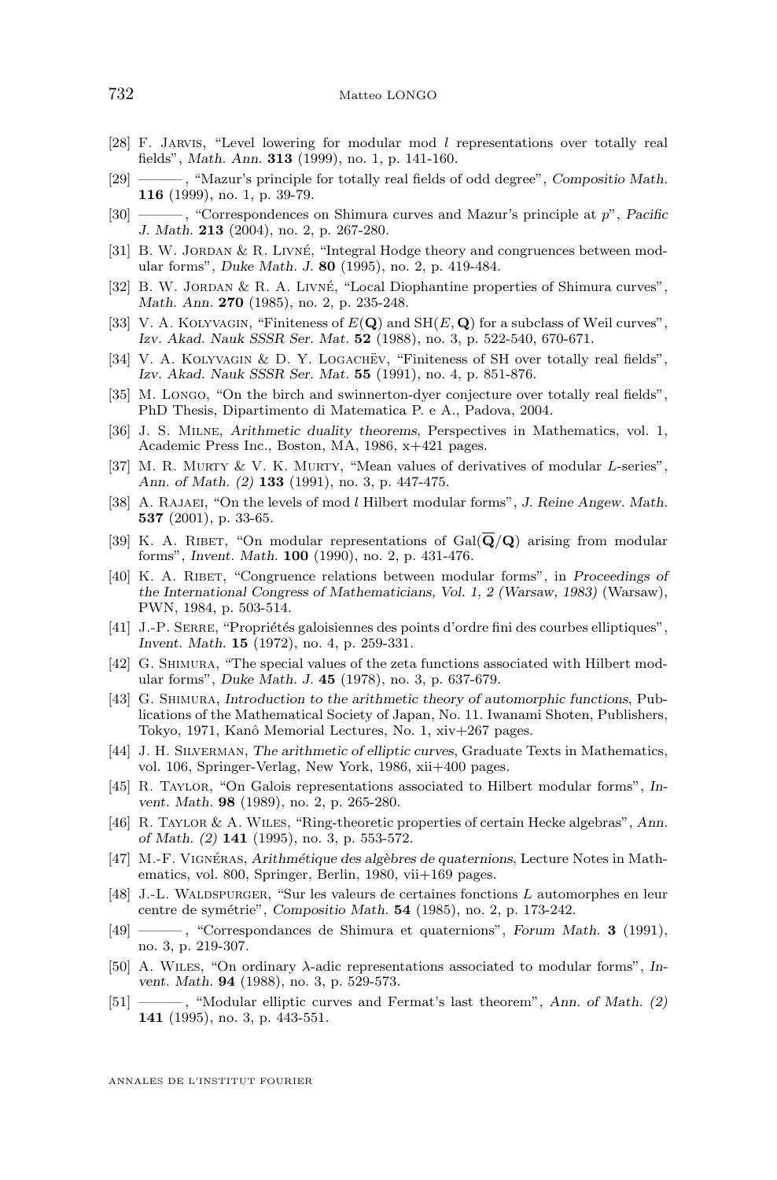[28] F. Jarvis, "Level lowering for modular mod $l$ representations over totally real fields", *Math. Ann.* **313** (1999), no. 1, p. 141-160.

[29] ———, "Mazur's principle for totally real fields of odd degree", *Compositio Math.* **116** (1999), no. 1, p. 39-79.

[30] ———, "Correspondences on Shimura curves and Mazur's principle at $p$", *Pacific J. Math.* **213** (2004), no. 2, p. 267-280.

[31] B. W. Jordan & R. Livné, "Integral Hodge theory and congruences between modular forms", *Duke Math. J.* **80** (1995), no. 2, p. 419-484.

[32] B. W. Jordan & R. A. Livné, "Local Diophantine properties of Shimura curves", *Math. Ann.* **270** (1985), no. 2, p. 235-248.

[33] V. A. Kolyvagin, "Finiteness of $E(\mathbf{Q})$ and $\mathrm{SH}(E,\mathbf{Q})$ for a subclass of Weil curves", *Izv. Akad. Nauk SSSR Ser. Mat.* **52** (1988), no. 3, p. 522-540, 670-671.

[34] V. A. Kolyvagin & D. Y. Logachëv, "Finiteness of SH over totally real fields", *Izv. Akad. Nauk SSSR Ser. Mat.* **55** (1991), no. 4, p. 851-876.

[35] M. Longo, "On the birch and swinnerton-dyer conjecture over totally real fields", PhD Thesis, Dipartimento di Matematica P. e A., Padova, 2004.

[36] J. S. Milne, *Arithmetic duality theorems*, Perspectives in Mathematics, vol. 1, Academic Press Inc., Boston, MA, 1986, x+421 pages.

[37] M. R. Murty & V. K. Murty, "Mean values of derivatives of modular $L$-series", *Ann. of Math. (2)* **133** (1991), no. 3, p. 447-475.

[38] A. Rajaei, "On the levels of mod $l$ Hilbert modular forms", *J. Reine Angew. Math.* **537** (2001), p. 33-65.

[39] K. A. Ribet, "On modular representations of $\mathrm{Gal}(\overline{\mathbf{Q}}/\mathbf{Q})$ arising from modular forms", *Invent. Math.* **100** (1990), no. 2, p. 431-476.

[40] K. A. Ribet, "Congruence relations between modular forms", in *Proceedings of the International Congress of Mathematicians, Vol. 1, 2 (Warsaw, 1983)* (Warsaw), PWN, 1984, p. 503-514.

[41] J.-P. Serre, "Propriétés galoisiennes des points d'ordre fini des courbes elliptiques", *Invent. Math.* **15** (1972), no. 4, p. 259-331.

[42] G. Shimura, "The special values of the zeta functions associated with Hilbert modular forms", *Duke Math. J.* **45** (1978), no. 3, p. 637-679.

[43] G. Shimura, *Introduction to the arithmetic theory of automorphic functions*, Publications of the Mathematical Society of Japan, No. 11. Iwanami Shoten, Publishers, Tokyo, 1971, Kanô Memorial Lectures, No. 1, xiv+267 pages.

[44] J. H. Silverman, *The arithmetic of elliptic curves*, Graduate Texts in Mathematics, vol. 106, Springer-Verlag, New York, 1986, xii+400 pages.

[45] R. Taylor, "On Galois representations associated to Hilbert modular forms", *Invent. Math.* **98** (1989), no. 2, p. 265-280.

[46] R. Taylor & A. Wiles, "Ring-theoretic properties of certain Hecke algebras", *Ann. of Math. (2)* **141** (1995), no. 3, p. 553-572.

[47] M.-F. Vignéras, *Arithmétique des algèbres de quaternions*, Lecture Notes in Mathematics, vol. 800, Springer, Berlin, 1980, vii+169 pages.

[48] J.-L. Waldspurger, "Sur les valeurs de certaines fonctions $L$ automorphes en leur centre de symétrie", *Compositio Math.* **54** (1985), no. 2, p. 173-242.

[49] ———, "Correspondances de Shimura et quaternions", *Forum Math.* **3** (1991), no. 3, p. 219-307.

[50] A. Wiles, "On ordinary $\lambda$-adic representations associated to modular forms", *Invent. Math.* **94** (1988), no. 3, p. 529-573.

[51] ———, "Modular elliptic curves and Fermat's last theorem", *Ann. of Math. (2)* **141** (1995), no. 3, p. 443-551.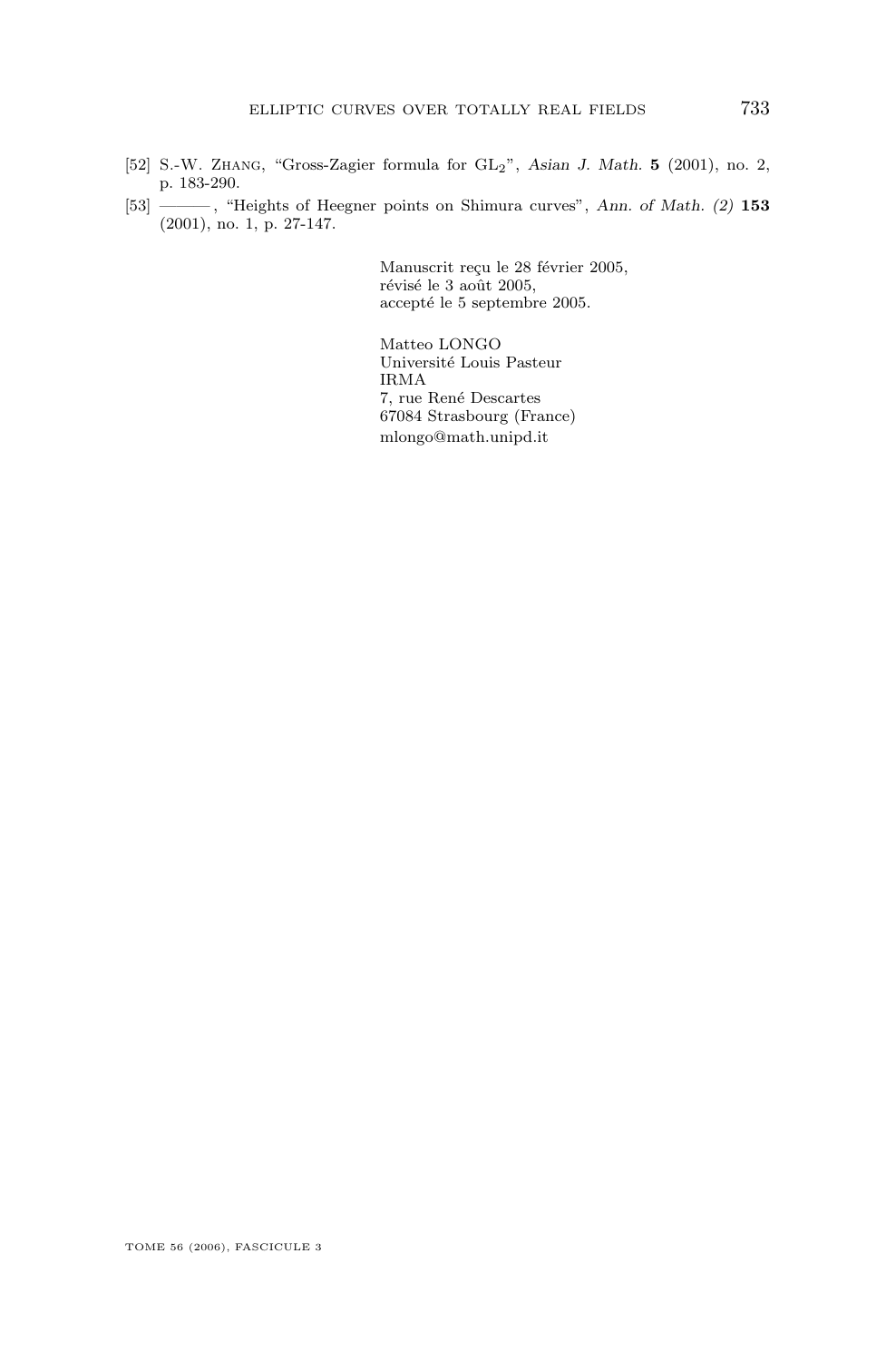[52] S.-W. Zhang, "Gross-Zagier formula for $\mathrm{GL}_2$", *Asian J. Math.* **5** (2001), no. 2, p. 183-290.

[53] ———, "Heights of Heegner points on Shimura curves", *Ann. of Math. (2)* **153** (2001), no. 1, p. 27-147.

Manuscrit reçu le 28 février 2005,
révisé le 3 août 2005,
accepté le 5 septembre 2005.

Matteo LONGO
Université Louis Pasteur
IRMA
7, rue René Descartes
67084 Strasbourg (France)
mlongo@math.unipd.it